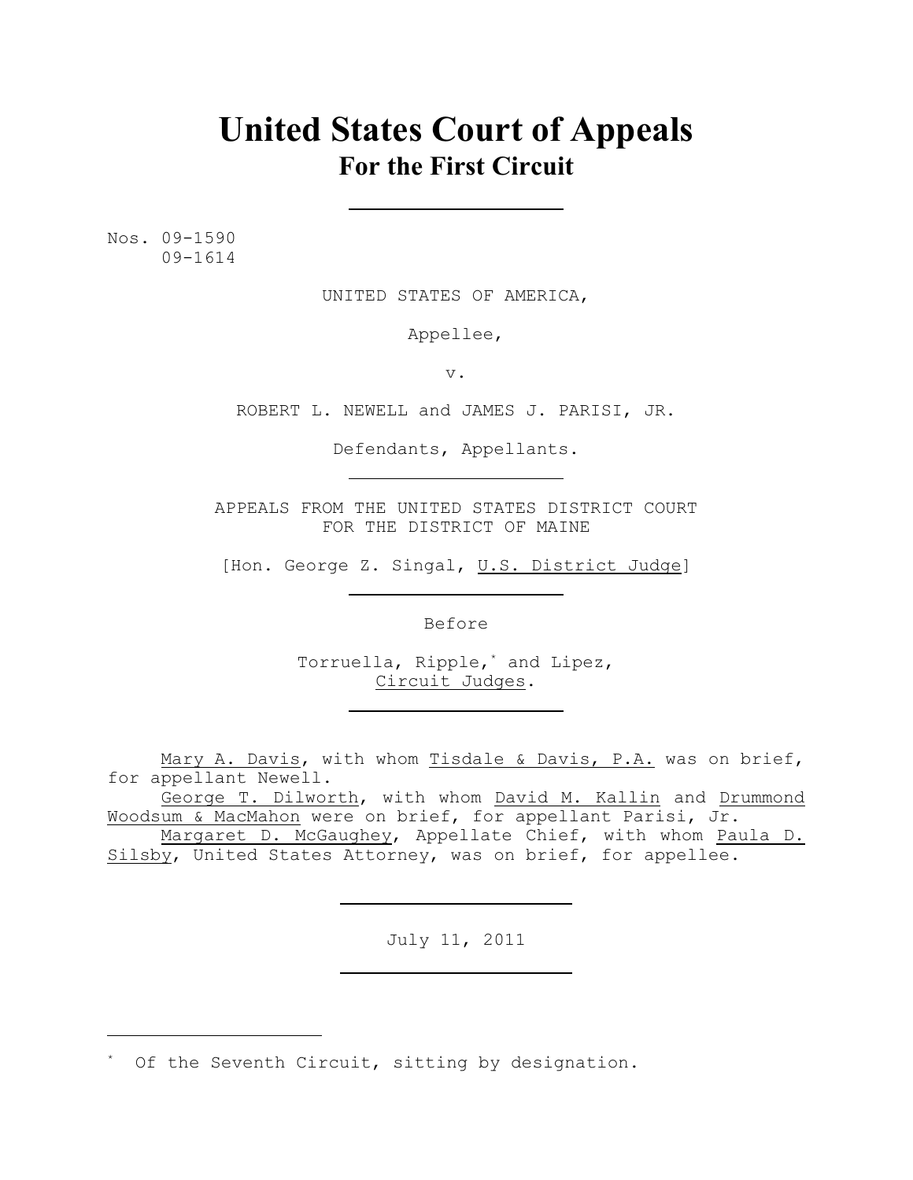# United States Court of Appeals
## For the First Circuit

Nos. 09-1590
09-1614

UNITED STATES OF AMERICA,

Appellee,

v.

ROBERT L. NEWELL and JAMES J. PARISI, JR.

Defendants, Appellants.

APPEALS FROM THE UNITED STATES DISTRICT COURT
FOR THE DISTRICT OF MAINE

[Hon. George Z. Singal, U.S. District Judge]

Before

Torruella, Ripple,[*] and Lipez,
Circuit Judges.

Mary A. Davis, with whom Tisdale & Davis, P.A. was on brief, for appellant Newell.

George T. Dilworth, with whom David M. Kallin and Drummond Woodsum & MacMahon were on brief, for appellant Parisi, Jr.

Margaret D. McGaughey, Appellate Chief, with whom Paula D. Silsby, United States Attorney, was on brief, for appellee.

July 11, 2011

[*] Of the Seventh Circuit, sitting by designation.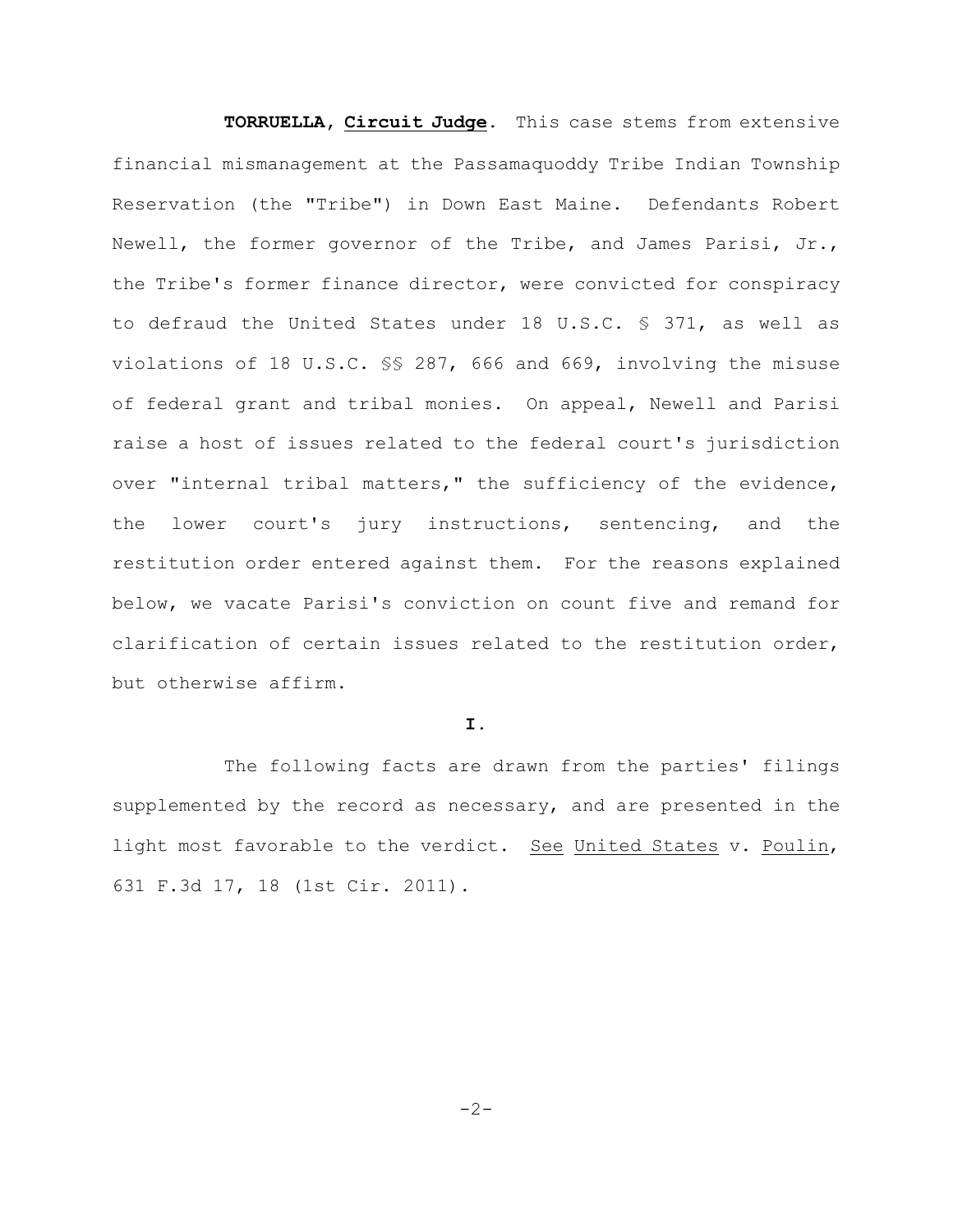**TORRUELLA**, **Circuit Judge**. This case stems from extensive financial mismanagement at the Passamaquoddy Tribe Indian Township Reservation (the "Tribe") in Down East Maine. Defendants Robert Newell, the former governor of the Tribe, and James Parisi, Jr., the Tribe's former finance director, were convicted for conspiracy to defraud the United States under 18 U.S.C. § 371, as well as violations of 18 U.S.C. §§ 287, 666 and 669, involving the misuse of federal grant and tribal monies. On appeal, Newell and Parisi raise a host of issues related to the federal court's jurisdiction over "internal tribal matters," the sufficiency of the evidence, the lower court's jury instructions, sentencing, and the restitution order entered against them. For the reasons explained below, we vacate Parisi's conviction on count five and remand for clarification of certain issues related to the restitution order, but otherwise affirm.

**I.**

The following facts are drawn from the parties' filings supplemented by the record as necessary, and are presented in the light most favorable to the verdict. See United States v. Poulin, 631 F.3d 17, 18 (1st Cir. 2011).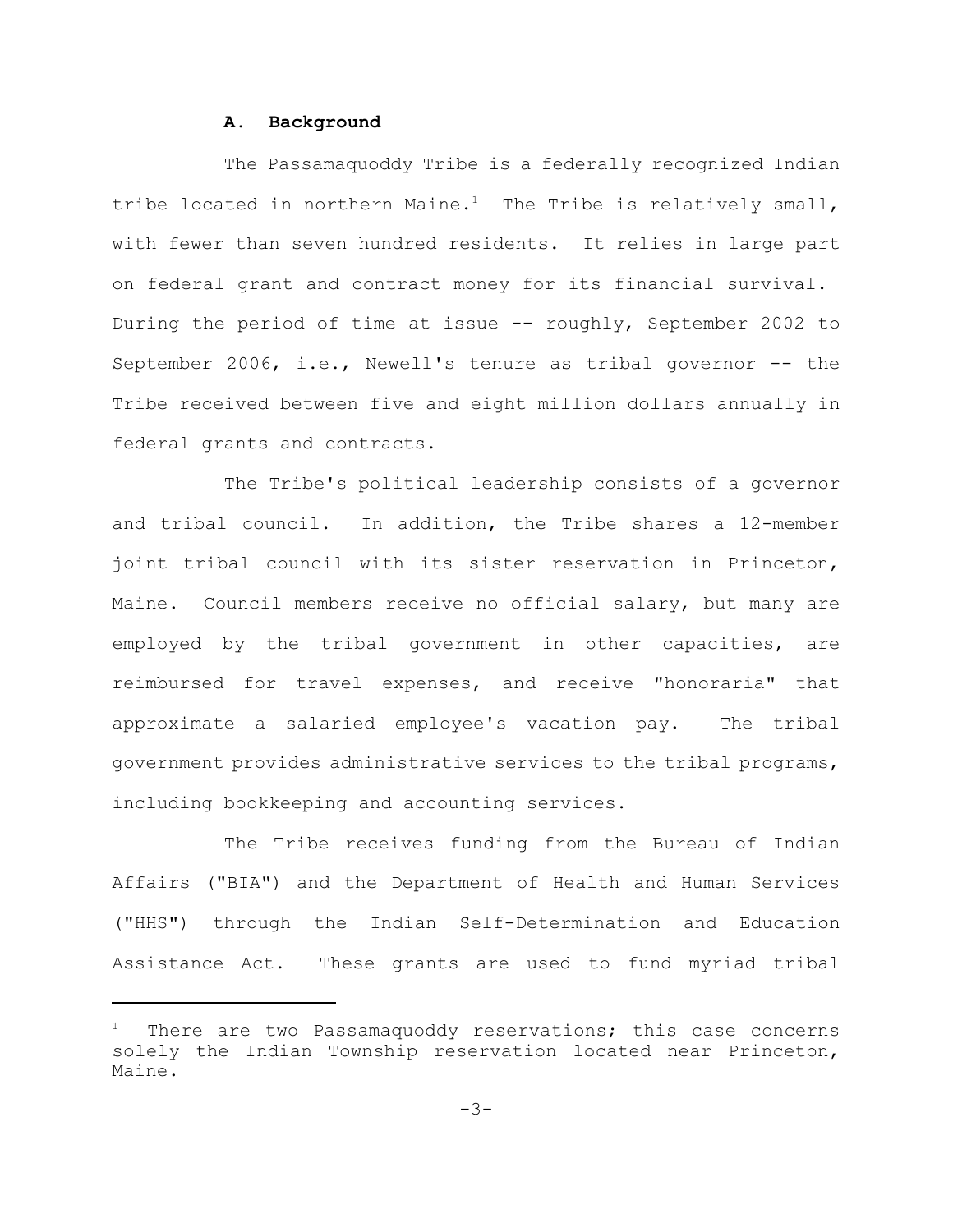### A. Background

The Passamaquoddy Tribe is a federally recognized Indian tribe located in northern Maine.[1] The Tribe is relatively small, with fewer than seven hundred residents. It relies in large part on federal grant and contract money for its financial survival. During the period of time at issue -- roughly, September 2002 to September 2006, i.e., Newell's tenure as tribal governor -- the Tribe received between five and eight million dollars annually in federal grants and contracts.

The Tribe's political leadership consists of a governor and tribal council. In addition, the Tribe shares a 12-member joint tribal council with its sister reservation in Princeton, Maine. Council members receive no official salary, but many are employed by the tribal government in other capacities, are reimbursed for travel expenses, and receive "honoraria" that approximate a salaried employee's vacation pay. The tribal government provides administrative services to the tribal programs, including bookkeeping and accounting services.

The Tribe receives funding from the Bureau of Indian Affairs ("BIA") and the Department of Health and Human Services ("HHS") through the Indian Self-Determination and Education Assistance Act. These grants are used to fund myriad tribal

---

[1] There are two Passamaquoddy reservations; this case concerns solely the Indian Township reservation located near Princeton, Maine.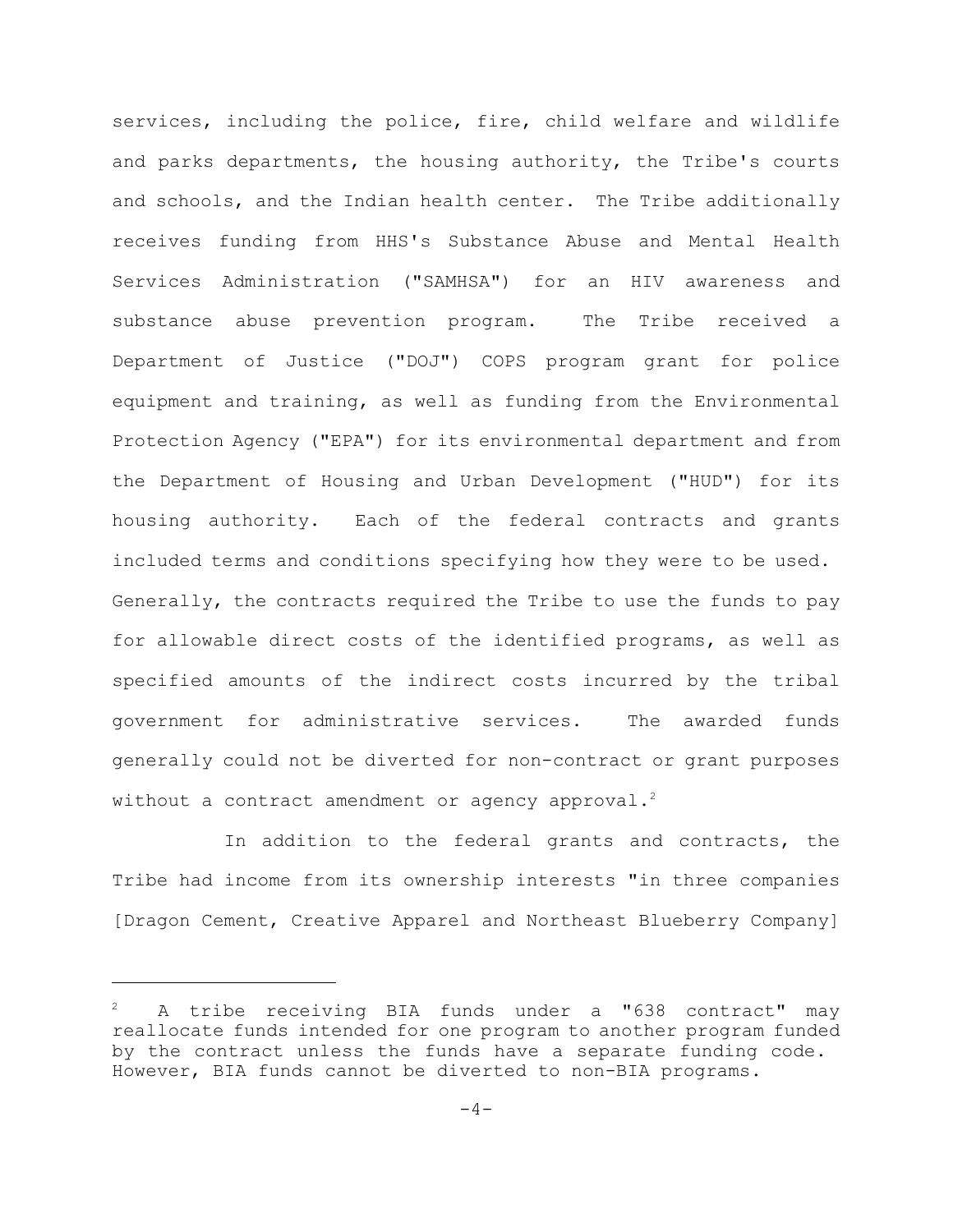services, including the police, fire, child welfare and wildlife and parks departments, the housing authority, the Tribe's courts and schools, and the Indian health center. The Tribe additionally receives funding from HHS's Substance Abuse and Mental Health Services Administration ("SAMHSA") for an HIV awareness and substance abuse prevention program. The Tribe received a Department of Justice ("DOJ") COPS program grant for police equipment and training, as well as funding from the Environmental Protection Agency ("EPA") for its environmental department and from the Department of Housing and Urban Development ("HUD") for its housing authority. Each of the federal contracts and grants included terms and conditions specifying how they were to be used. Generally, the contracts required the Tribe to use the funds to pay for allowable direct costs of the identified programs, as well as specified amounts of the indirect costs incurred by the tribal government for administrative services. The awarded funds generally could not be diverted for non-contract or grant purposes without a contract amendment or agency approval.[2]

In addition to the federal grants and contracts, the Tribe had income from its ownership interests "in three companies [Dragon Cement, Creative Apparel and Northeast Blueberry Company]

---

[2] A tribe receiving BIA funds under a "638 contract" may reallocate funds intended for one program to another program funded by the contract unless the funds have a separate funding code. However, BIA funds cannot be diverted to non-BIA programs.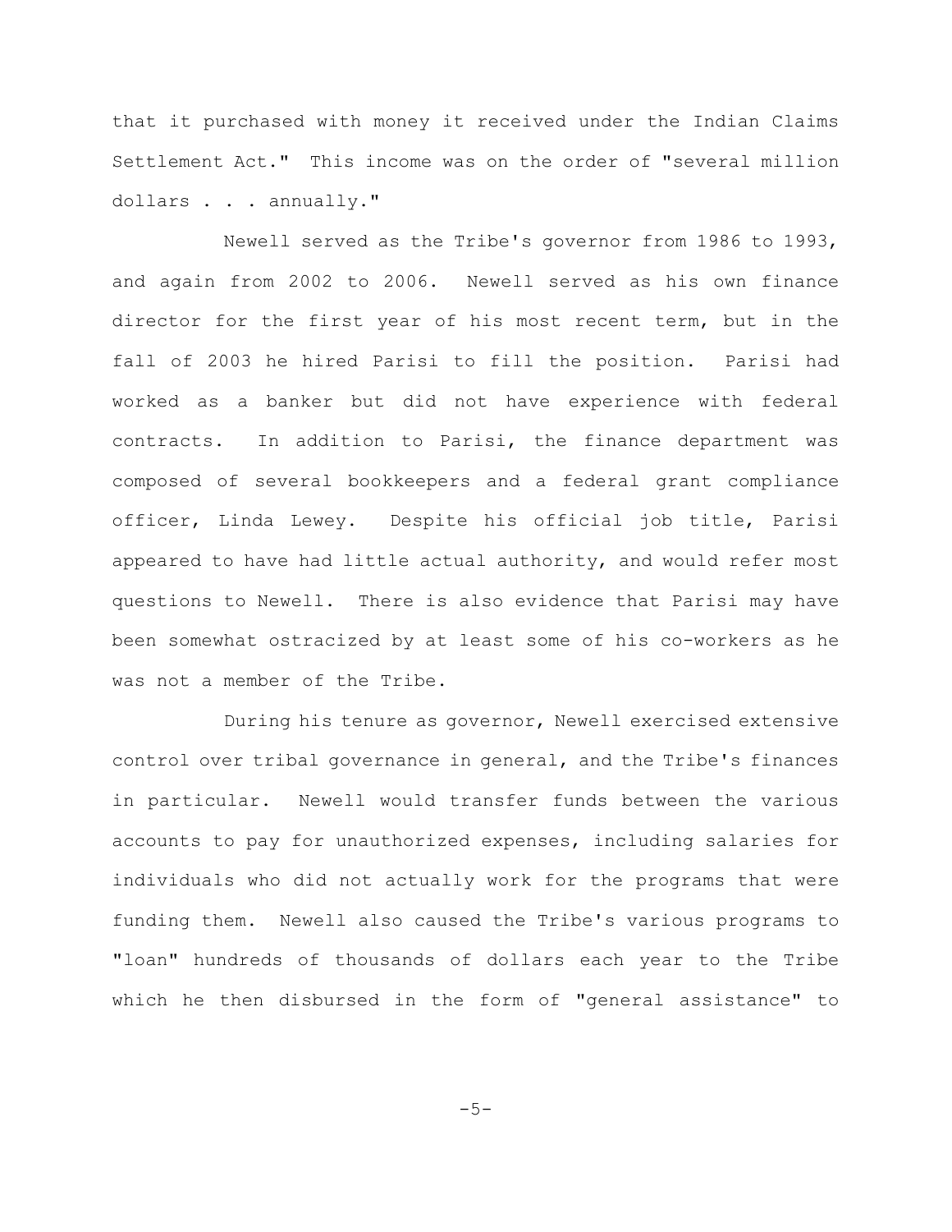that it purchased with money it received under the Indian Claims Settlement Act." This income was on the order of "several million dollars . . . annually."

Newell served as the Tribe's governor from 1986 to 1993, and again from 2002 to 2006. Newell served as his own finance director for the first year of his most recent term, but in the fall of 2003 he hired Parisi to fill the position. Parisi had worked as a banker but did not have experience with federal contracts. In addition to Parisi, the finance department was composed of several bookkeepers and a federal grant compliance officer, Linda Lewey. Despite his official job title, Parisi appeared to have had little actual authority, and would refer most questions to Newell. There is also evidence that Parisi may have been somewhat ostracized by at least some of his co-workers as he was not a member of the Tribe.

During his tenure as governor, Newell exercised extensive control over tribal governance in general, and the Tribe's finances in particular. Newell would transfer funds between the various accounts to pay for unauthorized expenses, including salaries for individuals who did not actually work for the programs that were funding them. Newell also caused the Tribe's various programs to "loan" hundreds of thousands of dollars each year to the Tribe which he then disbursed in the form of "general assistance" to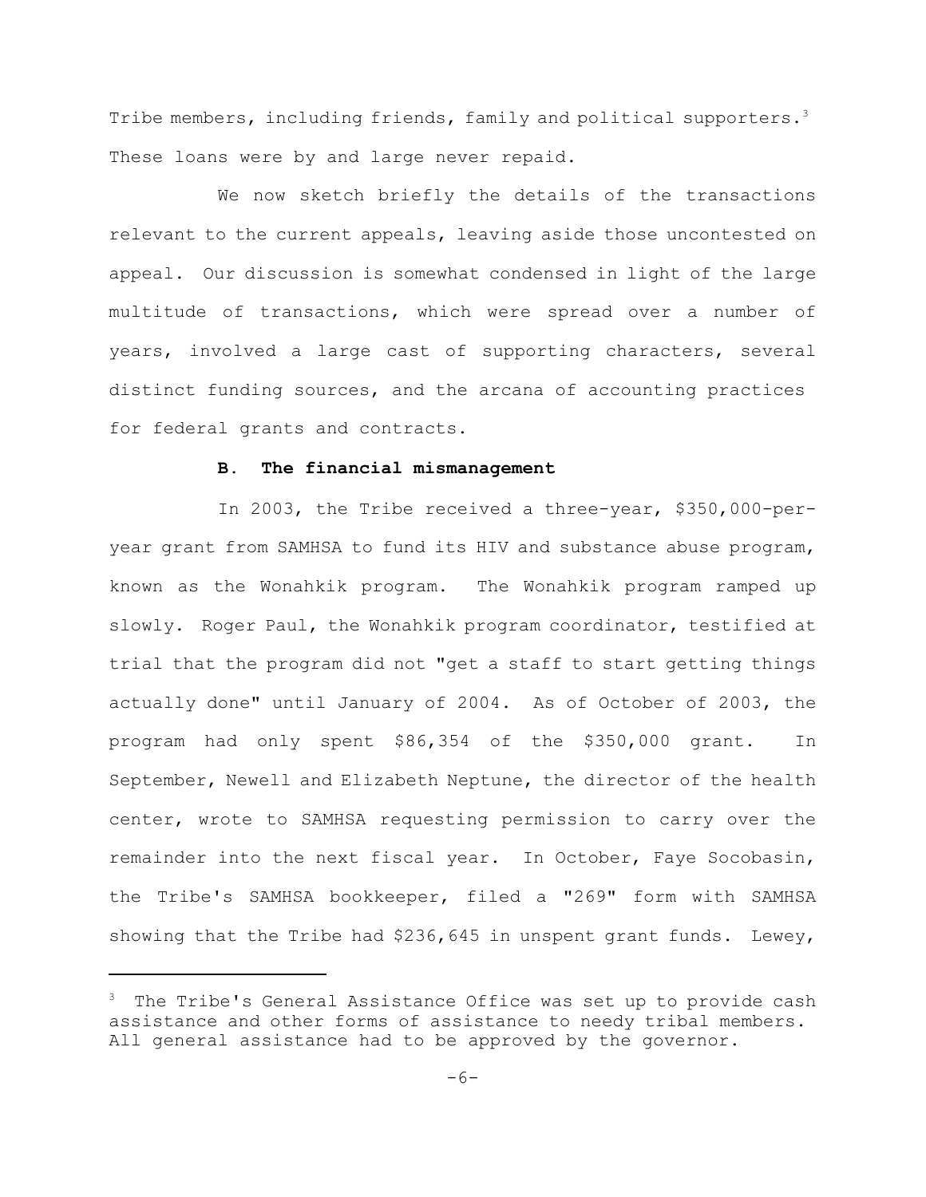Tribe members, including friends, family and political supporters.[3] These loans were by and large never repaid.

We now sketch briefly the details of the transactions relevant to the current appeals, leaving aside those uncontested on appeal. Our discussion is somewhat condensed in light of the large multitude of transactions, which were spread over a number of years, involved a large cast of supporting characters, several distinct funding sources, and the arcana of accounting practices for federal grants and contracts.

**B. The financial mismanagement**

In 2003, the Tribe received a three-year, $350,000-per-year grant from SAMHSA to fund its HIV and substance abuse program, known as the Wonahkik program. The Wonahkik program ramped up slowly. Roger Paul, the Wonahkik program coordinator, testified at trial that the program did not "get a staff to start getting things actually done" until January of 2004. As of October of 2003, the program had only spent $86,354 of the $350,000 grant. In September, Newell and Elizabeth Neptune, the director of the health center, wrote to SAMHSA requesting permission to carry over the remainder into the next fiscal year. In October, Faye Socobasin, the Tribe's SAMHSA bookkeeper, filed a "269" form with SAMHSA showing that the Tribe had $236,645 in unspent grant funds. Lewey,

[3] The Tribe's General Assistance Office was set up to provide cash assistance and other forms of assistance to needy tribal members. All general assistance had to be approved by the governor.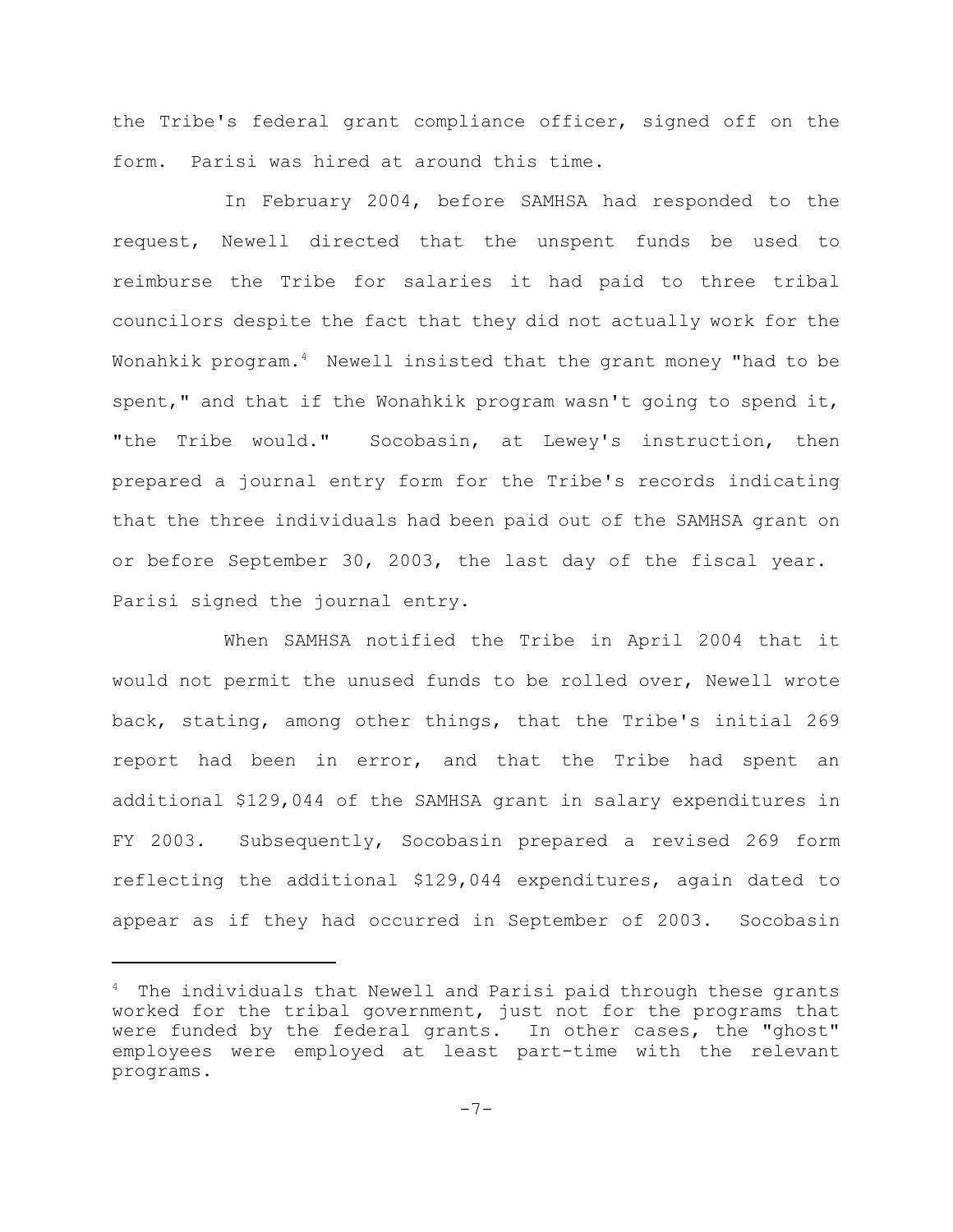the Tribe's federal grant compliance officer, signed off on the form. Parisi was hired at around this time.

In February 2004, before SAMHSA had responded to the request, Newell directed that the unspent funds be used to reimburse the Tribe for salaries it had paid to three tribal councilors despite the fact that they did not actually work for the Wonahkik program.[4] Newell insisted that the grant money "had to be spent," and that if the Wonahkik program wasn't going to spend it, "the Tribe would." Socobasin, at Lewey's instruction, then prepared a journal entry form for the Tribe's records indicating that the three individuals had been paid out of the SAMHSA grant on or before September 30, 2003, the last day of the fiscal year. Parisi signed the journal entry.

When SAMHSA notified the Tribe in April 2004 that it would not permit the unused funds to be rolled over, Newell wrote back, stating, among other things, that the Tribe's initial 269 report had been in error, and that the Tribe had spent an additional $129,044 of the SAMHSA grant in salary expenditures in FY 2003. Subsequently, Socobasin prepared a revised 269 form reflecting the additional $129,044 expenditures, again dated to appear as if they had occurred in September of 2003. Socobasin

---

[4] The individuals that Newell and Parisi paid through these grants worked for the tribal government, just not for the programs that were funded by the federal grants. In other cases, the "ghost" employees were employed at least part-time with the relevant programs.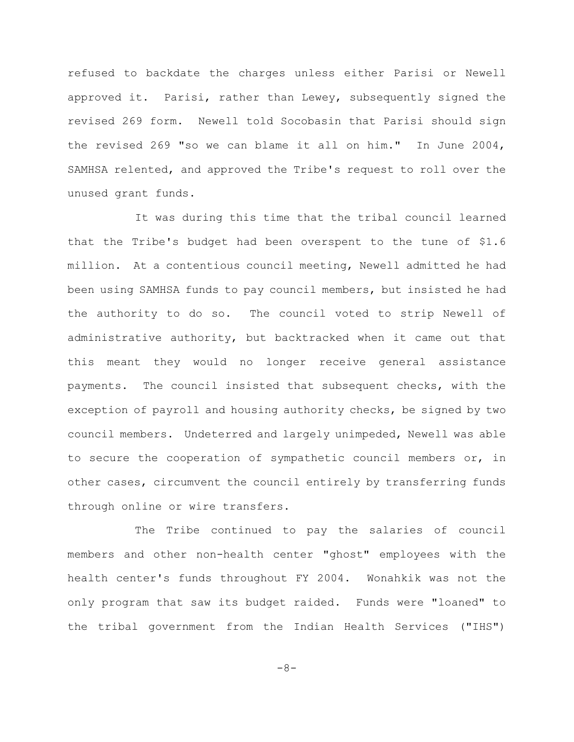refused to backdate the charges unless either Parisi or Newell approved it. Parisi, rather than Lewey, subsequently signed the revised 269 form. Newell told Socobasin that Parisi should sign the revised 269 "so we can blame it all on him." In June 2004, SAMHSA relented, and approved the Tribe's request to roll over the unused grant funds.

It was during this time that the tribal council learned that the Tribe's budget had been overspent to the tune of $1.6 million. At a contentious council meeting, Newell admitted he had been using SAMHSA funds to pay council members, but insisted he had the authority to do so. The council voted to strip Newell of administrative authority, but backtracked when it came out that this meant they would no longer receive general assistance payments. The council insisted that subsequent checks, with the exception of payroll and housing authority checks, be signed by two council members. Undeterred and largely unimpeded, Newell was able to secure the cooperation of sympathetic council members or, in other cases, circumvent the council entirely by transferring funds through online or wire transfers.

The Tribe continued to pay the salaries of council members and other non-health center "ghost" employees with the health center's funds throughout FY 2004. Wonahkik was not the only program that saw its budget raided. Funds were "loaned" to the tribal government from the Indian Health Services ("IHS")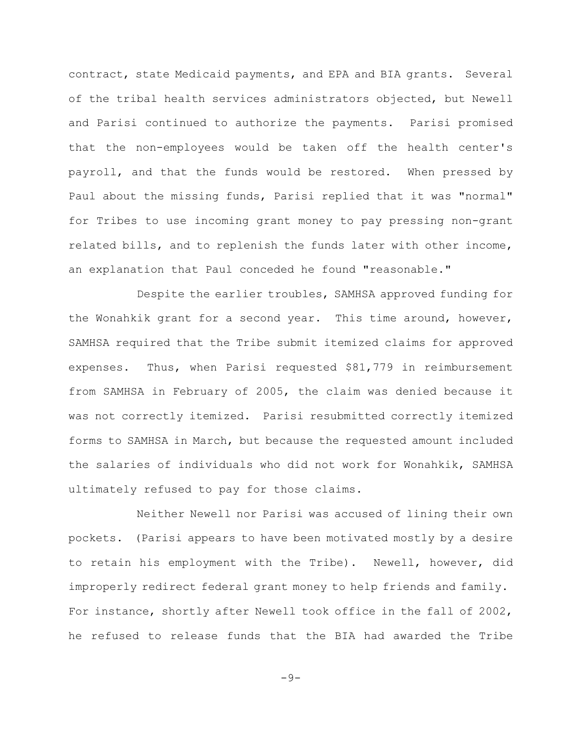contract, state Medicaid payments, and EPA and BIA grants. Several of the tribal health services administrators objected, but Newell and Parisi continued to authorize the payments. Parisi promised that the non-employees would be taken off the health center's payroll, and that the funds would be restored. When pressed by Paul about the missing funds, Parisi replied that it was "normal" for Tribes to use incoming grant money to pay pressing non-grant related bills, and to replenish the funds later with other income, an explanation that Paul conceded he found "reasonable."

Despite the earlier troubles, SAMHSA approved funding for the Wonahkik grant for a second year. This time around, however, SAMHSA required that the Tribe submit itemized claims for approved expenses. Thus, when Parisi requested $81,779 in reimbursement from SAMHSA in February of 2005, the claim was denied because it was not correctly itemized. Parisi resubmitted correctly itemized forms to SAMHSA in March, but because the requested amount included the salaries of individuals who did not work for Wonahkik, SAMHSA ultimately refused to pay for those claims.

Neither Newell nor Parisi was accused of lining their own pockets. (Parisi appears to have been motivated mostly by a desire to retain his employment with the Tribe). Newell, however, did improperly redirect federal grant money to help friends and family. For instance, shortly after Newell took office in the fall of 2002, he refused to release funds that the BIA had awarded the Tribe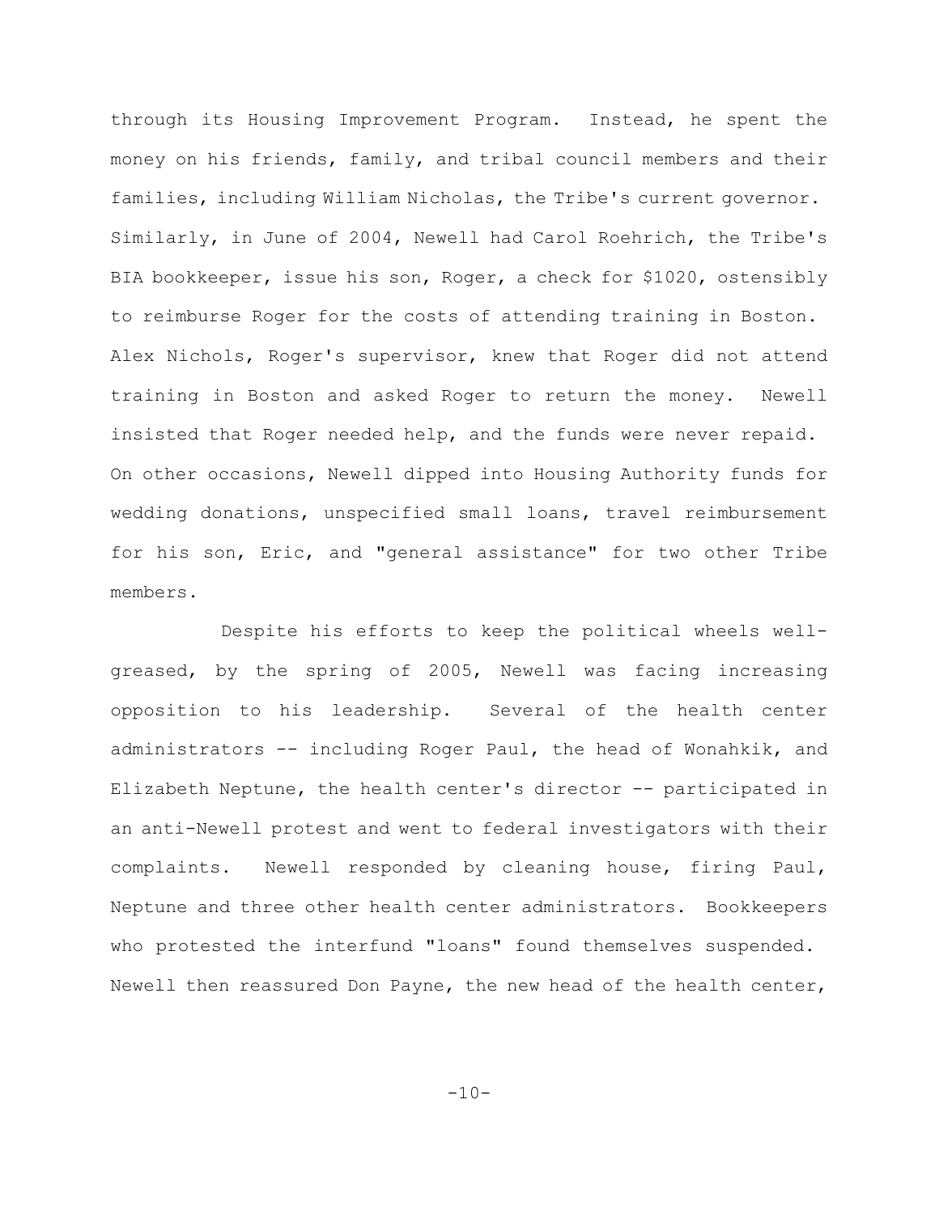through its Housing Improvement Program. Instead, he spent the money on his friends, family, and tribal council members and their families, including William Nicholas, the Tribe's current governor. Similarly, in June of 2004, Newell had Carol Roehrich, the Tribe's BIA bookkeeper, issue his son, Roger, a check for $1020, ostensibly to reimburse Roger for the costs of attending training in Boston. Alex Nichols, Roger's supervisor, knew that Roger did not attend training in Boston and asked Roger to return the money. Newell insisted that Roger needed help, and the funds were never repaid. On other occasions, Newell dipped into Housing Authority funds for wedding donations, unspecified small loans, travel reimbursement for his son, Eric, and "general assistance" for two other Tribe members.

Despite his efforts to keep the political wheels well-greased, by the spring of 2005, Newell was facing increasing opposition to his leadership. Several of the health center administrators -- including Roger Paul, the head of Wonahkik, and Elizabeth Neptune, the health center's director -- participated in an anti-Newell protest and went to federal investigators with their complaints. Newell responded by cleaning house, firing Paul, Neptune and three other health center administrators. Bookkeepers who protested the interfund "loans" found themselves suspended. Newell then reassured Don Payne, the new head of the health center,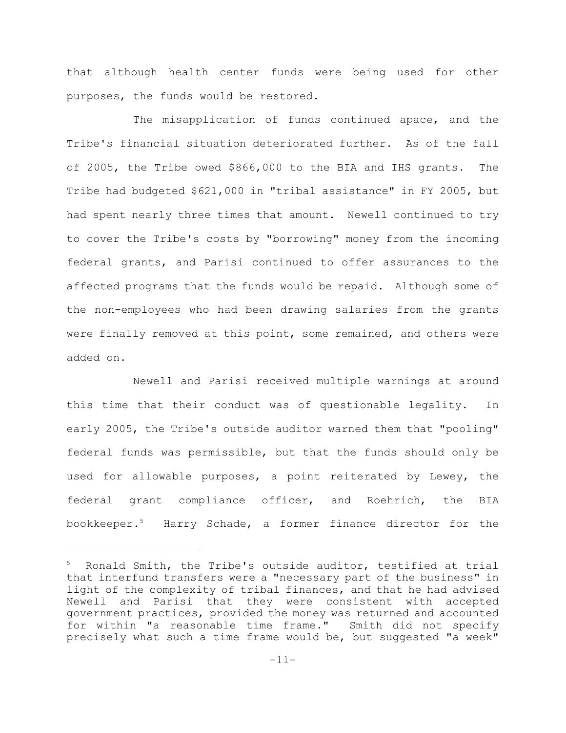that although health center funds were being used for other purposes, the funds would be restored.

The misapplication of funds continued apace, and the Tribe's financial situation deteriorated further. As of the fall of 2005, the Tribe owed $866,000 to the BIA and IHS grants. The Tribe had budgeted $621,000 in "tribal assistance" in FY 2005, but had spent nearly three times that amount. Newell continued to try to cover the Tribe's costs by "borrowing" money from the incoming federal grants, and Parisi continued to offer assurances to the affected programs that the funds would be repaid. Although some of the non-employees who had been drawing salaries from the grants were finally removed at this point, some remained, and others were added on.

Newell and Parisi received multiple warnings at around this time that their conduct was of questionable legality. In early 2005, the Tribe's outside auditor warned them that "pooling" federal funds was permissible, but that the funds should only be used for allowable purposes, a point reiterated by Lewey, the federal grant compliance officer, and Roehrich, the BIA bookkeeper.[5] Harry Schade, a former finance director for the

---

[5] Ronald Smith, the Tribe's outside auditor, testified at trial that interfund transfers were a "necessary part of the business" in light of the complexity of tribal finances, and that he had advised Newell and Parisi that they were consistent with accepted government practices, provided the money was returned and accounted for within "a reasonable time frame." Smith did not specify precisely what such a time frame would be, but suggested "a week"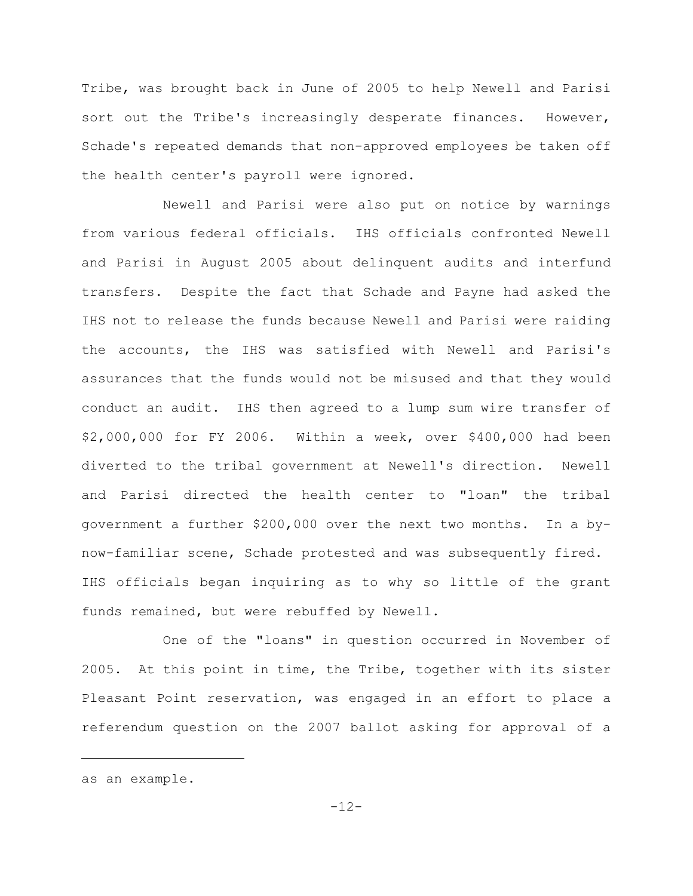Tribe, was brought back in June of 2005 to help Newell and Parisi sort out the Tribe's increasingly desperate finances. However, Schade's repeated demands that non-approved employees be taken off the health center's payroll were ignored.

Newell and Parisi were also put on notice by warnings from various federal officials. IHS officials confronted Newell and Parisi in August 2005 about delinquent audits and interfund transfers. Despite the fact that Schade and Payne had asked the IHS not to release the funds because Newell and Parisi were raiding the accounts, the IHS was satisfied with Newell and Parisi's assurances that the funds would not be misused and that they would conduct an audit. IHS then agreed to a lump sum wire transfer of $2,000,000 for FY 2006. Within a week, over $400,000 had been diverted to the tribal government at Newell's direction. Newell and Parisi directed the health center to "loan" the tribal government a further $200,000 over the next two months. In a by-now-familiar scene, Schade protested and was subsequently fired. IHS officials began inquiring as to why so little of the grant funds remained, but were rebuffed by Newell.

One of the "loans" in question occurred in November of 2005. At this point in time, the Tribe, together with its sister Pleasant Point reservation, was engaged in an effort to place a referendum question on the 2007 ballot asking for approval of a

---

as an example.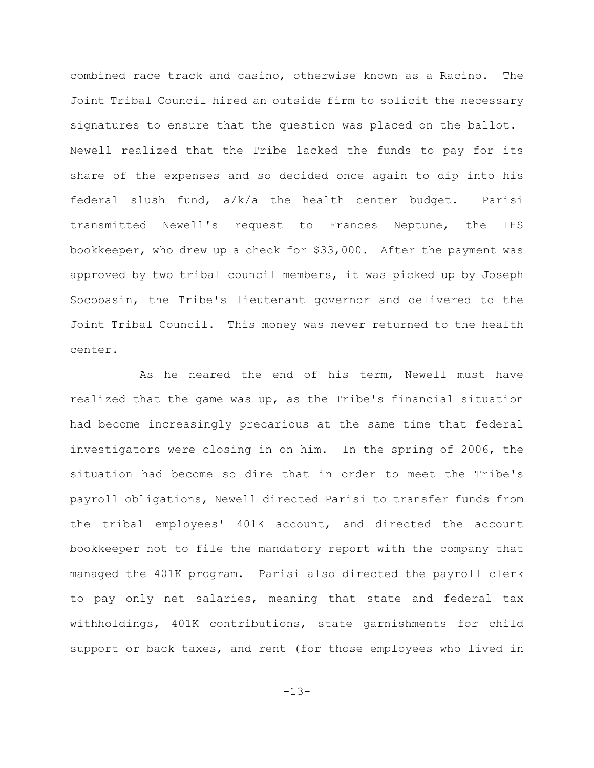combined race track and casino, otherwise known as a Racino. The Joint Tribal Council hired an outside firm to solicit the necessary signatures to ensure that the question was placed on the ballot. Newell realized that the Tribe lacked the funds to pay for its share of the expenses and so decided once again to dip into his federal slush fund, a/k/a the health center budget. Parisi transmitted Newell's request to Frances Neptune, the IHS bookkeeper, who drew up a check for $33,000. After the payment was approved by two tribal council members, it was picked up by Joseph Socobasin, the Tribe's lieutenant governor and delivered to the Joint Tribal Council. This money was never returned to the health center.

As he neared the end of his term, Newell must have realized that the game was up, as the Tribe's financial situation had become increasingly precarious at the same time that federal investigators were closing in on him. In the spring of 2006, the situation had become so dire that in order to meet the Tribe's payroll obligations, Newell directed Parisi to transfer funds from the tribal employees' 401K account, and directed the account bookkeeper not to file the mandatory report with the company that managed the 401K program. Parisi also directed the payroll clerk to pay only net salaries, meaning that state and federal tax withholdings, 401K contributions, state garnishments for child support or back taxes, and rent (for those employees who lived in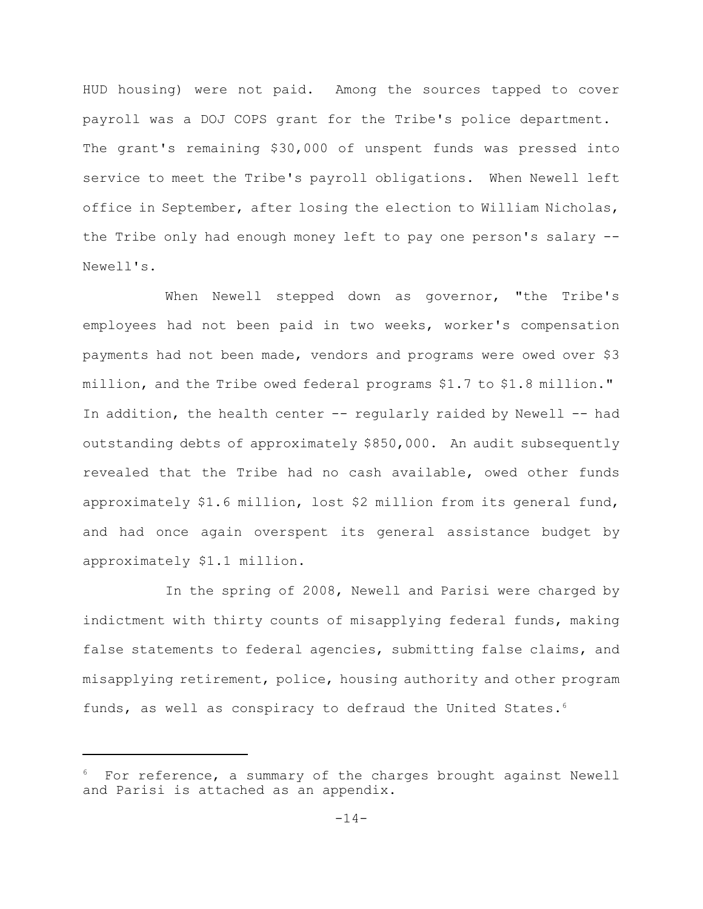HUD housing) were not paid. Among the sources tapped to cover payroll was a DOJ COPS grant for the Tribe's police department. The grant's remaining $30,000 of unspent funds was pressed into service to meet the Tribe's payroll obligations. When Newell left office in September, after losing the election to William Nicholas, the Tribe only had enough money left to pay one person's salary -- Newell's.

When Newell stepped down as governor, "the Tribe's employees had not been paid in two weeks, worker's compensation payments had not been made, vendors and programs were owed over $3 million, and the Tribe owed federal programs $1.7 to $1.8 million." In addition, the health center -- regularly raided by Newell -- had outstanding debts of approximately $850,000. An audit subsequently revealed that the Tribe had no cash available, owed other funds approximately $1.6 million, lost $2 million from its general fund, and had once again overspent its general assistance budget by approximately $1.1 million.

In the spring of 2008, Newell and Parisi were charged by indictment with thirty counts of misapplying federal funds, making false statements to federal agencies, submitting false claims, and misapplying retirement, police, housing authority and other program funds, as well as conspiracy to defraud the United States.[6]

---

[6] For reference, a summary of the charges brought against Newell and Parisi is attached as an appendix.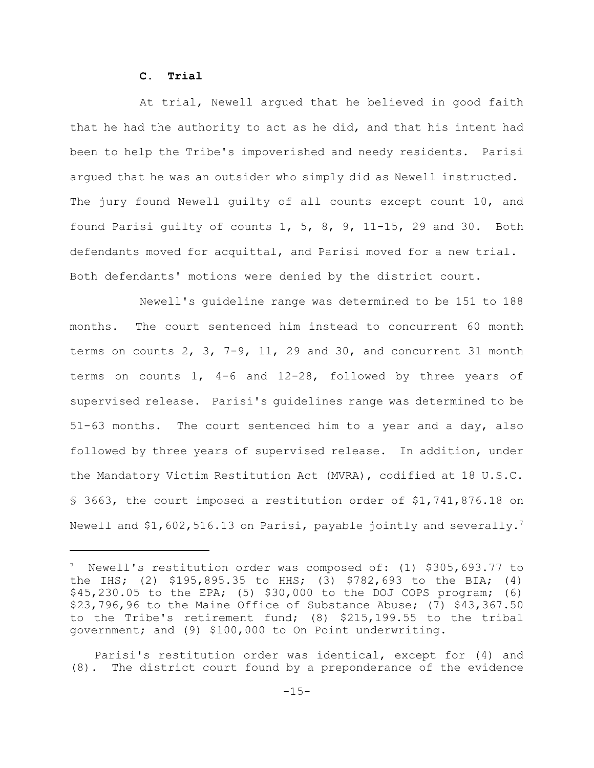### C. Trial

At trial, Newell argued that he believed in good faith that he had the authority to act as he did, and that his intent had been to help the Tribe's impoverished and needy residents. Parisi argued that he was an outsider who simply did as Newell instructed. The jury found Newell guilty of all counts except count 10, and found Parisi guilty of counts 1, 5, 8, 9, 11-15, 29 and 30. Both defendants moved for acquittal, and Parisi moved for a new trial. Both defendants' motions were denied by the district court.

Newell's guideline range was determined to be 151 to 188 months. The court sentenced him instead to concurrent 60 month terms on counts 2, 3, 7-9, 11, 29 and 30, and concurrent 31 month terms on counts 1, 4-6 and 12-28, followed by three years of supervised release. Parisi's guidelines range was determined to be 51-63 months. The court sentenced him to a year and a day, also followed by three years of supervised release. In addition, under the Mandatory Victim Restitution Act (MVRA), codified at 18 U.S.C. § 3663, the court imposed a restitution order of $1,741,876.18 on Newell and $1,602,516.13 on Parisi, payable jointly and severally.[7]

---

[7] Newell's restitution order was composed of: (1) $305,693.77 to the IHS; (2) $195,895.35 to HHS; (3) $782,693 to the BIA; (4) $45,230.05 to the EPA; (5) $30,000 to the DOJ COPS program; (6) $23,796,96 to the Maine Office of Substance Abuse; (7) $43,367.50 to the Tribe's retirement fund; (8) $215,199.55 to the tribal government; and (9) $100,000 to On Point underwriting.

Parisi's restitution order was identical, except for (4) and (8). The district court found by a preponderance of the evidence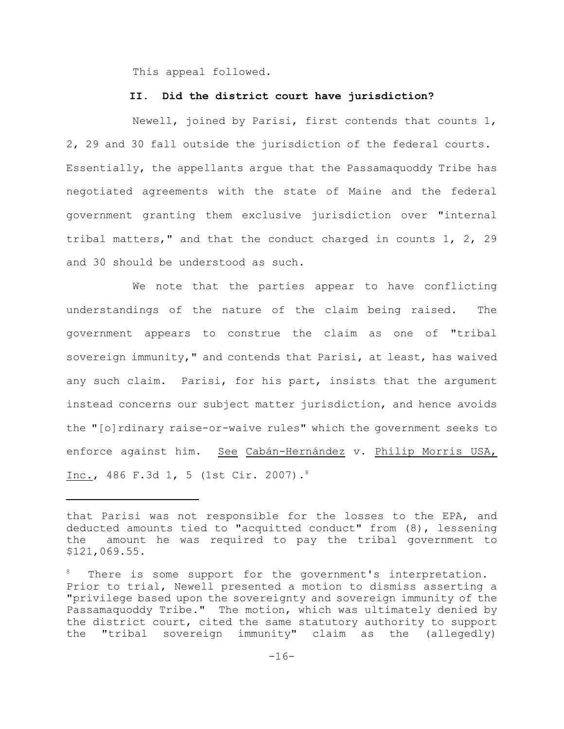This appeal followed.

## II. Did the district court have jurisdiction?

Newell, joined by Parisi, first contends that counts 1, 2, 29 and 30 fall outside the jurisdiction of the federal courts. Essentially, the appellants argue that the Passamaquoddy Tribe has negotiated agreements with the state of Maine and the federal government granting them exclusive jurisdiction over "internal tribal matters," and that the conduct charged in counts 1, 2, 29 and 30 should be understood as such.

We note that the parties appear to have conflicting understandings of the nature of the claim being raised. The government appears to construe the claim as one of "tribal sovereign immunity," and contends that Parisi, at least, has waived any such claim. Parisi, for his part, insists that the argument instead concerns our subject matter jurisdiction, and hence avoids the "[o]rdinary raise-or-waive rules" which the government seeks to enforce against him. See Cabán-Hernández v. Philip Morris USA, Inc., 486 F.3d 1, 5 (1st Cir. 2007).[8]

---

that Parisi was not responsible for the losses to the EPA, and deducted amounts tied to "acquitted conduct" from (8), lessening the amount he was required to pay the tribal government to $121,069.55.

[8] There is some support for the government's interpretation. Prior to trial, Newell presented a motion to dismiss asserting a "privilege based upon the sovereignty and sovereign immunity of the Passamaquoddy Tribe." The motion, which was ultimately denied by the district court, cited the same statutory authority to support the "tribal sovereign immunity" claim as the (allegedly)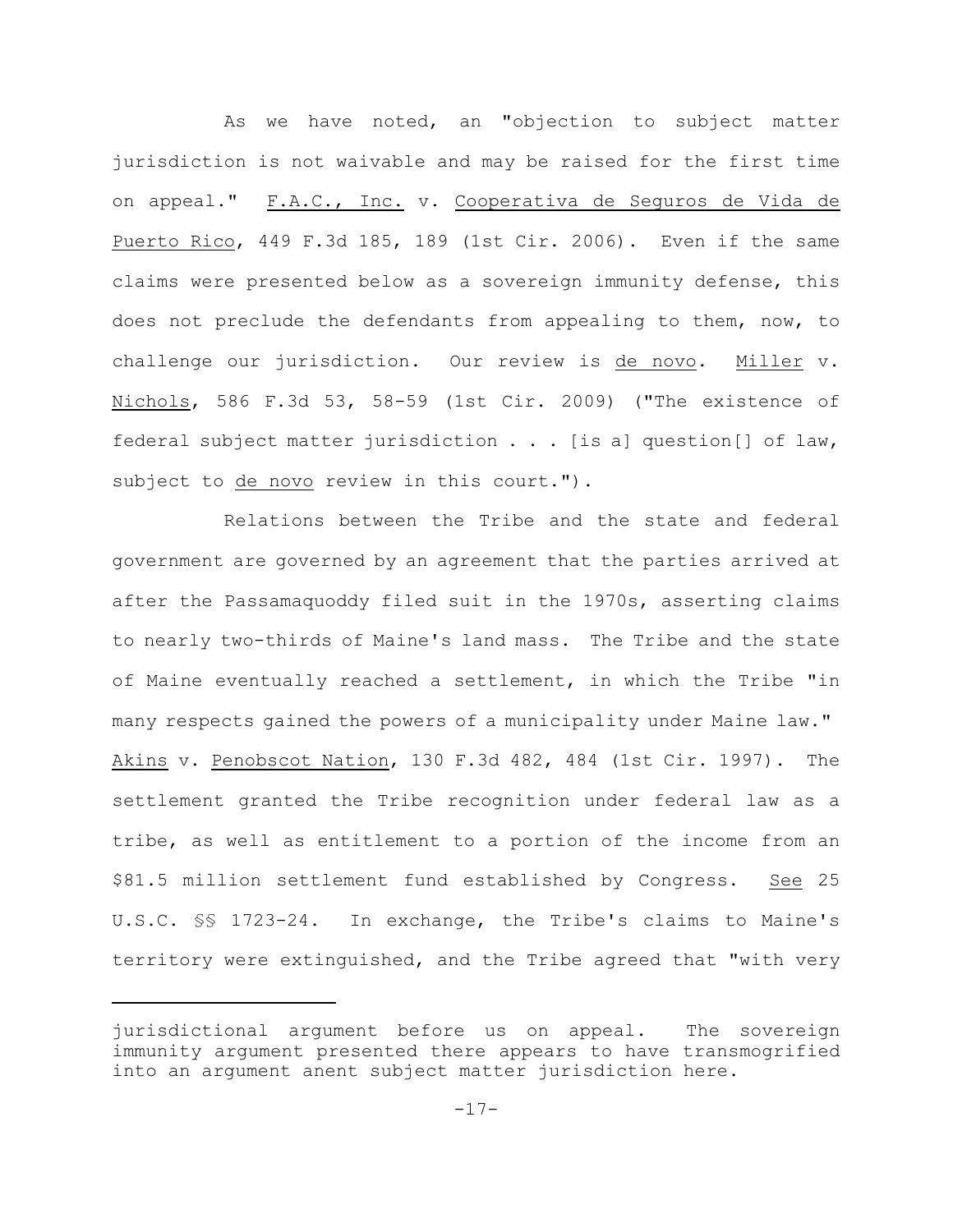As we have noted, an "objection to subject matter jurisdiction is not waivable and may be raised for the first time on appeal." F.A.C., Inc. v. Cooperativa de Seguros de Vida de Puerto Rico, 449 F.3d 185, 189 (1st Cir. 2006). Even if the same claims were presented below as a sovereign immunity defense, this does not preclude the defendants from appealing to them, now, to challenge our jurisdiction. Our review is *de novo*. Miller v. Nichols, 586 F.3d 53, 58-59 (1st Cir. 2009) ("The existence of federal subject matter jurisdiction . . . [is a] question[] of law, subject to *de novo* review in this court.").

Relations between the Tribe and the state and federal government are governed by an agreement that the parties arrived at after the Passamaquoddy filed suit in the 1970s, asserting claims to nearly two-thirds of Maine's land mass. The Tribe and the state of Maine eventually reached a settlement, in which the Tribe "in many respects gained the powers of a municipality under Maine law." Akins v. Penobscot Nation, 130 F.3d 482, 484 (1st Cir. 1997). The settlement granted the Tribe recognition under federal law as a tribe, as well as entitlement to a portion of the income from an $81.5 million settlement fund established by Congress. *See* 25 U.S.C. §§ 1723-24. In exchange, the Tribe's claims to Maine's territory were extinguished, and the Tribe agreed that "with very

---

jurisdictional argument before us on appeal. The sovereign immunity argument presented there appears to have transmogrified into an argument anent subject matter jurisdiction here.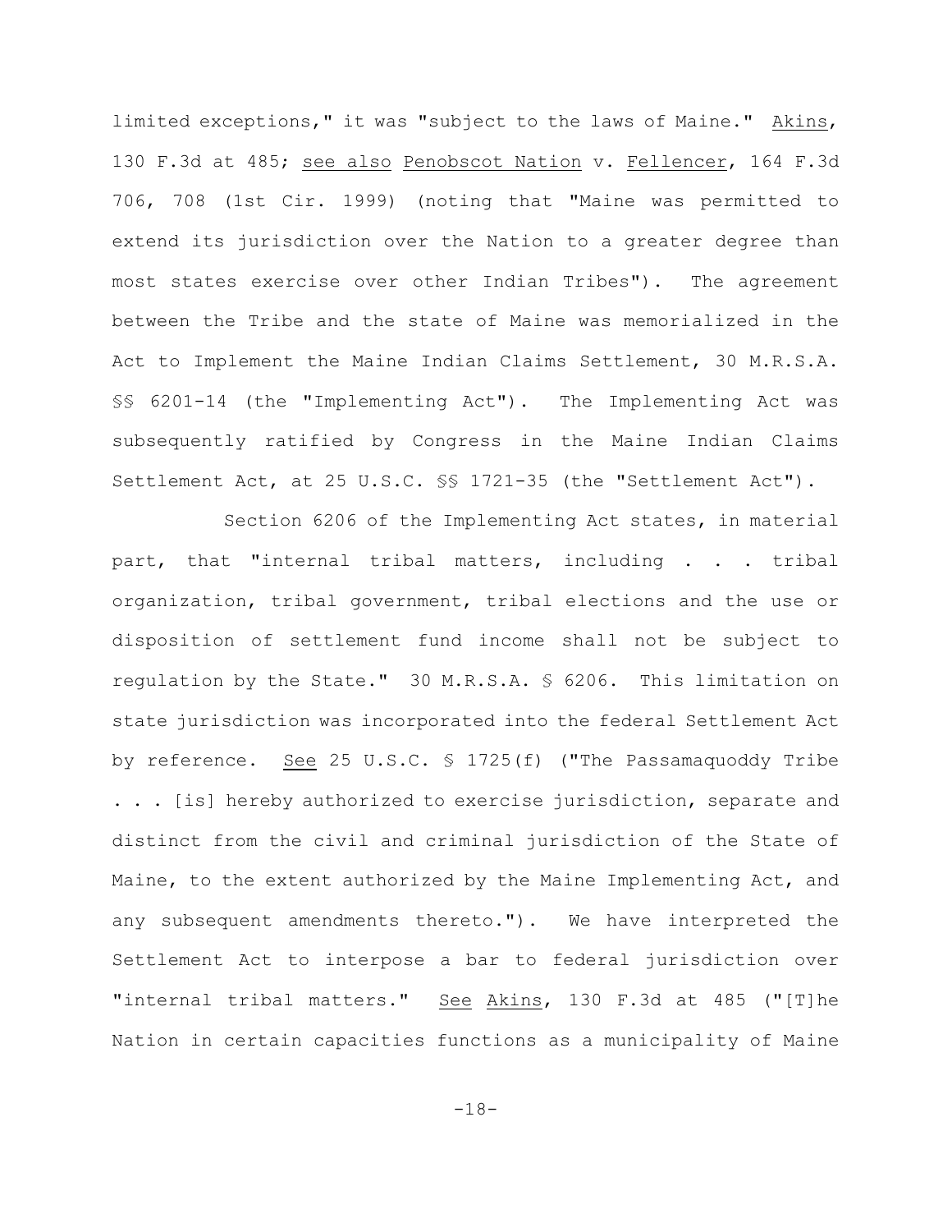limited exceptions," it was "subject to the laws of Maine." Akins, 130 F.3d at 485; see also Penobscot Nation v. Fellencer, 164 F.3d 706, 708 (1st Cir. 1999) (noting that "Maine was permitted to extend its jurisdiction over the Nation to a greater degree than most states exercise over other Indian Tribes"). The agreement between the Tribe and the state of Maine was memorialized in the Act to Implement the Maine Indian Claims Settlement, 30 M.R.S.A. §§ 6201-14 (the "Implementing Act"). The Implementing Act was subsequently ratified by Congress in the Maine Indian Claims Settlement Act, at 25 U.S.C. §§ 1721-35 (the "Settlement Act").

Section 6206 of the Implementing Act states, in material part, that "internal tribal matters, including . . . tribal organization, tribal government, tribal elections and the use or disposition of settlement fund income shall not be subject to regulation by the State." 30 M.R.S.A. § 6206. This limitation on state jurisdiction was incorporated into the federal Settlement Act by reference. See 25 U.S.C. § 1725(f) ("The Passamaquoddy Tribe . . . [is] hereby authorized to exercise jurisdiction, separate and distinct from the civil and criminal jurisdiction of the State of Maine, to the extent authorized by the Maine Implementing Act, and any subsequent amendments thereto."). We have interpreted the Settlement Act to interpose a bar to federal jurisdiction over "internal tribal matters." See Akins, 130 F.3d at 485 ("[T]he Nation in certain capacities functions as a municipality of Maine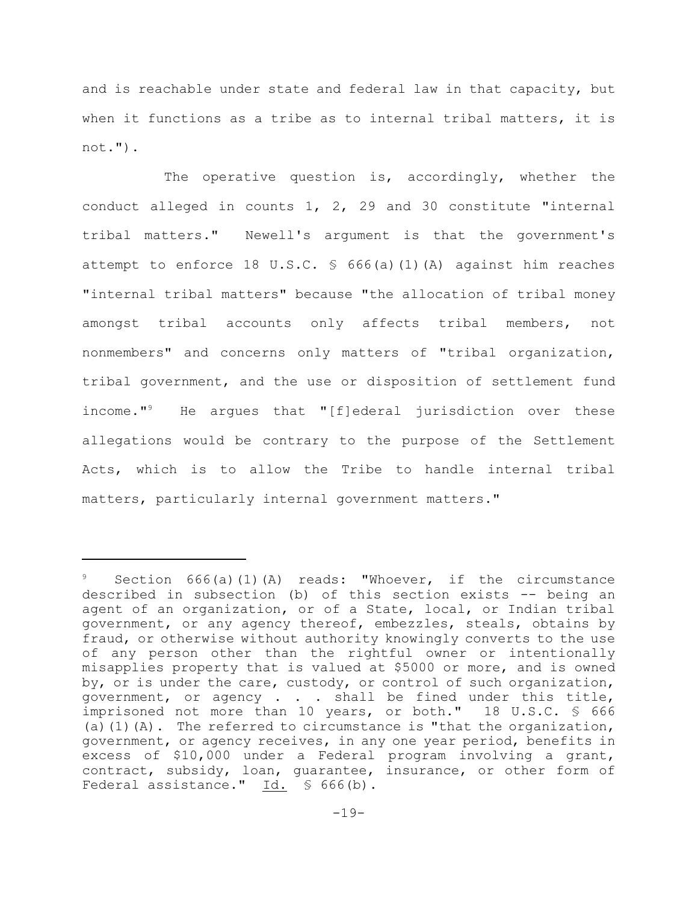and is reachable under state and federal law in that capacity, but when it functions as a tribe as to internal tribal matters, it is not.").

The operative question is, accordingly, whether the conduct alleged in counts 1, 2, 29 and 30 constitute "internal tribal matters." Newell's argument is that the government's attempt to enforce 18 U.S.C. § 666(a)(1)(A) against him reaches "internal tribal matters" because "the allocation of tribal money amongst tribal accounts only affects tribal members, not nonmembers" and concerns only matters of "tribal organization, tribal government, and the use or disposition of settlement fund income."[9] He argues that "[f]ederal jurisdiction over these allegations would be contrary to the purpose of the Settlement Acts, which is to allow the Tribe to handle internal tribal matters, particularly internal government matters."

---

[9] Section 666(a)(1)(A) reads: "Whoever, if the circumstance described in subsection (b) of this section exists -- being an agent of an organization, or of a State, local, or Indian tribal government, or any agency thereof, embezzles, steals, obtains by fraud, or otherwise without authority knowingly converts to the use of any person other than the rightful owner or intentionally misapplies property that is valued at $5000 or more, and is owned by, or is under the care, custody, or control of such organization, government, or agency . . . shall be fined under this title, imprisoned not more than 10 years, or both." 18 U.S.C. § 666 (a)(1)(A). The referred to circumstance is "that the organization, government, or agency receives, in any one year period, benefits in excess of $10,000 under a Federal program involving a grant, contract, subsidy, loan, guarantee, insurance, or other form of Federal assistance." Id. § 666(b).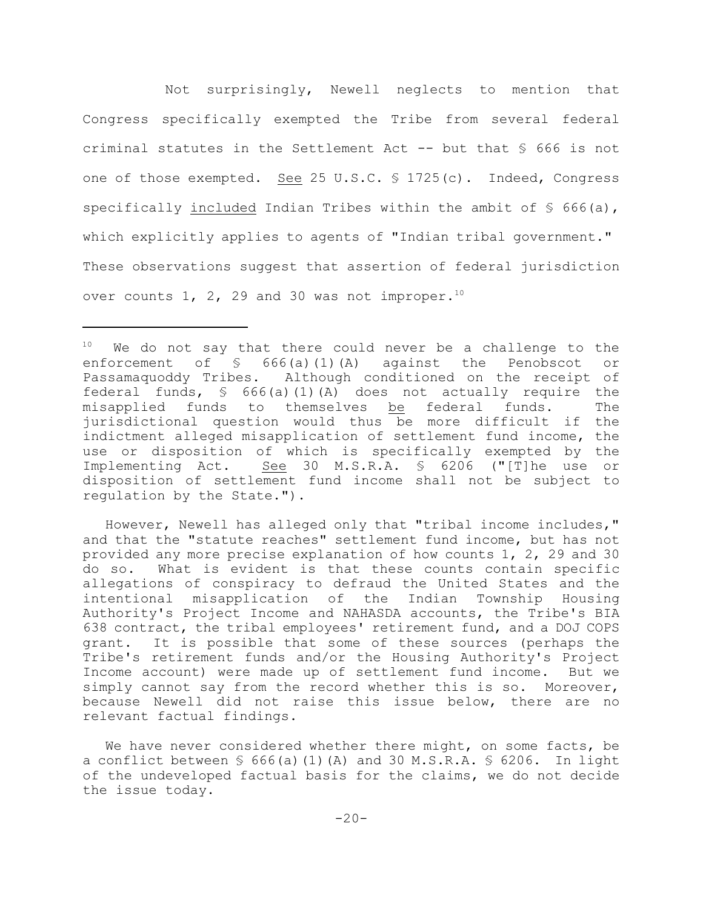Not surprisingly, Newell neglects to mention that Congress specifically exempted the Tribe from several federal criminal statutes in the Settlement Act -- but that § 666 is not one of those exempted. See 25 U.S.C. § 1725(c). Indeed, Congress specifically included Indian Tribes within the ambit of § 666(a), which explicitly applies to agents of "Indian tribal government." These observations suggest that assertion of federal jurisdiction over counts 1, 2, 29 and 30 was not improper.[10]

---

[10] We do not say that there could never be a challenge to the enforcement of § 666(a)(1)(A) against the Penobscot or Passamaquoddy Tribes. Although conditioned on the receipt of federal funds, § 666(a)(1)(A) does not actually require the misapplied funds to themselves be federal funds. The jurisdictional question would thus be more difficult if the indictment alleged misapplication of settlement fund income, the use or disposition of which is specifically exempted by the Implementing Act. See 30 M.S.R.A. § 6206 ("[T]he use or disposition of settlement fund income shall not be subject to regulation by the State.").

However, Newell has alleged only that "tribal income includes," and that the "statute reaches" settlement fund income, but has not provided any more precise explanation of how counts 1, 2, 29 and 30 do so. What is evident is that these counts contain specific allegations of conspiracy to defraud the United States and the intentional misapplication of the Indian Township Housing Authority's Project Income and NAHASDA accounts, the Tribe's BIA 638 contract, the tribal employees' retirement fund, and a DOJ COPS grant. It is possible that some of these sources (perhaps the Tribe's retirement funds and/or the Housing Authority's Project Income account) were made up of settlement fund income. But we simply cannot say from the record whether this is so. Moreover, because Newell did not raise this issue below, there are no relevant factual findings.

We have never considered whether there might, on some facts, be a conflict between § 666(a)(1)(A) and 30 M.S.R.A. § 6206. In light of the undeveloped factual basis for the claims, we do not decide the issue today.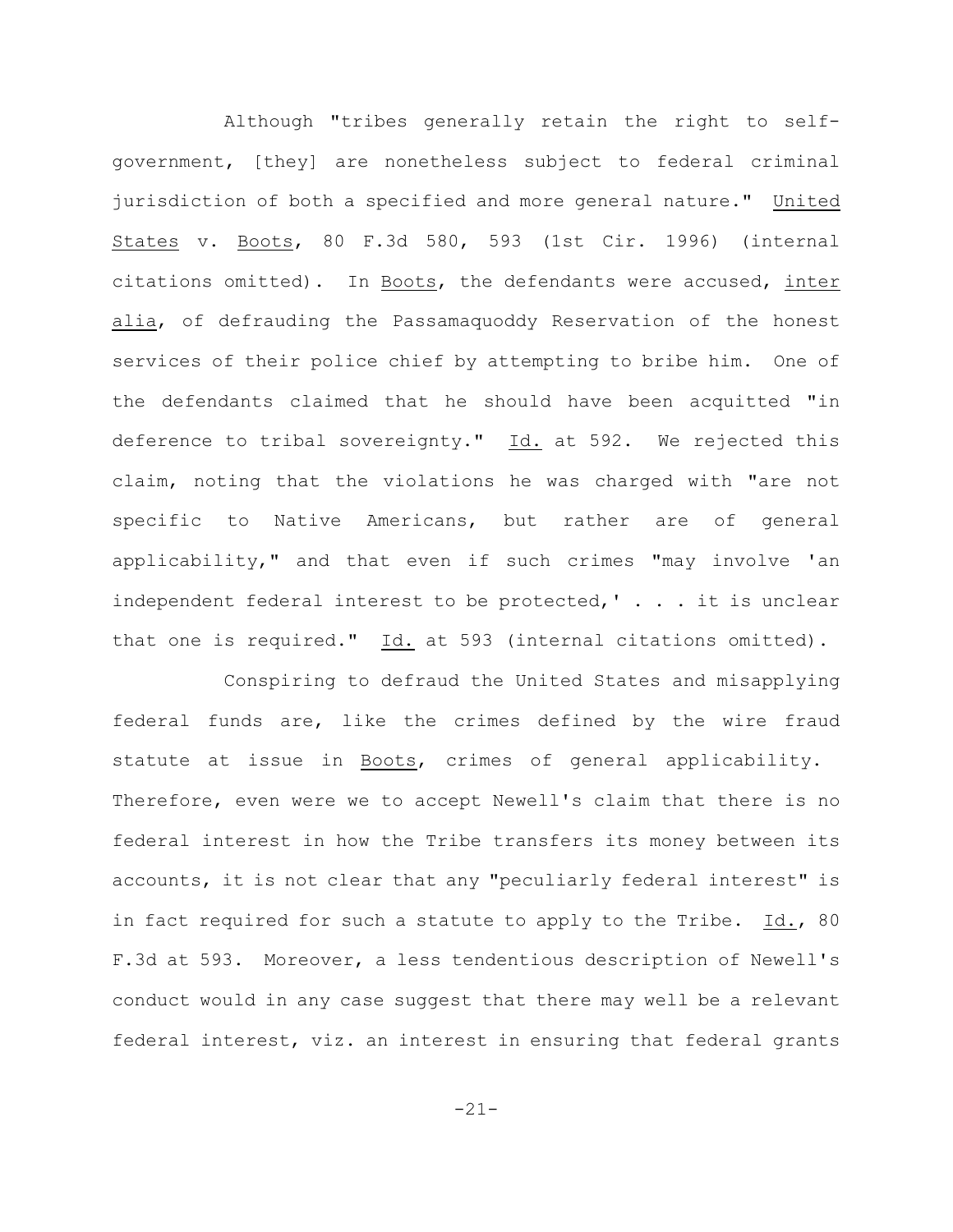Although "tribes generally retain the right to self-government, [they] are nonetheless subject to federal criminal jurisdiction of both a specified and more general nature." United States v. Boots, 80 F.3d 580, 593 (1st Cir. 1996) (internal citations omitted). In Boots, the defendants were accused, inter alia, of defrauding the Passamaquoddy Reservation of the honest services of their police chief by attempting to bribe him. One of the defendants claimed that he should have been acquitted "in deference to tribal sovereignty." Id. at 592. We rejected this claim, noting that the violations he was charged with "are not specific to Native Americans, but rather are of general applicability," and that even if such crimes "may involve 'an independent federal interest to be protected,' . . . it is unclear that one is required." Id. at 593 (internal citations omitted).

Conspiring to defraud the United States and misapplying federal funds are, like the crimes defined by the wire fraud statute at issue in Boots, crimes of general applicability. Therefore, even were we to accept Newell's claim that there is no federal interest in how the Tribe transfers its money between its accounts, it is not clear that any "peculiarly federal interest" is in fact required for such a statute to apply to the Tribe. Id., 80 F.3d at 593. Moreover, a less tendentious description of Newell's conduct would in any case suggest that there may well be a relevant federal interest, viz. an interest in ensuring that federal grants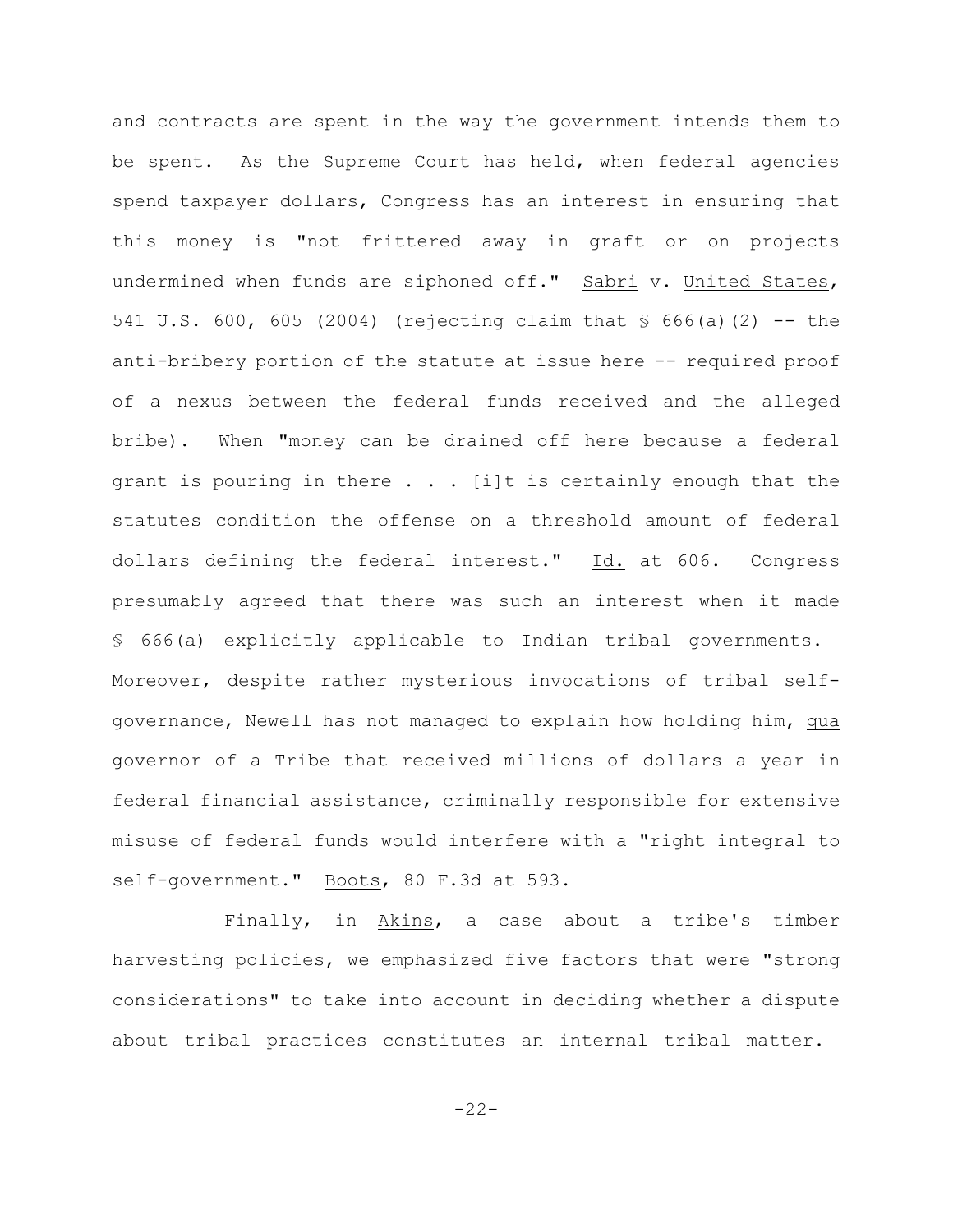and contracts are spent in the way the government intends them to be spent. As the Supreme Court has held, when federal agencies spend taxpayer dollars, Congress has an interest in ensuring that this money is "not frittered away in graft or on projects undermined when funds are siphoned off." Sabri v. United States, 541 U.S. 600, 605 (2004) (rejecting claim that § 666(a)(2) -- the anti-bribery portion of the statute at issue here -- required proof of a nexus between the federal funds received and the alleged bribe). When "money can be drained off here because a federal grant is pouring in there . . . [i]t is certainly enough that the statutes condition the offense on a threshold amount of federal dollars defining the federal interest." Id. at 606. Congress presumably agreed that there was such an interest when it made § 666(a) explicitly applicable to Indian tribal governments. Moreover, despite rather mysterious invocations of tribal self-governance, Newell has not managed to explain how holding him, *qua* governor of a Tribe that received millions of dollars a year in federal financial assistance, criminally responsible for extensive misuse of federal funds would interfere with a "right integral to self-government." Boots, 80 F.3d at 593.

Finally, in Akins, a case about a tribe's timber harvesting policies, we emphasized five factors that were "strong considerations" to take into account in deciding whether a dispute about tribal practices constitutes an internal tribal matter.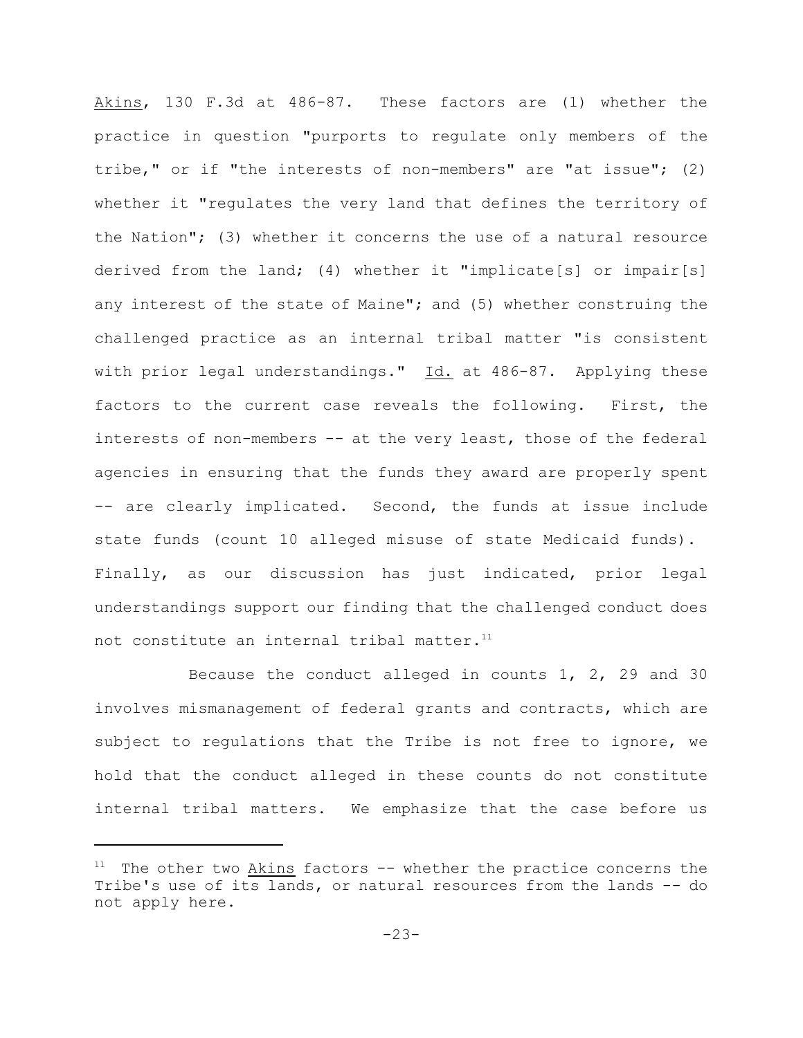Akins, 130 F.3d at 486-87. These factors are (1) whether the practice in question "purports to regulate only members of the tribe," or if "the interests of non-members" are "at issue"; (2) whether it "regulates the very land that defines the territory of the Nation"; (3) whether it concerns the use of a natural resource derived from the land; (4) whether it "implicate[s] or impair[s] any interest of the state of Maine"; and (5) whether construing the challenged practice as an internal tribal matter "is consistent with prior legal understandings." Id. at 486-87. Applying these factors to the current case reveals the following. First, the interests of non-members -- at the very least, those of the federal agencies in ensuring that the funds they award are properly spent -- are clearly implicated. Second, the funds at issue include state funds (count 10 alleged misuse of state Medicaid funds). Finally, as our discussion has just indicated, prior legal understandings support our finding that the challenged conduct does not constitute an internal tribal matter.[11]

Because the conduct alleged in counts 1, 2, 29 and 30 involves mismanagement of federal grants and contracts, which are subject to regulations that the Tribe is not free to ignore, we hold that the conduct alleged in these counts do not constitute internal tribal matters. We emphasize that the case before us

---

[11] The other two Akins factors -- whether the practice concerns the Tribe's use of its lands, or natural resources from the lands -- do not apply here.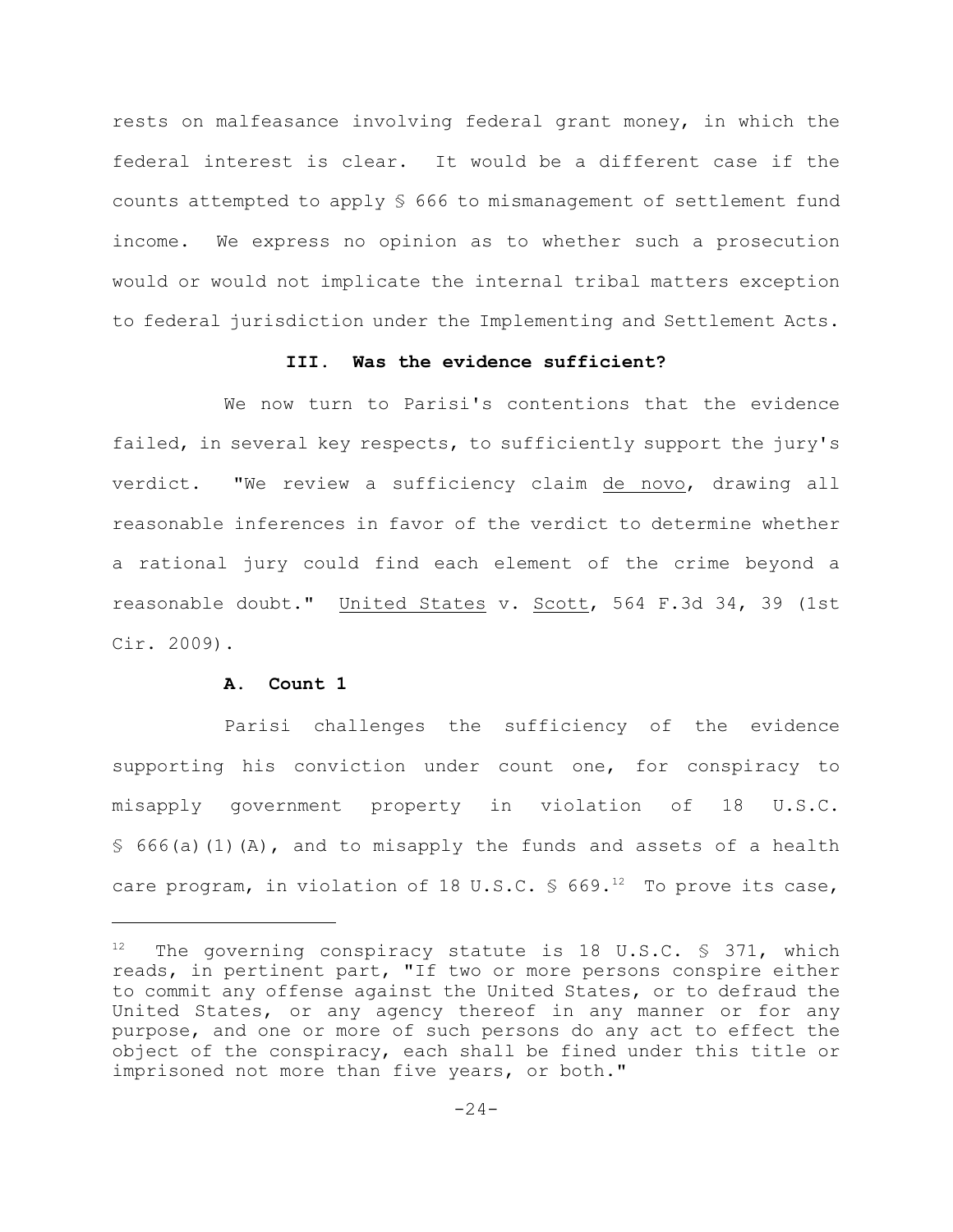rests on malfeasance involving federal grant money, in which the federal interest is clear. It would be a different case if the counts attempted to apply § 666 to mismanagement of settlement fund income. We express no opinion as to whether such a prosecution would or would not implicate the internal tribal matters exception to federal jurisdiction under the Implementing and Settlement Acts.

### III. Was the evidence sufficient?

We now turn to Parisi's contentions that the evidence failed, in several key respects, to sufficiently support the jury's verdict. "We review a sufficiency claim de novo, drawing all reasonable inferences in favor of the verdict to determine whether a rational jury could find each element of the crime beyond a reasonable doubt." United States v. Scott, 564 F.3d 34, 39 (1st Cir. 2009).

#### A. Count 1

Parisi challenges the sufficiency of the evidence supporting his conviction under count one, for conspiracy to misapply government property in violation of 18 U.S.C. § 666(a)(1)(A), and to misapply the funds and assets of a health care program, in violation of 18 U.S.C. § 669.[12] To prove its case,

---

[12] The governing conspiracy statute is 18 U.S.C. § 371, which reads, in pertinent part, "If two or more persons conspire either to commit any offense against the United States, or to defraud the United States, or any agency thereof in any manner or for any purpose, and one or more of such persons do any act to effect the object of the conspiracy, each shall be fined under this title or imprisoned not more than five years, or both."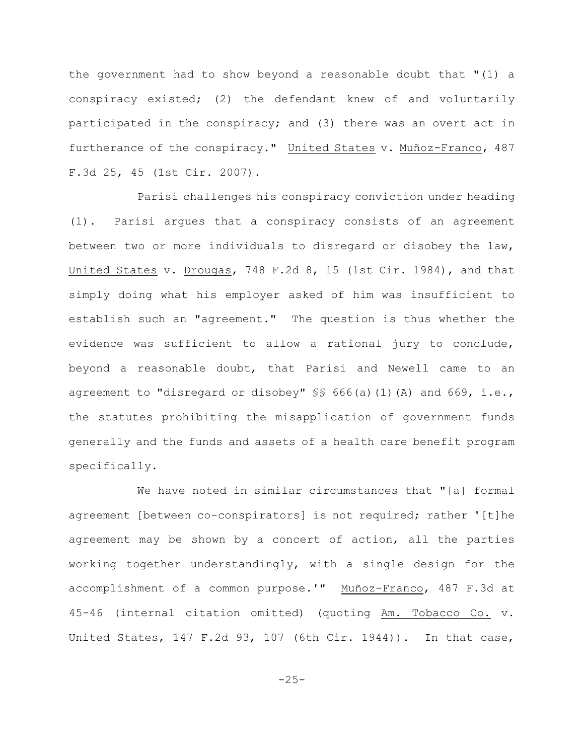the government had to show beyond a reasonable doubt that "(1) a conspiracy existed; (2) the defendant knew of and voluntarily participated in the conspiracy; and (3) there was an overt act in furtherance of the conspiracy." United States v. Muñoz-Franco, 487 F.3d 25, 45 (1st Cir. 2007).

Parisi challenges his conspiracy conviction under heading (1). Parisi argues that a conspiracy consists of an agreement between two or more individuals to disregard or disobey the law, United States v. Drougas, 748 F.2d 8, 15 (1st Cir. 1984), and that simply doing what his employer asked of him was insufficient to establish such an "agreement." The question is thus whether the evidence was sufficient to allow a rational jury to conclude, beyond a reasonable doubt, that Parisi and Newell came to an agreement to "disregard or disobey" §§ 666(a)(1)(A) and 669, i.e., the statutes prohibiting the misapplication of government funds generally and the funds and assets of a health care benefit program specifically.

We have noted in similar circumstances that "[a] formal agreement [between co-conspirators] is not required; rather '[t]he agreement may be shown by a concert of action, all the parties working together understandingly, with a single design for the accomplishment of a common purpose.'" Muñoz-Franco, 487 F.3d at 45-46 (internal citation omitted) (quoting Am. Tobacco Co. v. United States, 147 F.2d 93, 107 (6th Cir. 1944)). In that case,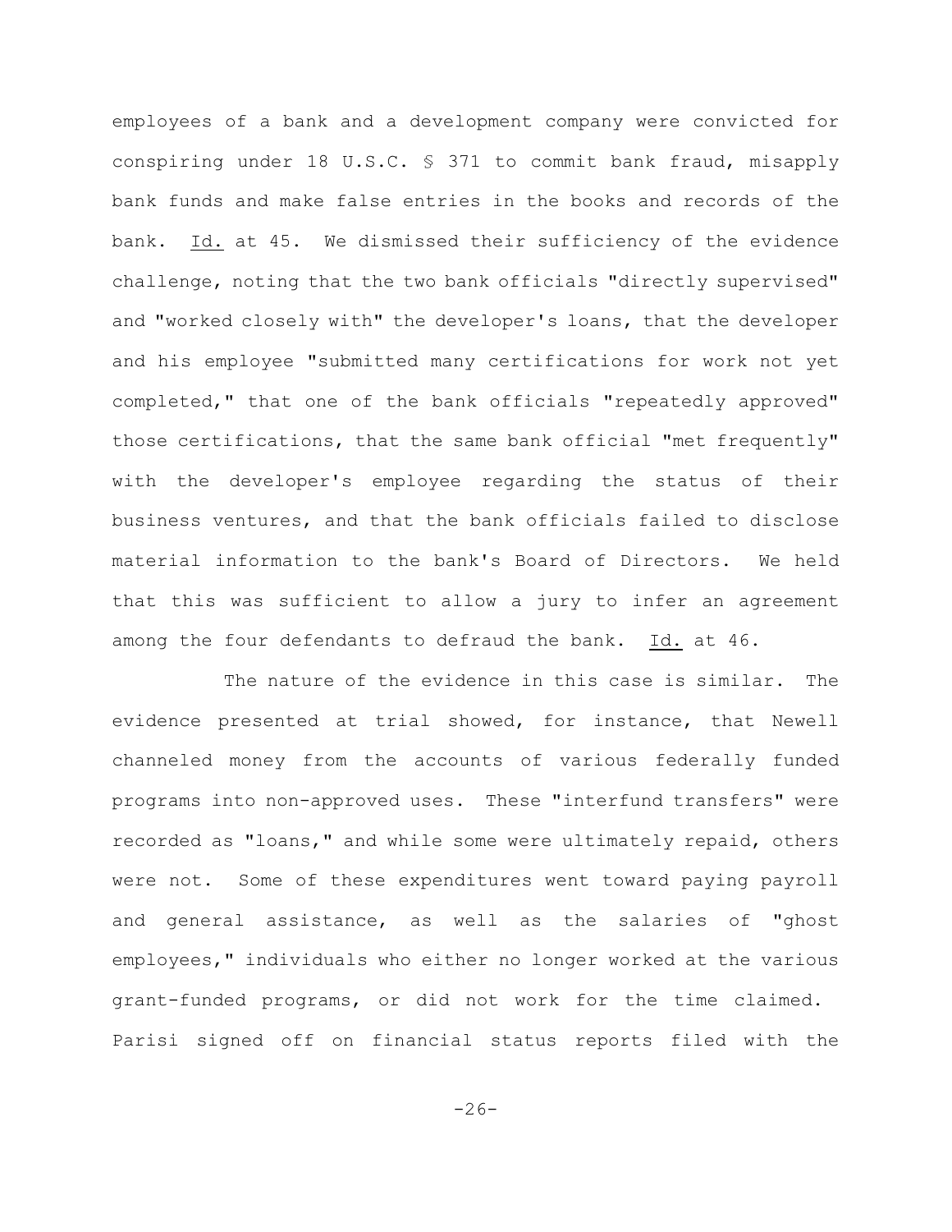employees of a bank and a development company were convicted for conspiring under 18 U.S.C. § 371 to commit bank fraud, misapply bank funds and make false entries in the books and records of the bank. Id. at 45. We dismissed their sufficiency of the evidence challenge, noting that the two bank officials "directly supervised" and "worked closely with" the developer's loans, that the developer and his employee "submitted many certifications for work not yet completed," that one of the bank officials "repeatedly approved" those certifications, that the same bank official "met frequently" with the developer's employee regarding the status of their business ventures, and that the bank officials failed to disclose material information to the bank's Board of Directors. We held that this was sufficient to allow a jury to infer an agreement among the four defendants to defraud the bank. Id. at 46.

The nature of the evidence in this case is similar. The evidence presented at trial showed, for instance, that Newell channeled money from the accounts of various federally funded programs into non-approved uses. These "interfund transfers" were recorded as "loans," and while some were ultimately repaid, others were not. Some of these expenditures went toward paying payroll and general assistance, as well as the salaries of "ghost employees," individuals who either no longer worked at the various grant-funded programs, or did not work for the time claimed. Parisi signed off on financial status reports filed with the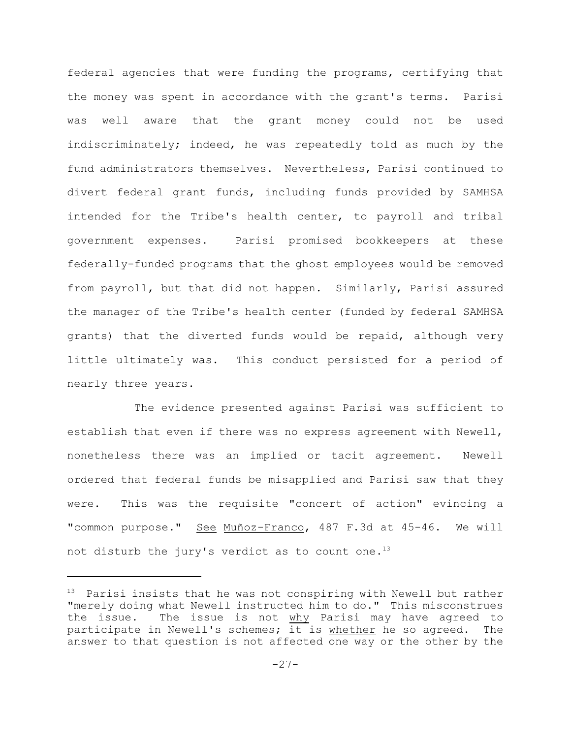federal agencies that were funding the programs, certifying that the money was spent in accordance with the grant's terms. Parisi was well aware that the grant money could not be used indiscriminately; indeed, he was repeatedly told as much by the fund administrators themselves. Nevertheless, Parisi continued to divert federal grant funds, including funds provided by SAMHSA intended for the Tribe's health center, to payroll and tribal government expenses. Parisi promised bookkeepers at these federally-funded programs that the ghost employees would be removed from payroll, but that did not happen. Similarly, Parisi assured the manager of the Tribe's health center (funded by federal SAMHSA grants) that the diverted funds would be repaid, although very little ultimately was. This conduct persisted for a period of nearly three years.

The evidence presented against Parisi was sufficient to establish that even if there was no express agreement with Newell, nonetheless there was an implied or tacit agreement. Newell ordered that federal funds be misapplied and Parisi saw that they were. This was the requisite "concert of action" evincing a "common purpose." See Muñoz-Franco, 487 F.3d at 45-46. We will not disturb the jury's verdict as to count one.[13]

---

[13] Parisi insists that he was not conspiring with Newell but rather "merely doing what Newell instructed him to do." This misconstrues the issue. The issue is not why Parisi may have agreed to participate in Newell's schemes; it is whether he so agreed. The answer to that question is not affected one way or the other by the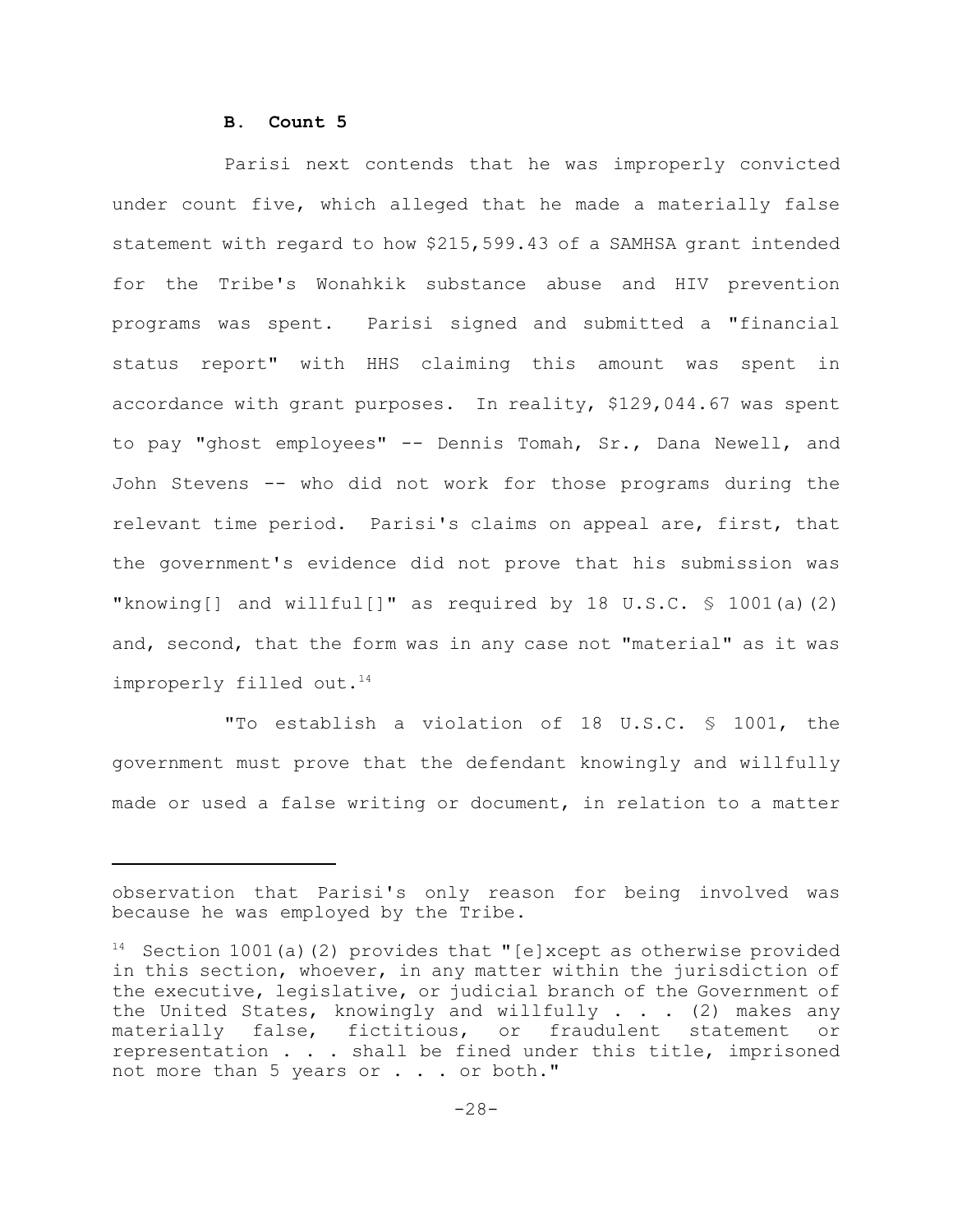### B. Count 5

Parisi next contends that he was improperly convicted under count five, which alleged that he made a materially false statement with regard to how $215,599.43 of a SAMHSA grant intended for the Tribe's Wonahkik substance abuse and HIV prevention programs was spent. Parisi signed and submitted a "financial status report" with HHS claiming this amount was spent in accordance with grant purposes. In reality, $129,044.67 was spent to pay "ghost employees" -- Dennis Tomah, Sr., Dana Newell, and John Stevens -- who did not work for those programs during the relevant time period. Parisi's claims on appeal are, first, that the government's evidence did not prove that his submission was "knowing[] and willful[]" as required by 18 U.S.C. § 1001(a)(2) and, second, that the form was in any case not "material" as it was improperly filled out.[14]

"To establish a violation of 18 U.S.C. § 1001, the government must prove that the defendant knowingly and willfully made or used a false writing or document, in relation to a matter

---

observation that Parisi's only reason for being involved was because he was employed by the Tribe.

[14] Section 1001(a)(2) provides that "[e]xcept as otherwise provided in this section, whoever, in any matter within the jurisdiction of the executive, legislative, or judicial branch of the Government of the United States, knowingly and willfully . . . (2) makes any materially false, fictitious, or fraudulent statement or representation . . . shall be fined under this title, imprisoned not more than 5 years or . . . or both."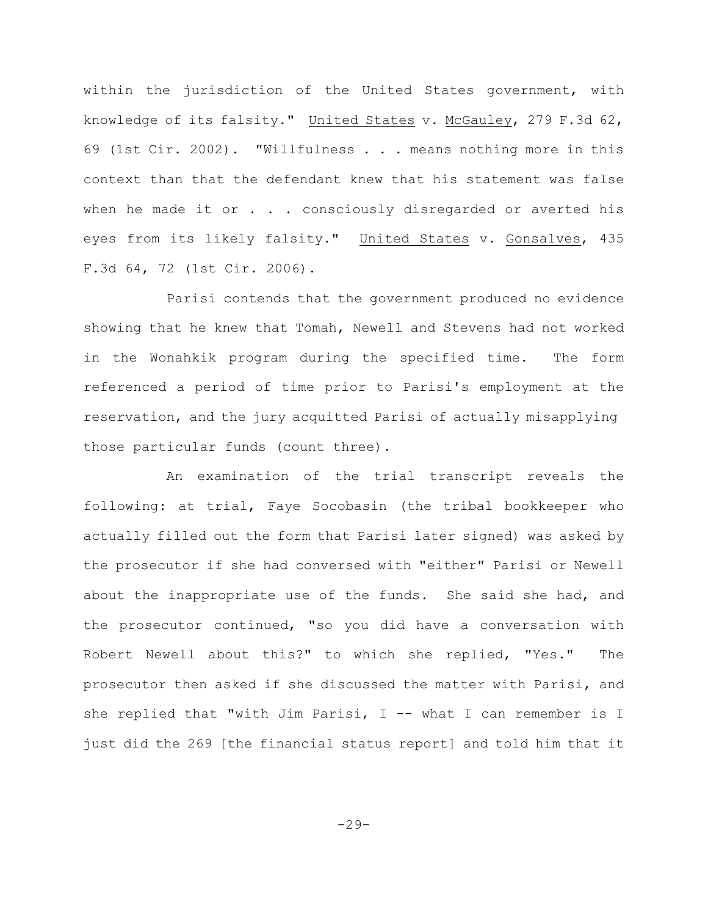within the jurisdiction of the United States government, with knowledge of its falsity." United States v. McGauley, 279 F.3d 62, 69 (1st Cir. 2002). "Willfulness . . . means nothing more in this context than that the defendant knew that his statement was false when he made it or . . . consciously disregarded or averted his eyes from its likely falsity." United States v. Gonsalves, 435 F.3d 64, 72 (1st Cir. 2006).

Parisi contends that the government produced no evidence showing that he knew that Tomah, Newell and Stevens had not worked in the Wonahkik program during the specified time. The form referenced a period of time prior to Parisi's employment at the reservation, and the jury acquitted Parisi of actually misapplying those particular funds (count three).

An examination of the trial transcript reveals the following: at trial, Faye Socobasin (the tribal bookkeeper who actually filled out the form that Parisi later signed) was asked by the prosecutor if she had conversed with "either" Parisi or Newell about the inappropriate use of the funds. She said she had, and the prosecutor continued, "so you did have a conversation with Robert Newell about this?" to which she replied, "Yes." The prosecutor then asked if she discussed the matter with Parisi, and she replied that "with Jim Parisi, I -- what I can remember is I just did the 269 [the financial status report] and told him that it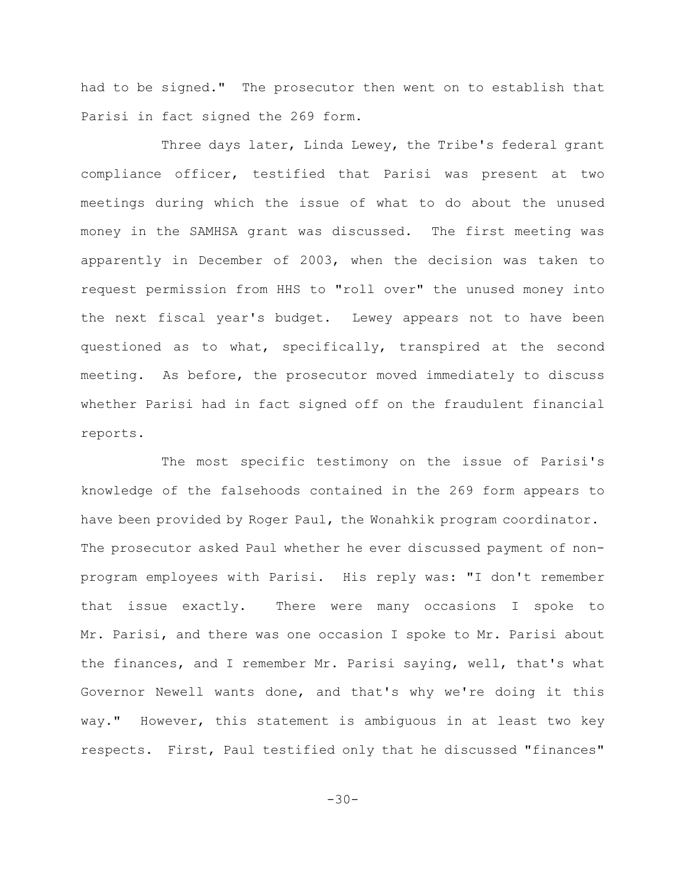had to be signed." The prosecutor then went on to establish that Parisi in fact signed the 269 form.

Three days later, Linda Lewey, the Tribe's federal grant compliance officer, testified that Parisi was present at two meetings during which the issue of what to do about the unused money in the SAMHSA grant was discussed. The first meeting was apparently in December of 2003, when the decision was taken to request permission from HHS to "roll over" the unused money into the next fiscal year's budget. Lewey appears not to have been questioned as to what, specifically, transpired at the second meeting. As before, the prosecutor moved immediately to discuss whether Parisi had in fact signed off on the fraudulent financial reports.

The most specific testimony on the issue of Parisi's knowledge of the falsehoods contained in the 269 form appears to have been provided by Roger Paul, the Wonahkik program coordinator. The prosecutor asked Paul whether he ever discussed payment of non-program employees with Parisi. His reply was: "I don't remember that issue exactly. There were many occasions I spoke to Mr. Parisi, and there was one occasion I spoke to Mr. Parisi about the finances, and I remember Mr. Parisi saying, well, that's what Governor Newell wants done, and that's why we're doing it this way." However, this statement is ambiguous in at least two key respects. First, Paul testified only that he discussed "finances"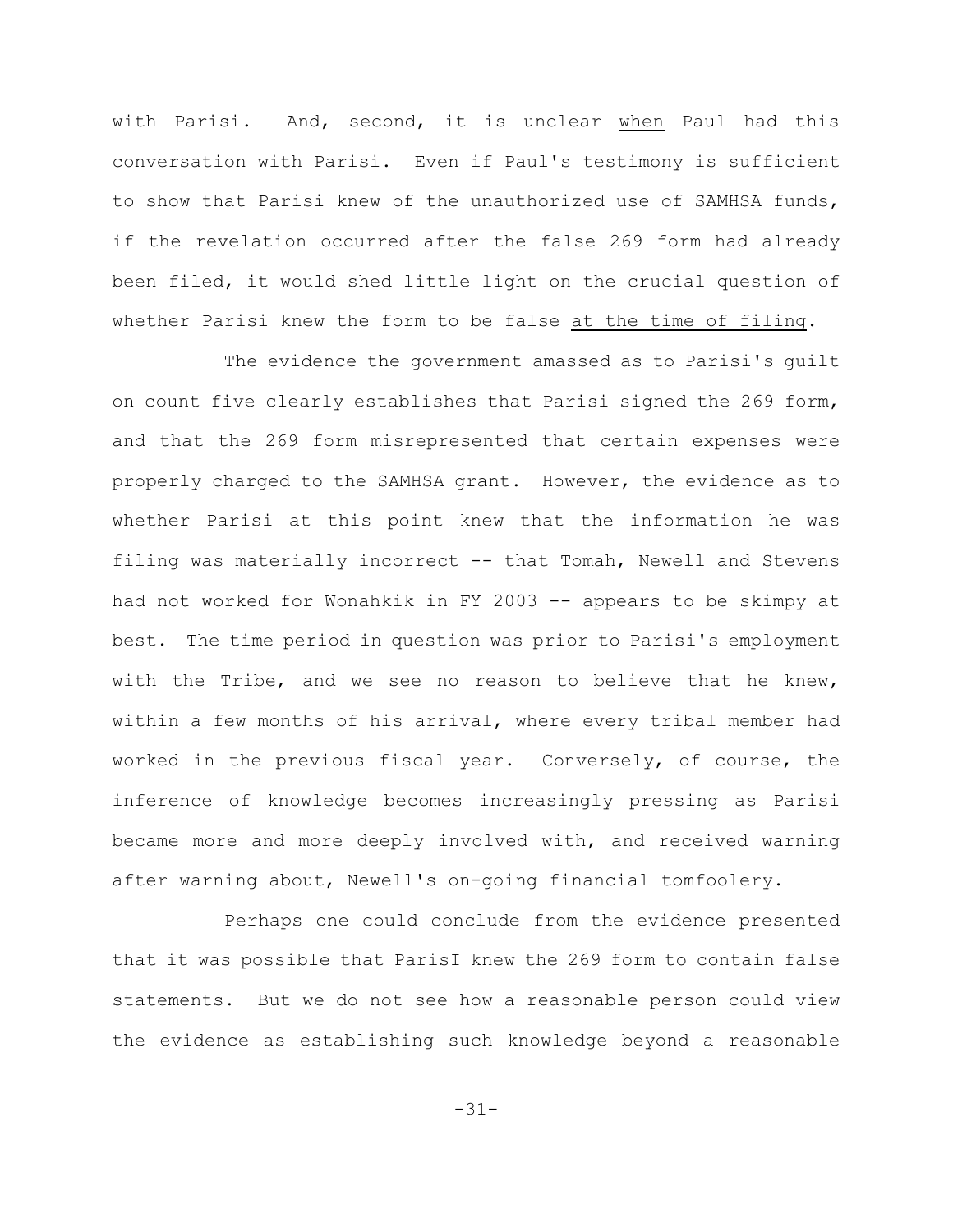with Parisi. And, second, it is unclear <u>when</u> Paul had this conversation with Parisi. Even if Paul's testimony is sufficient to show that Parisi knew of the unauthorized use of SAMHSA funds, if the revelation occurred after the false 269 form had already been filed, it would shed little light on the crucial question of whether Parisi knew the form to be false <u>at the time of filing</u>.

The evidence the government amassed as to Parisi's guilt on count five clearly establishes that Parisi signed the 269 form, and that the 269 form misrepresented that certain expenses were properly charged to the SAMHSA grant. However, the evidence as to whether Parisi at this point knew that the information he was filing was materially incorrect -- that Tomah, Newell and Stevens had not worked for Wonahkik in FY 2003 -- appears to be skimpy at best. The time period in question was prior to Parisi's employment with the Tribe, and we see no reason to believe that he knew, within a few months of his arrival, where every tribal member had worked in the previous fiscal year. Conversely, of course, the inference of knowledge becomes increasingly pressing as Parisi became more and more deeply involved with, and received warning after warning about, Newell's on-going financial tomfoolery.

Perhaps one could conclude from the evidence presented that it was possible that ParisI knew the 269 form to contain false statements. But we do not see how a reasonable person could view the evidence as establishing such knowledge beyond a reasonable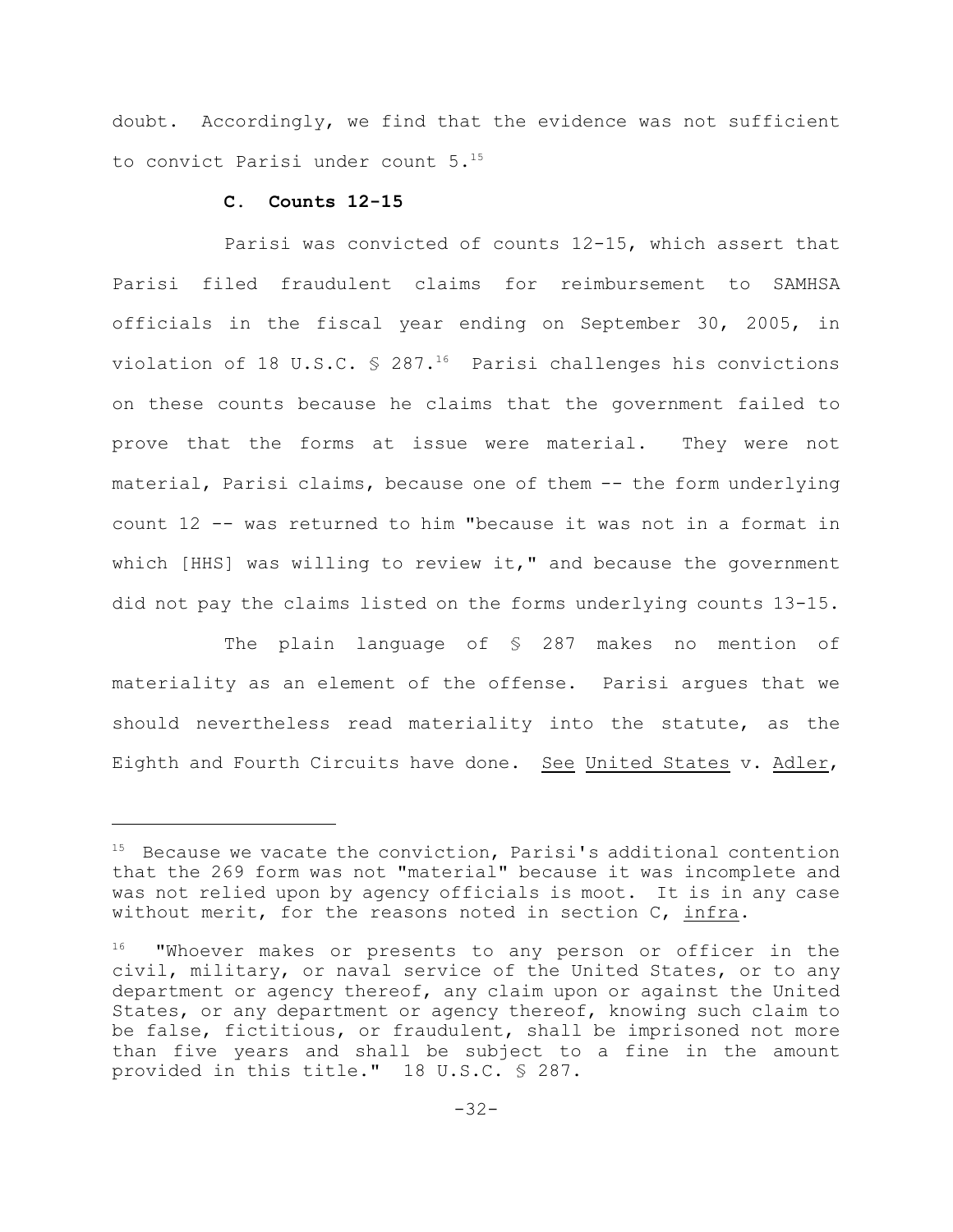doubt. Accordingly, we find that the evidence was not sufficient to convict Parisi under count 5.[15]

### C. Counts 12-15

Parisi was convicted of counts 12-15, which assert that Parisi filed fraudulent claims for reimbursement to SAMHSA officials in the fiscal year ending on September 30, 2005, in violation of 18 U.S.C. § 287.[16] Parisi challenges his convictions on these counts because he claims that the government failed to prove that the forms at issue were material. They were not material, Parisi claims, because one of them -- the form underlying count 12 -- was returned to him "because it was not in a format in which [HHS] was willing to review it," and because the government did not pay the claims listed on the forms underlying counts 13-15.

The plain language of § 287 makes no mention of materiality as an element of the offense. Parisi argues that we should nevertheless read materiality into the statute, as the Eighth and Fourth Circuits have done. See United States v. Adler,

---

[15] Because we vacate the conviction, Parisi's additional contention that the 269 form was not "material" because it was incomplete and was not relied upon by agency officials is moot. It is in any case without merit, for the reasons noted in section C, infra.

[16] "Whoever makes or presents to any person or officer in the civil, military, or naval service of the United States, or to any department or agency thereof, any claim upon or against the United States, or any department or agency thereof, knowing such claim to be false, fictitious, or fraudulent, shall be imprisoned not more than five years and shall be subject to a fine in the amount provided in this title." 18 U.S.C. § 287.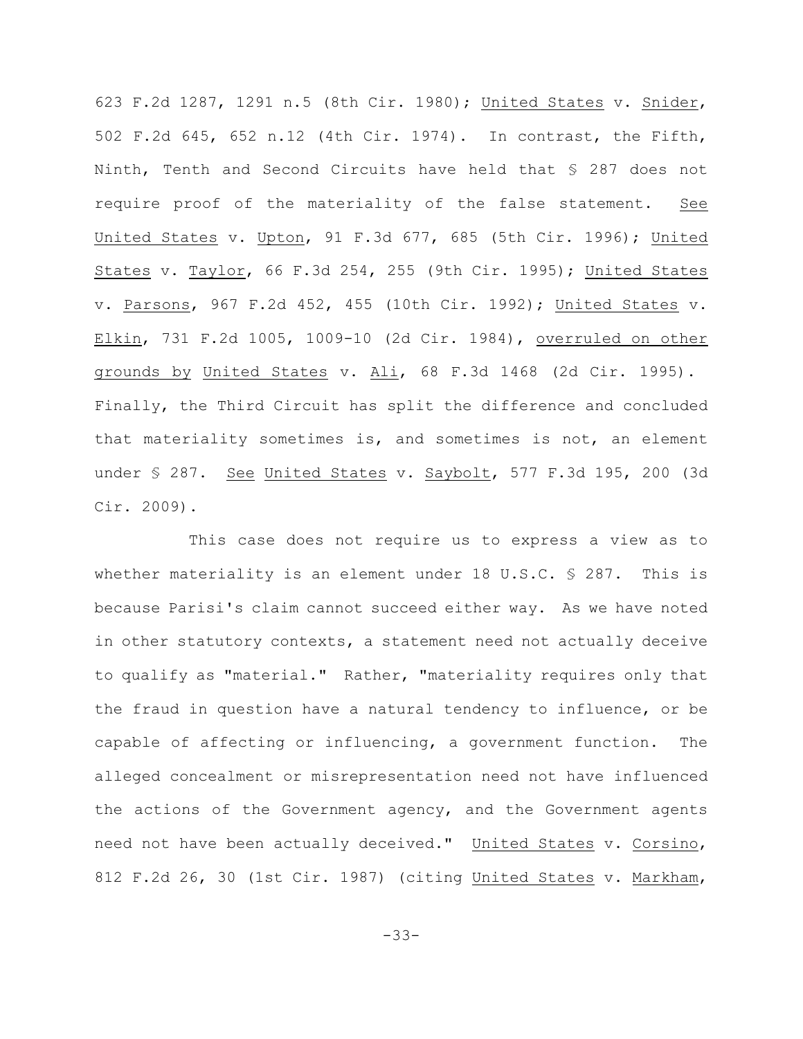623 F.2d 1287, 1291 n.5 (8th Cir. 1980); United States v. Snider, 502 F.2d 645, 652 n.12 (4th Cir. 1974). In contrast, the Fifth, Ninth, Tenth and Second Circuits have held that § 287 does not require proof of the materiality of the false statement. See United States v. Upton, 91 F.3d 677, 685 (5th Cir. 1996); United States v. Taylor, 66 F.3d 254, 255 (9th Cir. 1995); United States v. Parsons, 967 F.2d 452, 455 (10th Cir. 1992); United States v. Elkin, 731 F.2d 1005, 1009-10 (2d Cir. 1984), overruled on other grounds by United States v. Ali, 68 F.3d 1468 (2d Cir. 1995). Finally, the Third Circuit has split the difference and concluded that materiality sometimes is, and sometimes is not, an element under § 287. See United States v. Saybolt, 577 F.3d 195, 200 (3d Cir. 2009).

This case does not require us to express a view as to whether materiality is an element under 18 U.S.C. § 287. This is because Parisi's claim cannot succeed either way. As we have noted in other statutory contexts, a statement need not actually deceive to qualify as "material." Rather, "materiality requires only that the fraud in question have a natural tendency to influence, or be capable of affecting or influencing, a government function. The alleged concealment or misrepresentation need not have influenced the actions of the Government agency, and the Government agents need not have been actually deceived." United States v. Corsino, 812 F.2d 26, 30 (1st Cir. 1987) (citing United States v. Markham,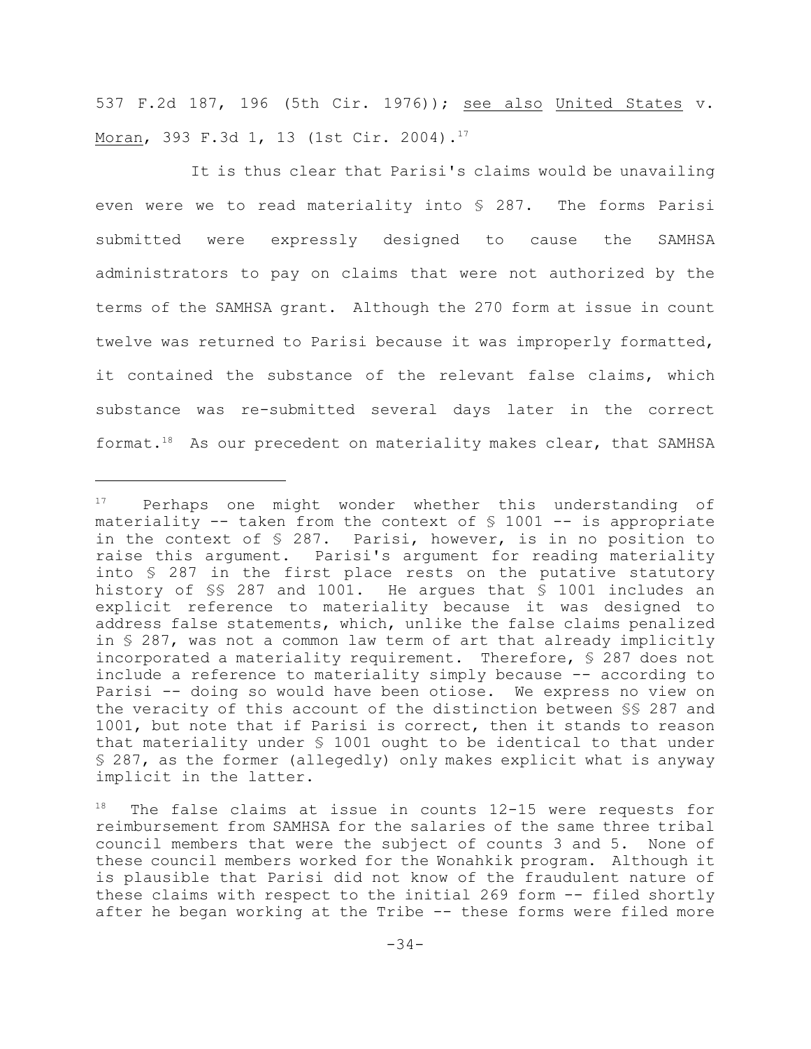537 F.2d 187, 196 (5th Cir. 1976)); see also United States v. Moran, 393 F.3d 1, 13 (1st Cir. 2004).[17]

It is thus clear that Parisi's claims would be unavailing even were we to read materiality into § 287. The forms Parisi submitted were expressly designed to cause the SAMHSA administrators to pay on claims that were not authorized by the terms of the SAMHSA grant. Although the 270 form at issue in count twelve was returned to Parisi because it was improperly formatted, it contained the substance of the relevant false claims, which substance was re-submitted several days later in the correct format.[18] As our precedent on materiality makes clear, that SAMHSA

---

[17] Perhaps one might wonder whether this understanding of materiality -- taken from the context of § 1001 -- is appropriate in the context of § 287. Parisi, however, is in no position to raise this argument. Parisi's argument for reading materiality into § 287 in the first place rests on the putative statutory history of §§ 287 and 1001. He argues that § 1001 includes an explicit reference to materiality because it was designed to address false statements, which, unlike the false claims penalized in § 287, was not a common law term of art that already implicitly incorporated a materiality requirement. Therefore, § 287 does not include a reference to materiality simply because -- according to Parisi -- doing so would have been otiose. We express no view on the veracity of this account of the distinction between §§ 287 and 1001, but note that if Parisi is correct, then it stands to reason that materiality under § 1001 ought to be identical to that under § 287, as the former (allegedly) only makes explicit what is anyway implicit in the latter.

[18] The false claims at issue in counts 12-15 were requests for reimbursement from SAMHSA for the salaries of the same three tribal council members that were the subject of counts 3 and 5. None of these council members worked for the Wonahkik program. Although it is plausible that Parisi did not know of the fraudulent nature of these claims with respect to the initial 269 form -- filed shortly after he began working at the Tribe -- these forms were filed more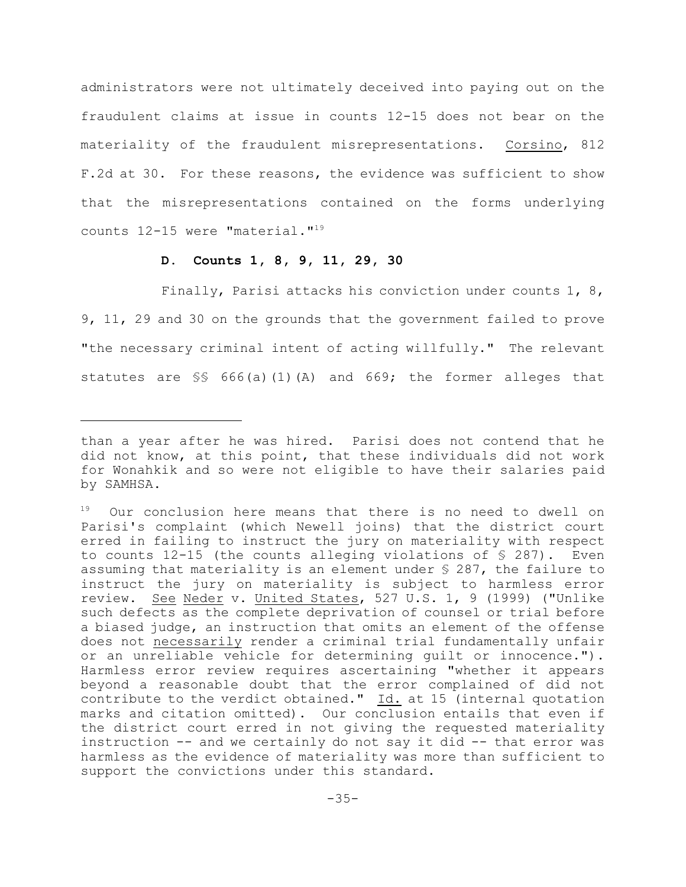administrators were not ultimately deceived into paying out on the fraudulent claims at issue in counts 12-15 does not bear on the materiality of the fraudulent misrepresentations. Corsino, 812 F.2d at 30. For these reasons, the evidence was sufficient to show that the misrepresentations contained on the forms underlying counts 12-15 were "material."[19]

### D. Counts 1, 8, 9, 11, 29, 30

Finally, Parisi attacks his conviction under counts 1, 8, 9, 11, 29 and 30 on the grounds that the government failed to prove "the necessary criminal intent of acting willfully." The relevant statutes are §§ 666(a)(1)(A) and 669; the former alleges that

---

than a year after he was hired. Parisi does not contend that he did not know, at this point, that these individuals did not work for Wonahkik and so were not eligible to have their salaries paid by SAMHSA.

[19] Our conclusion here means that there is no need to dwell on Parisi's complaint (which Newell joins) that the district court erred in failing to instruct the jury on materiality with respect to counts 12-15 (the counts alleging violations of § 287). Even assuming that materiality is an element under § 287, the failure to instruct the jury on materiality is subject to harmless error review. See Neder v. United States, 527 U.S. 1, 9 (1999) ("Unlike such defects as the complete deprivation of counsel or trial before a biased judge, an instruction that omits an element of the offense does not necessarily render a criminal trial fundamentally unfair or an unreliable vehicle for determining guilt or innocence."). Harmless error review requires ascertaining "whether it appears beyond a reasonable doubt that the error complained of did not contribute to the verdict obtained." Id. at 15 (internal quotation marks and citation omitted). Our conclusion entails that even if the district court erred in not giving the requested materiality instruction -- and we certainly do not say it did -- that error was harmless as the evidence of materiality was more than sufficient to support the convictions under this standard.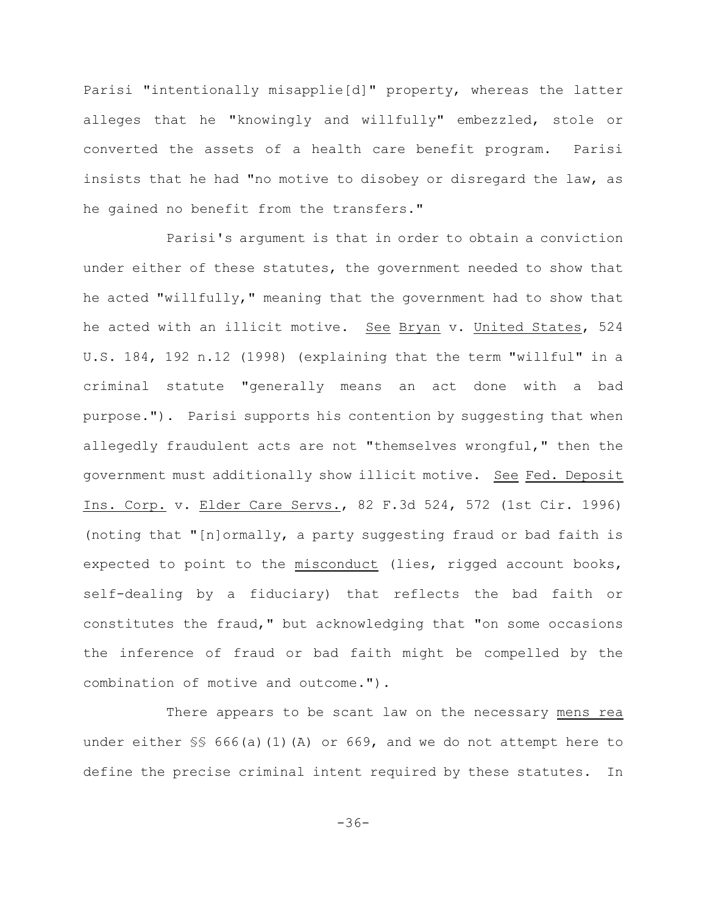Parisi "intentionally misapplie[d]" property, whereas the latter alleges that he "knowingly and willfully" embezzled, stole or converted the assets of a health care benefit program. Parisi insists that he had "no motive to disobey or disregard the law, as he gained no benefit from the transfers."

Parisi's argument is that in order to obtain a conviction under either of these statutes, the government needed to show that he acted "willfully," meaning that the government had to show that he acted with an illicit motive. See Bryan v. United States, 524 U.S. 184, 192 n.12 (1998) (explaining that the term "willful" in a criminal statute "generally means an act done with a bad purpose."). Parisi supports his contention by suggesting that when allegedly fraudulent acts are not "themselves wrongful," then the government must additionally show illicit motive. See Fed. Deposit Ins. Corp. v. Elder Care Servs., 82 F.3d 524, 572 (1st Cir. 1996) (noting that "[n]ormally, a party suggesting fraud or bad faith is expected to point to the misconduct (lies, rigged account books, self-dealing by a fiduciary) that reflects the bad faith or constitutes the fraud," but acknowledging that "on some occasions the inference of fraud or bad faith might be compelled by the combination of motive and outcome.").

There appears to be scant law on the necessary mens rea under either §§ 666(a)(1)(A) or 669, and we do not attempt here to define the precise criminal intent required by these statutes. In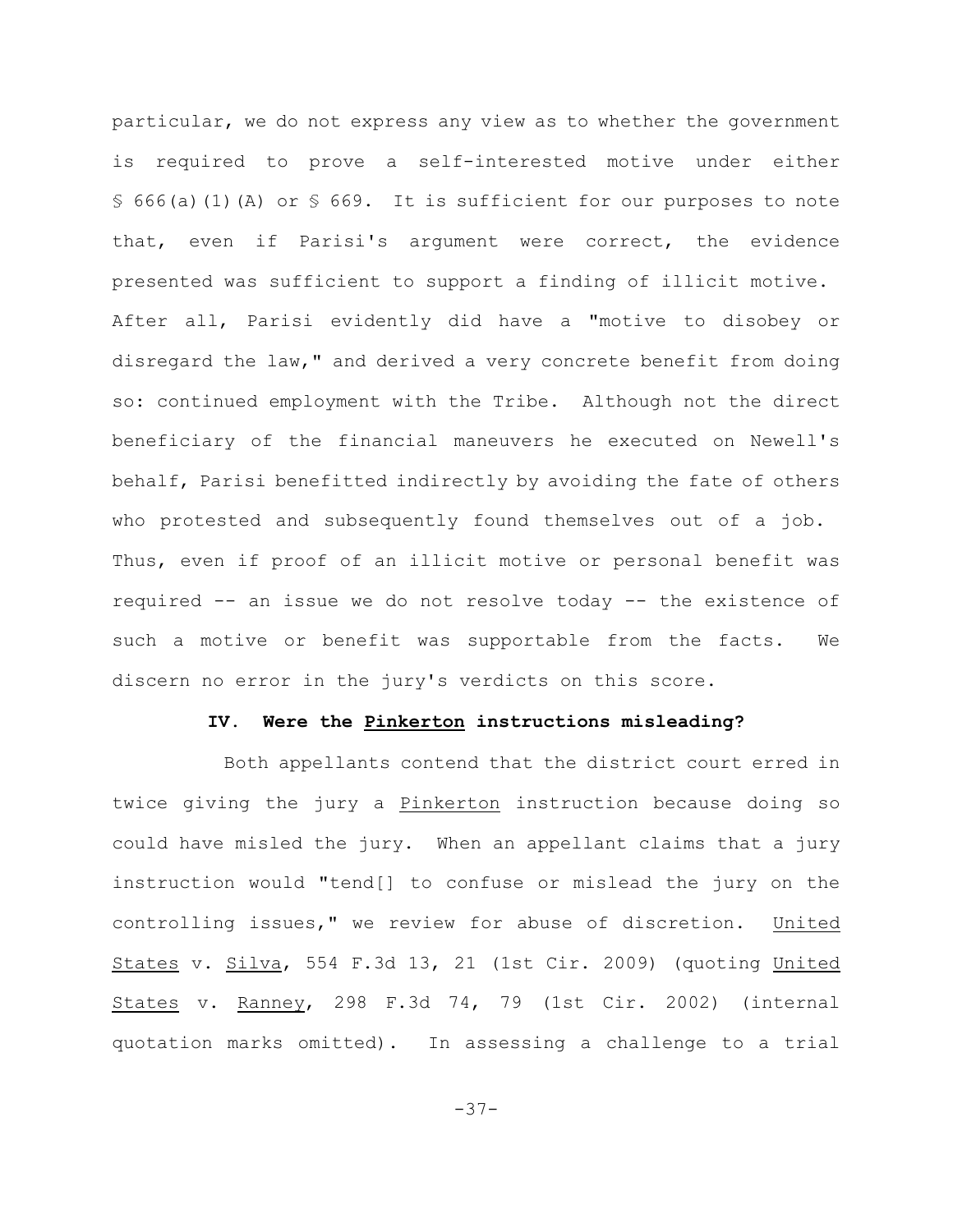particular, we do not express any view as to whether the government is required to prove a self-interested motive under either § 666(a)(1)(A) or § 669. It is sufficient for our purposes to note that, even if Parisi's argument were correct, the evidence presented was sufficient to support a finding of illicit motive. After all, Parisi evidently did have a "motive to disobey or disregard the law," and derived a very concrete benefit from doing so: continued employment with the Tribe. Although not the direct beneficiary of the financial maneuvers he executed on Newell's behalf, Parisi benefitted indirectly by avoiding the fate of others who protested and subsequently found themselves out of a job. Thus, even if proof of an illicit motive or personal benefit was required -- an issue we do not resolve today -- the existence of such a motive or benefit was supportable from the facts. We discern no error in the jury's verdicts on this score.

## IV. Were the Pinkerton instructions misleading?

Both appellants contend that the district court erred in twice giving the jury a Pinkerton instruction because doing so could have misled the jury. When an appellant claims that a jury instruction would "tend[] to confuse or mislead the jury on the controlling issues," we review for abuse of discretion. United States v. Silva, 554 F.3d 13, 21 (1st Cir. 2009) (quoting United States v. Ranney, 298 F.3d 74, 79 (1st Cir. 2002) (internal quotation marks omitted). In assessing a challenge to a trial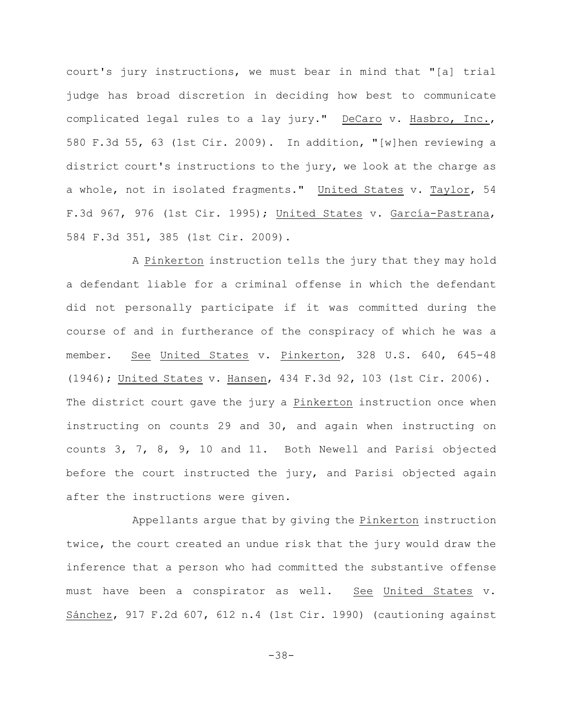court's jury instructions, we must bear in mind that "[a] trial judge has broad discretion in deciding how best to communicate complicated legal rules to a lay jury." DeCaro v. Hasbro, Inc., 580 F.3d 55, 63 (1st Cir. 2009). In addition, "[w]hen reviewing a district court's instructions to the jury, we look at the charge as a whole, not in isolated fragments." United States v. Taylor, 54 F.3d 967, 976 (1st Cir. 1995); United States v. García-Pastrana, 584 F.3d 351, 385 (1st Cir. 2009).

A Pinkerton instruction tells the jury that they may hold a defendant liable for a criminal offense in which the defendant did not personally participate if it was committed during the course of and in furtherance of the conspiracy of which he was a member. See United States v. Pinkerton, 328 U.S. 640, 645-48 (1946); United States v. Hansen, 434 F.3d 92, 103 (1st Cir. 2006). The district court gave the jury a Pinkerton instruction once when instructing on counts 29 and 30, and again when instructing on counts 3, 7, 8, 9, 10 and 11. Both Newell and Parisi objected before the court instructed the jury, and Parisi objected again after the instructions were given.

Appellants argue that by giving the Pinkerton instruction twice, the court created an undue risk that the jury would draw the inference that a person who had committed the substantive offense must have been a conspirator as well. See United States v. Sánchez, 917 F.2d 607, 612 n.4 (1st Cir. 1990) (cautioning against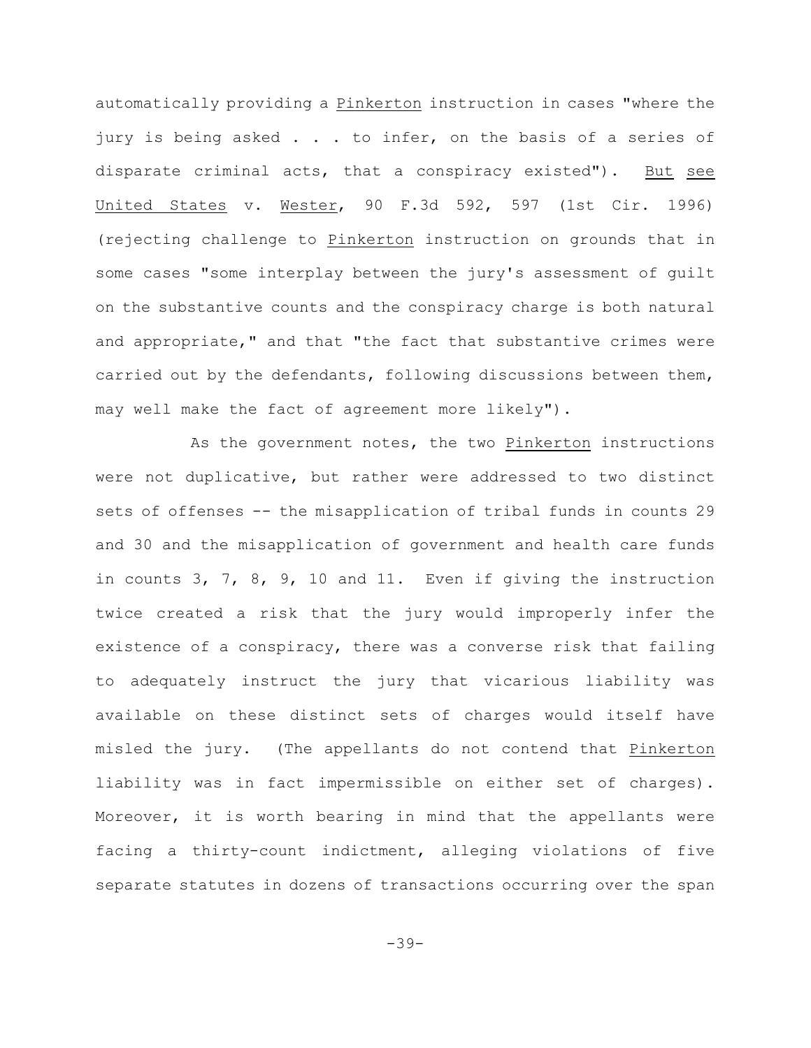automatically providing a Pinkerton instruction in cases "where the jury is being asked . . . to infer, on the basis of a series of disparate criminal acts, that a conspiracy existed"). But see United States v. Wester, 90 F.3d 592, 597 (1st Cir. 1996) (rejecting challenge to Pinkerton instruction on grounds that in some cases "some interplay between the jury's assessment of guilt on the substantive counts and the conspiracy charge is both natural and appropriate," and that "the fact that substantive crimes were carried out by the defendants, following discussions between them, may well make the fact of agreement more likely").

As the government notes, the two Pinkerton instructions were not duplicative, but rather were addressed to two distinct sets of offenses -- the misapplication of tribal funds in counts 29 and 30 and the misapplication of government and health care funds in counts 3, 7, 8, 9, 10 and 11. Even if giving the instruction twice created a risk that the jury would improperly infer the existence of a conspiracy, there was a converse risk that failing to adequately instruct the jury that vicarious liability was available on these distinct sets of charges would itself have misled the jury. (The appellants do not contend that Pinkerton liability was in fact impermissible on either set of charges). Moreover, it is worth bearing in mind that the appellants were facing a thirty-count indictment, alleging violations of five separate statutes in dozens of transactions occurring over the span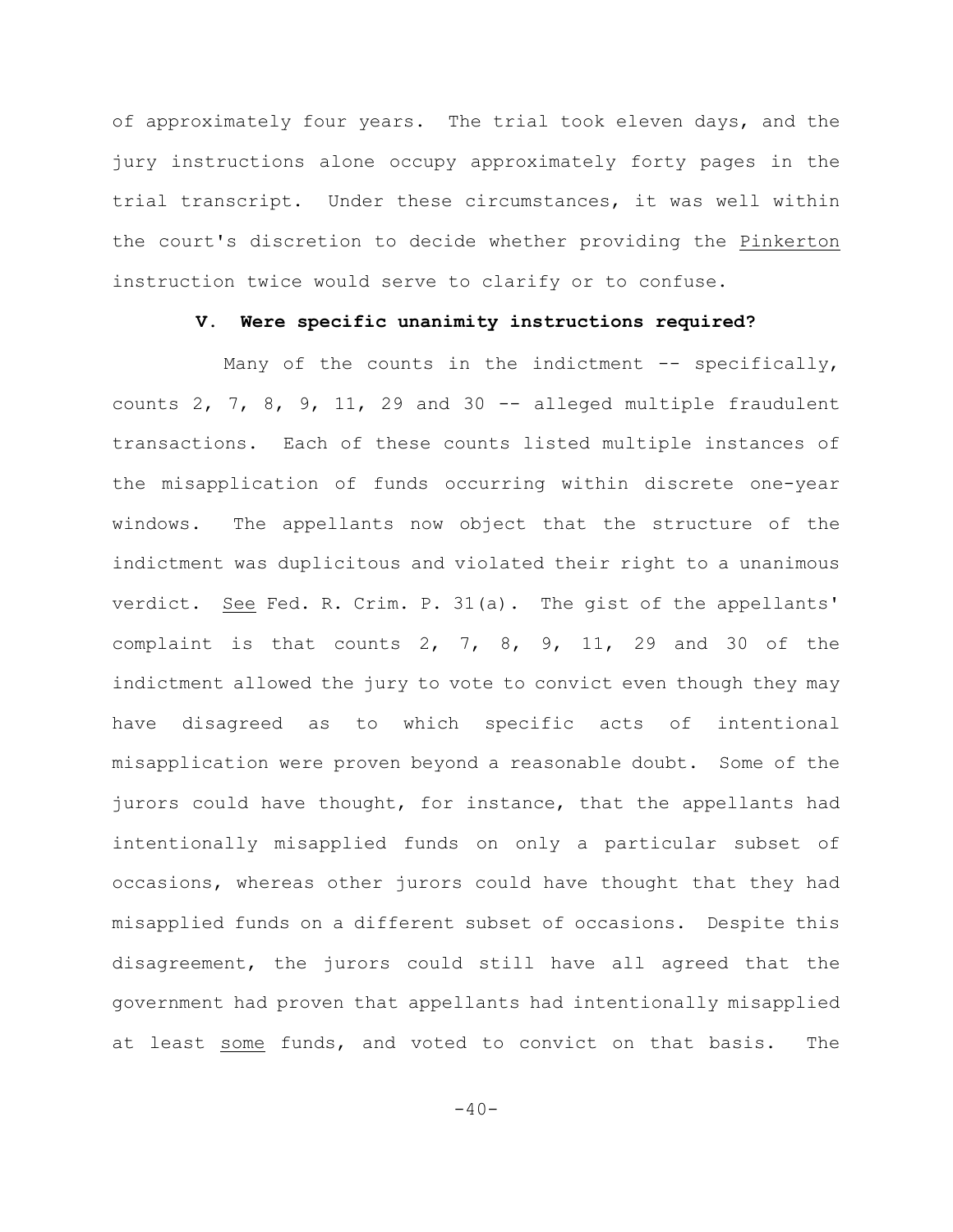of approximately four years. The trial took eleven days, and the jury instructions alone occupy approximately forty pages in the trial transcript. Under these circumstances, it was well within the court's discretion to decide whether providing the Pinkerton instruction twice would serve to clarify or to confuse.

### V. Were specific unanimity instructions required?

Many of the counts in the indictment -- specifically, counts 2, 7, 8, 9, 11, 29 and 30 -- alleged multiple fraudulent transactions. Each of these counts listed multiple instances of the misapplication of funds occurring within discrete one-year windows. The appellants now object that the structure of the indictment was duplicitous and violated their right to a unanimous verdict. See Fed. R. Crim. P. 31(a). The gist of the appellants' complaint is that counts 2, 7, 8, 9, 11, 29 and 30 of the indictment allowed the jury to vote to convict even though they may have disagreed as to which specific acts of intentional misapplication were proven beyond a reasonable doubt. Some of the jurors could have thought, for instance, that the appellants had intentionally misapplied funds on only a particular subset of occasions, whereas other jurors could have thought that they had misapplied funds on a different subset of occasions. Despite this disagreement, the jurors could still have all agreed that the government had proven that appellants had intentionally misapplied at least some funds, and voted to convict on that basis. The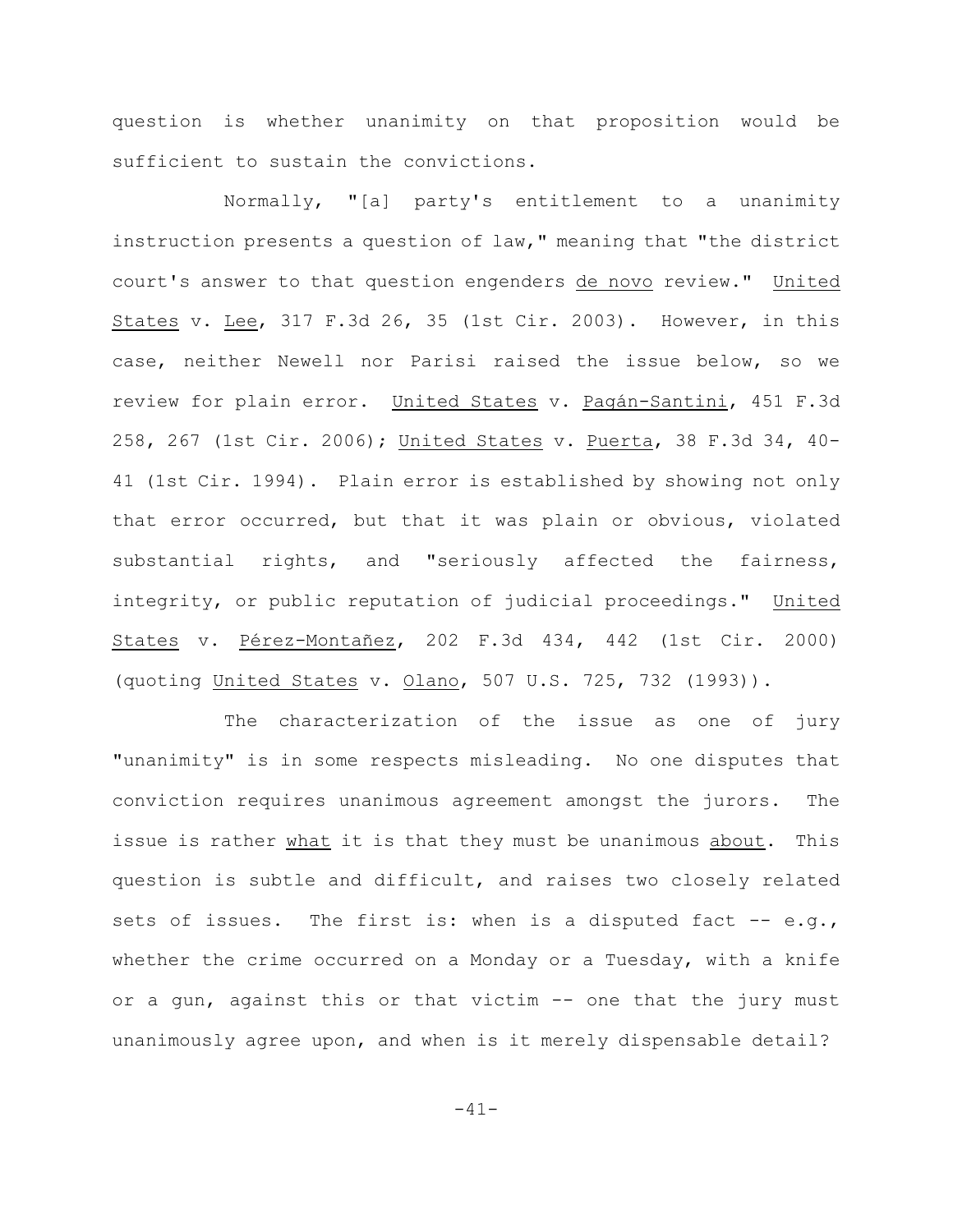question is whether unanimity on that proposition would be sufficient to sustain the convictions.

Normally, "[a] party's entitlement to a unanimity instruction presents a question of law," meaning that "the district court's answer to that question engenders de novo review." United States v. Lee, 317 F.3d 26, 35 (1st Cir. 2003). However, in this case, neither Newell nor Parisi raised the issue below, so we review for plain error. United States v. Pagán-Santini, 451 F.3d 258, 267 (1st Cir. 2006); United States v. Puerta, 38 F.3d 34, 40-41 (1st Cir. 1994). Plain error is established by showing not only that error occurred, but that it was plain or obvious, violated substantial rights, and "seriously affected the fairness, integrity, or public reputation of judicial proceedings." United States v. Pérez-Montañez, 202 F.3d 434, 442 (1st Cir. 2000) (quoting United States v. Olano, 507 U.S. 725, 732 (1993)).

The characterization of the issue as one of jury "unanimity" is in some respects misleading. No one disputes that conviction requires unanimous agreement amongst the jurors. The issue is rather what it is that they must be unanimous about. This question is subtle and difficult, and raises two closely related sets of issues. The first is: when is a disputed fact -- e.g., whether the crime occurred on a Monday or a Tuesday, with a knife or a gun, against this or that victim -- one that the jury must unanimously agree upon, and when is it merely dispensable detail?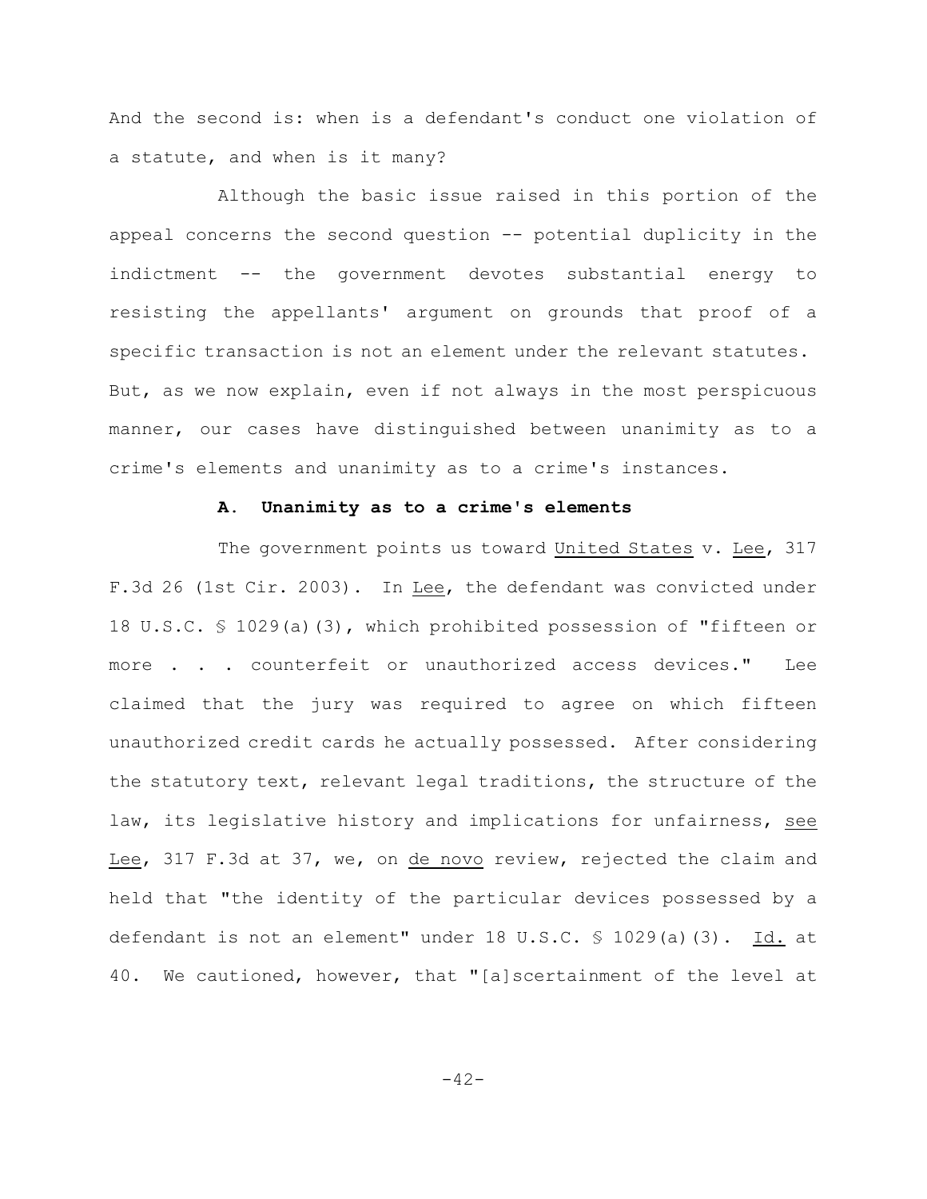And the second is: when is a defendant's conduct one violation of a statute, and when is it many?

Although the basic issue raised in this portion of the appeal concerns the second question -- potential duplicity in the indictment -- the government devotes substantial energy to resisting the appellants' argument on grounds that proof of a specific transaction is not an element under the relevant statutes. But, as we now explain, even if not always in the most perspicuous manner, our cases have distinguished between unanimity as to a crime's elements and unanimity as to a crime's instances.

### A. Unanimity as to a crime's elements

The government points us toward United States v. Lee, 317 F.3d 26 (1st Cir. 2003). In Lee, the defendant was convicted under 18 U.S.C. § 1029(a)(3), which prohibited possession of "fifteen or more . . . counterfeit or unauthorized access devices." Lee claimed that the jury was required to agree on which fifteen unauthorized credit cards he actually possessed. After considering the statutory text, relevant legal traditions, the structure of the law, its legislative history and implications for unfairness, see Lee, 317 F.3d at 37, we, on de novo review, rejected the claim and held that "the identity of the particular devices possessed by a defendant is not an element" under 18 U.S.C. § 1029(a)(3). Id. at 40. We cautioned, however, that "[a]scertainment of the level at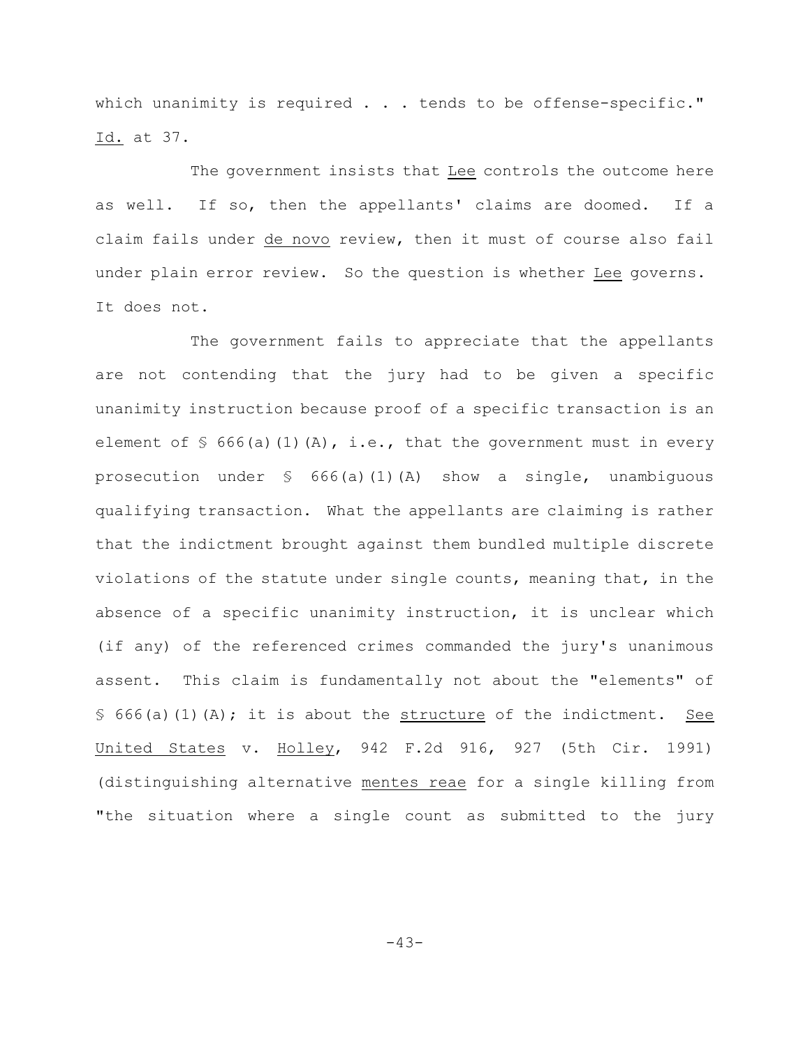which unanimity is required . . . tends to be offense-specific." Id. at 37.

The government insists that Lee controls the outcome here as well. If so, then the appellants' claims are doomed. If a claim fails under de novo review, then it must of course also fail under plain error review. So the question is whether Lee governs. It does not.

The government fails to appreciate that the appellants are not contending that the jury had to be given a specific unanimity instruction because proof of a specific transaction is an element of § 666(a)(1)(A), i.e., that the government must in every prosecution under § 666(a)(1)(A) show a single, unambiguous qualifying transaction. What the appellants are claiming is rather that the indictment brought against them bundled multiple discrete violations of the statute under single counts, meaning that, in the absence of a specific unanimity instruction, it is unclear which (if any) of the referenced crimes commanded the jury's unanimous assent. This claim is fundamentally not about the "elements" of § 666(a)(1)(A); it is about the structure of the indictment. See United States v. Holley, 942 F.2d 916, 927 (5th Cir. 1991) (distinguishing alternative mentes reae for a single killing from "the situation where a single count as submitted to the jury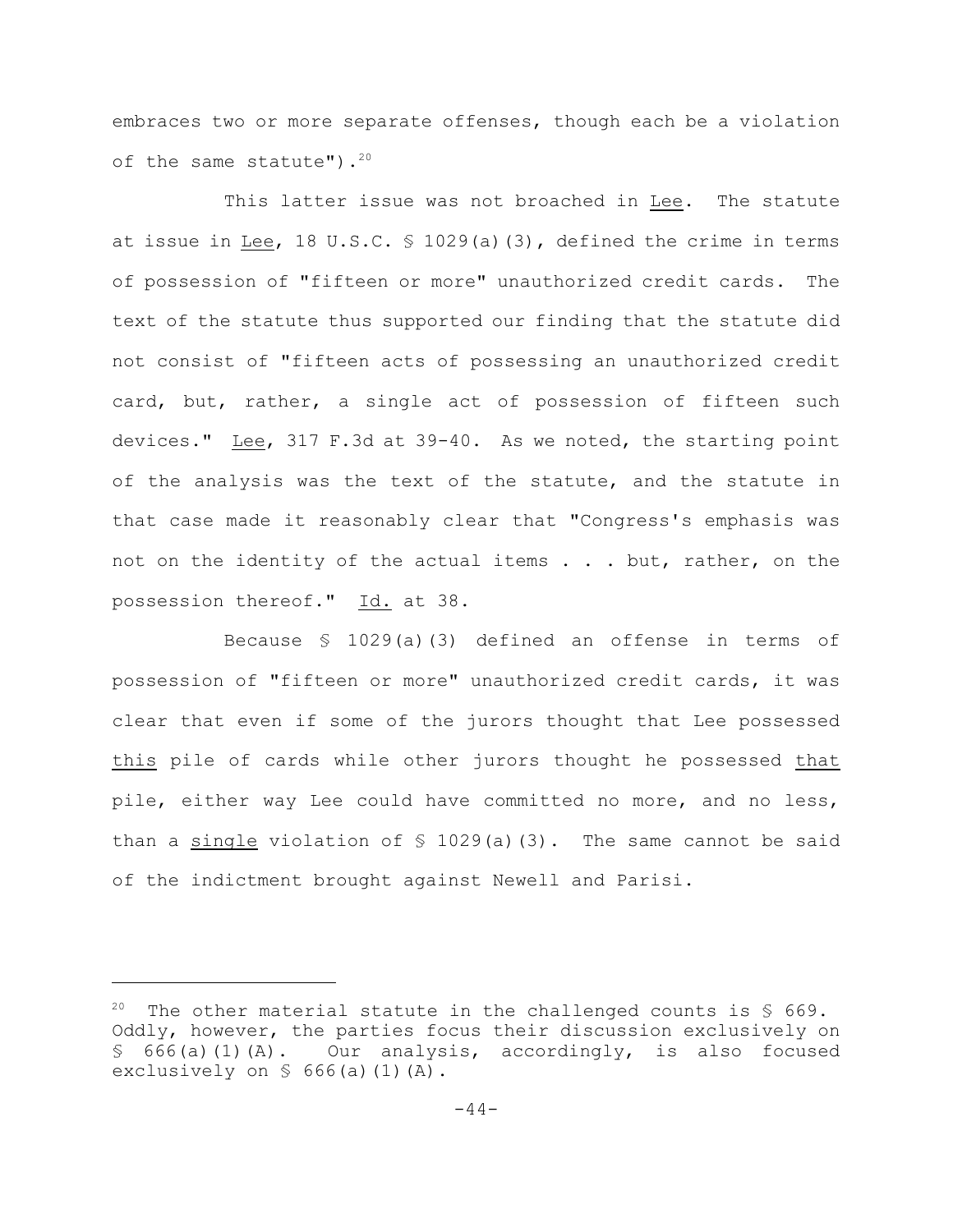embraces two or more separate offenses, though each be a violation of the same statute").[20]

This latter issue was not broached in Lee. The statute at issue in Lee, 18 U.S.C. § 1029(a)(3), defined the crime in terms of possession of "fifteen or more" unauthorized credit cards. The text of the statute thus supported our finding that the statute did not consist of "fifteen acts of possessing an unauthorized credit card, but, rather, a single act of possession of fifteen such devices." Lee, 317 F.3d at 39-40. As we noted, the starting point of the analysis was the text of the statute, and the statute in that case made it reasonably clear that "Congress's emphasis was not on the identity of the actual items . . . but, rather, on the possession thereof." Id. at 38.

Because § 1029(a)(3) defined an offense in terms of possession of "fifteen or more" unauthorized credit cards, it was clear that even if some of the jurors thought that Lee possessed this pile of cards while other jurors thought he possessed that pile, either way Lee could have committed no more, and no less, than a single violation of § 1029(a)(3). The same cannot be said of the indictment brought against Newell and Parisi.

---

[20] The other material statute in the challenged counts is § 669. Oddly, however, the parties focus their discussion exclusively on § 666(a)(1)(A). Our analysis, accordingly, is also focused exclusively on § 666(a)(1)(A).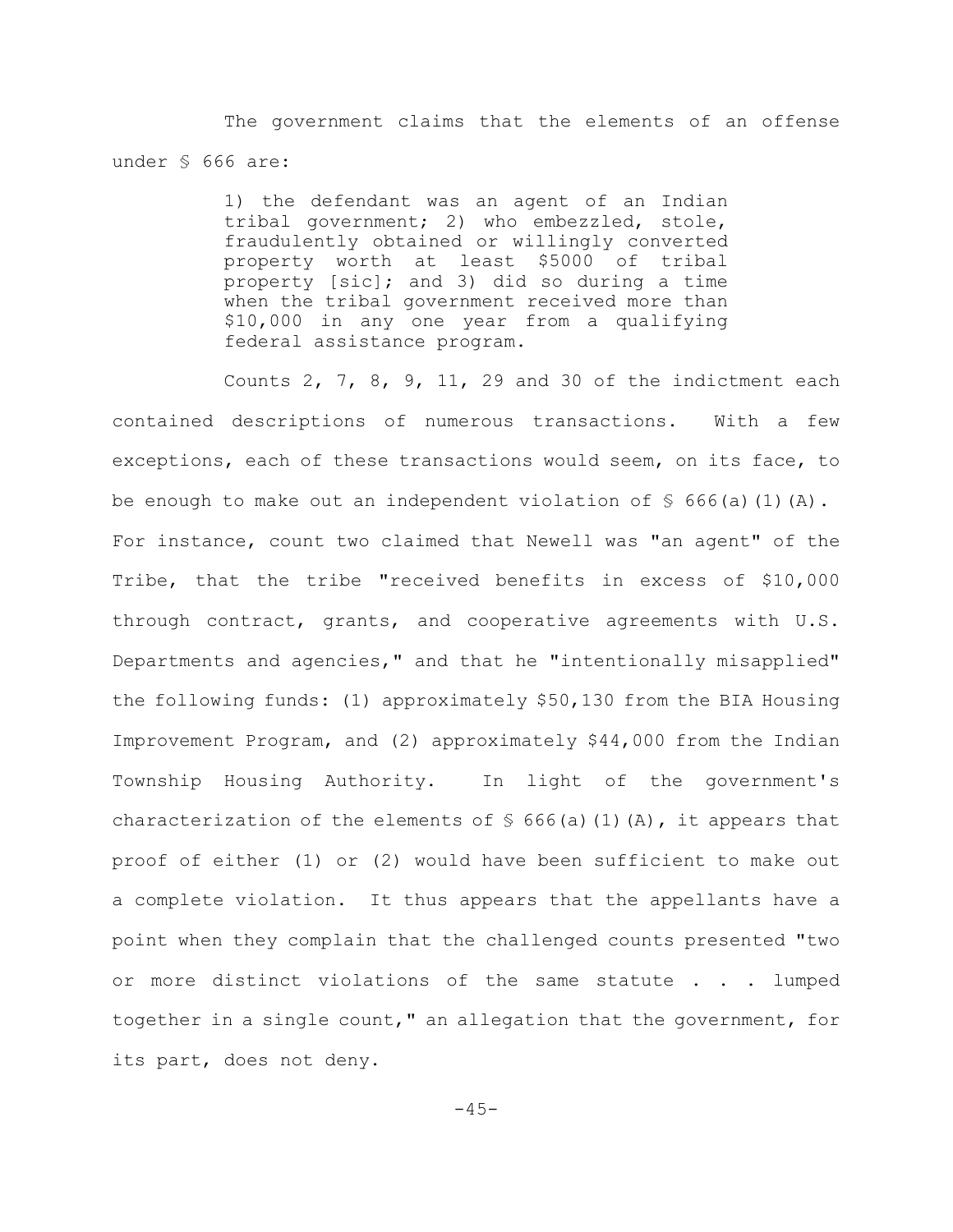The government claims that the elements of an offense under § 666 are:

> 1) the defendant was an agent of an Indian tribal government; 2) who embezzled, stole, fraudulently obtained or willingly converted property worth at least $5000 of tribal property [sic]; and 3) did so during a time when the tribal government received more than $10,000 in any one year from a qualifying federal assistance program.

Counts 2, 7, 8, 9, 11, 29 and 30 of the indictment each contained descriptions of numerous transactions. With a few exceptions, each of these transactions would seem, on its face, to be enough to make out an independent violation of § 666(a)(1)(A). For instance, count two claimed that Newell was "an agent" of the Tribe, that the tribe "received benefits in excess of $10,000 through contract, grants, and cooperative agreements with U.S. Departments and agencies," and that he "intentionally misapplied" the following funds: (1) approximately $50,130 from the BIA Housing Improvement Program, and (2) approximately $44,000 from the Indian Township Housing Authority. In light of the government's characterization of the elements of § 666(a)(1)(A), it appears that proof of either (1) or (2) would have been sufficient to make out a complete violation. It thus appears that the appellants have a point when they complain that the challenged counts presented "two or more distinct violations of the same statute . . . lumped together in a single count," an allegation that the government, for its part, does not deny.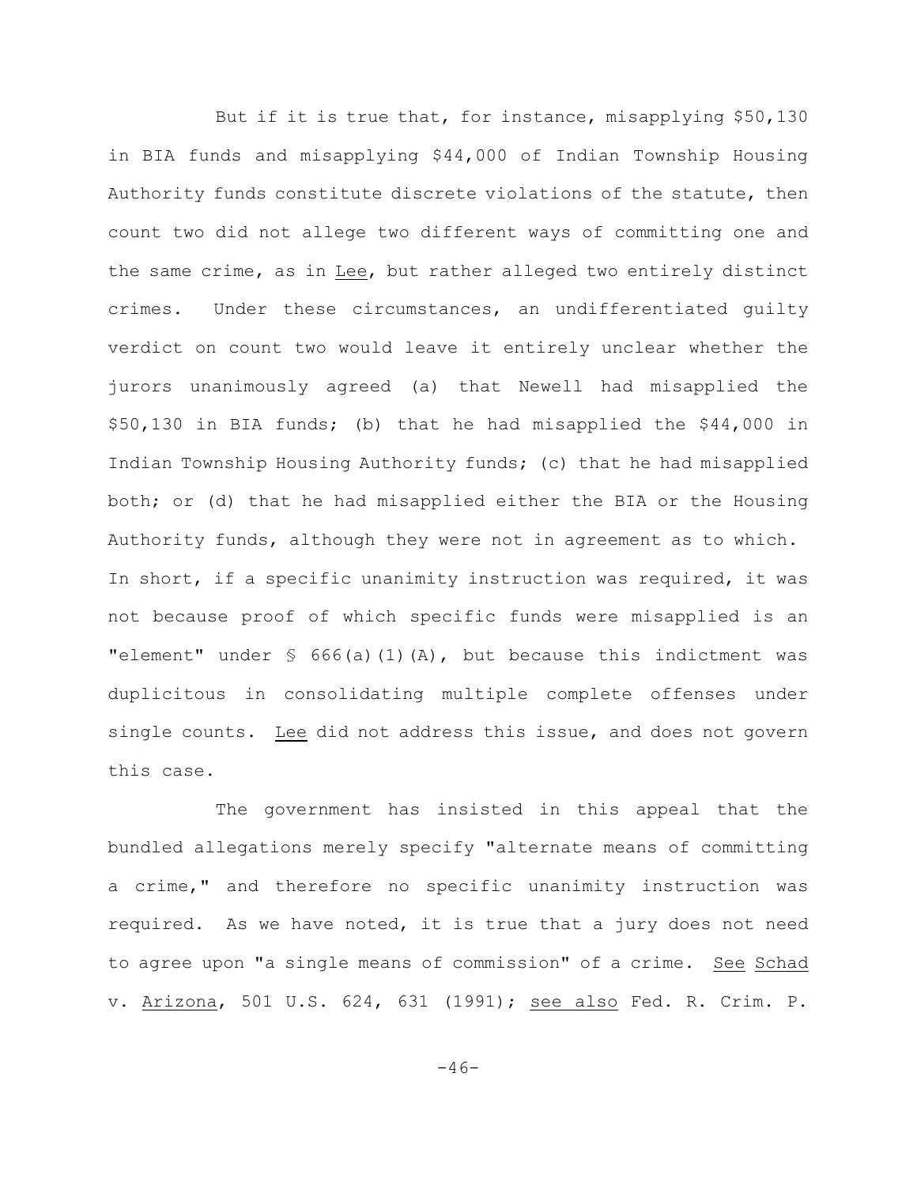But if it is true that, for instance, misapplying $50,130 in BIA funds and misapplying $44,000 of Indian Township Housing Authority funds constitute discrete violations of the statute, then count two did not allege two different ways of committing one and the same crime, as in Lee, but rather alleged two entirely distinct crimes. Under these circumstances, an undifferentiated guilty verdict on count two would leave it entirely unclear whether the jurors unanimously agreed (a) that Newell had misapplied the $50,130 in BIA funds; (b) that he had misapplied the $44,000 in Indian Township Housing Authority funds; (c) that he had misapplied both; or (d) that he had misapplied either the BIA or the Housing Authority funds, although they were not in agreement as to which. In short, if a specific unanimity instruction was required, it was not because proof of which specific funds were misapplied is an "element" under § 666(a)(1)(A), but because this indictment was duplicitous in consolidating multiple complete offenses under single counts. Lee did not address this issue, and does not govern this case.

The government has insisted in this appeal that the bundled allegations merely specify "alternate means of committing a crime," and therefore no specific unanimity instruction was required. As we have noted, it is true that a jury does not need to agree upon "a single means of commission" of a crime. See Schad v. Arizona, 501 U.S. 624, 631 (1991); see also Fed. R. Crim. P.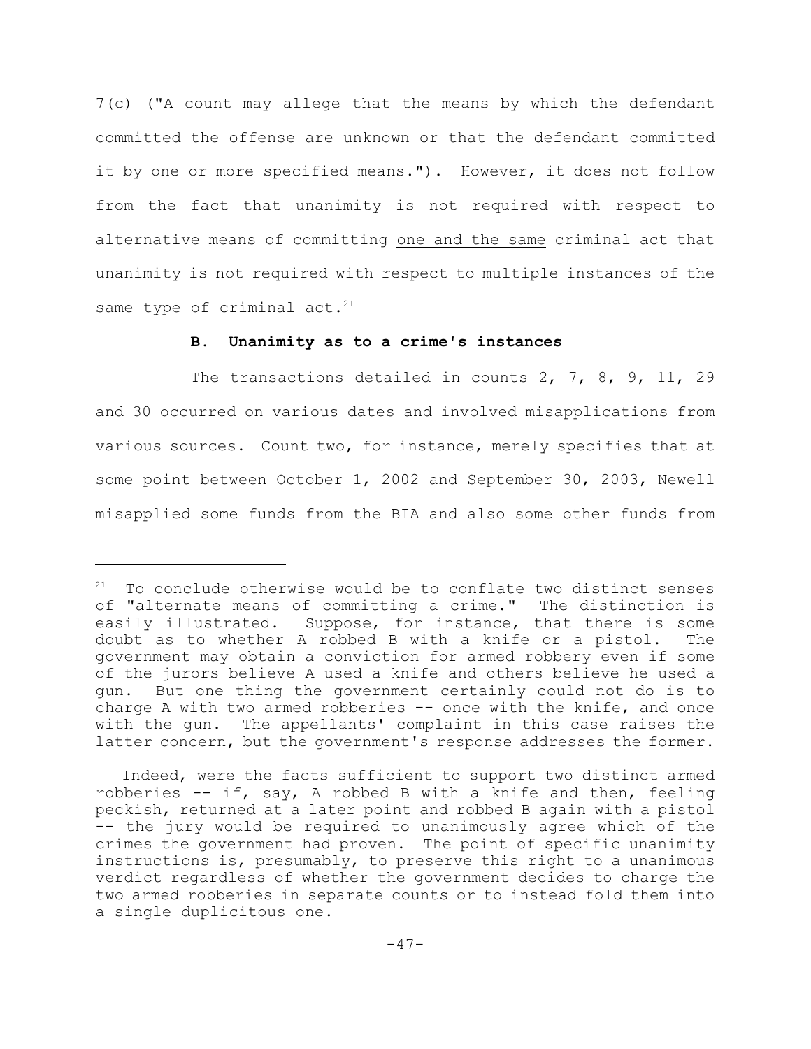7(c) ("A count may allege that the means by which the defendant committed the offense are unknown or that the defendant committed it by one or more specified means."). However, it does not follow from the fact that unanimity is not required with respect to alternative means of committing <u>one and the same</u> criminal act that unanimity is not required with respect to multiple instances of the same <u>type</u> of criminal act.[21]

### B. Unanimity as to a crime's instances

The transactions detailed in counts 2, 7, 8, 9, 11, 29 and 30 occurred on various dates and involved misapplications from various sources. Count two, for instance, merely specifies that at some point between October 1, 2002 and September 30, 2003, Newell misapplied some funds from the BIA and also some other funds from

---

[21] To conclude otherwise would be to conflate two distinct senses of "alternate means of committing a crime." The distinction is easily illustrated. Suppose, for instance, that there is some doubt as to whether A robbed B with a knife or a pistol. The government may obtain a conviction for armed robbery even if some of the jurors believe A used a knife and others believe he used a gun. But one thing the government certainly could not do is to charge A with <u>two</u> armed robberies -- once with the knife, and once with the gun. The appellants' complaint in this case raises the latter concern, but the government's response addresses the former.

Indeed, were the facts sufficient to support two distinct armed robberies -- if, say, A robbed B with a knife and then, feeling peckish, returned at a later point and robbed B again with a pistol -- the jury would be required to unanimously agree which of the crimes the government had proven. The point of specific unanimity instructions is, presumably, to preserve this right to a unanimous verdict regardless of whether the government decides to charge the two armed robberies in separate counts or to instead fold them into a single duplicitous one.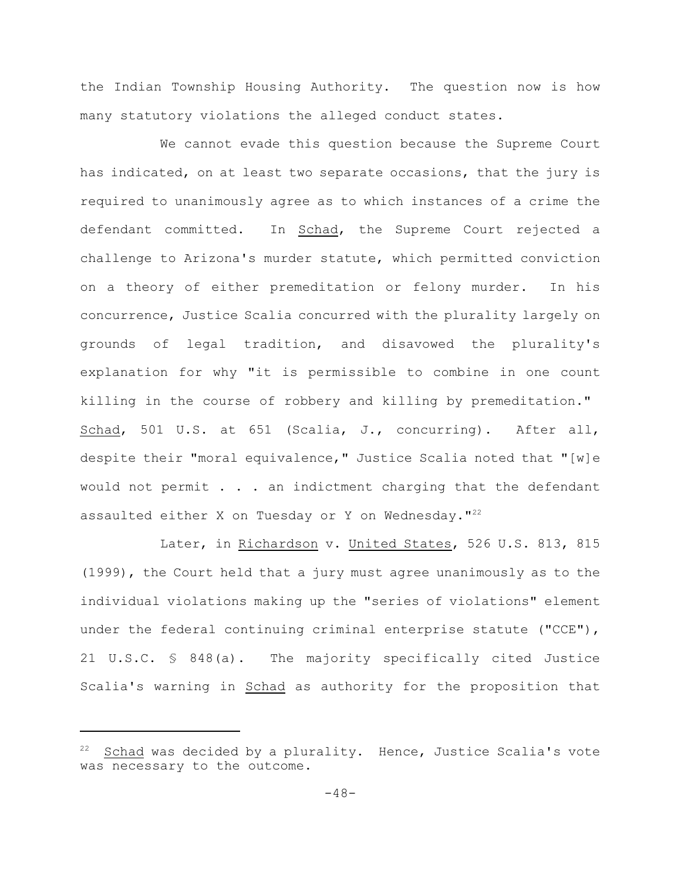the Indian Township Housing Authority. The question now is how many statutory violations the alleged conduct states.

We cannot evade this question because the Supreme Court has indicated, on at least two separate occasions, that the jury is required to unanimously agree as to which instances of a crime the defendant committed. In Schad, the Supreme Court rejected a challenge to Arizona's murder statute, which permitted conviction on a theory of either premeditation or felony murder. In his concurrence, Justice Scalia concurred with the plurality largely on grounds of legal tradition, and disavowed the plurality's explanation for why "it is permissible to combine in one count killing in the course of robbery and killing by premeditation." Schad, 501 U.S. at 651 (Scalia, J., concurring). After all, despite their "moral equivalence," Justice Scalia noted that "[w]e would not permit . . . an indictment charging that the defendant assaulted either X on Tuesday or Y on Wednesday."[22]

Later, in Richardson v. United States, 526 U.S. 813, 815 (1999), the Court held that a jury must agree unanimously as to the individual violations making up the "series of violations" element under the federal continuing criminal enterprise statute ("CCE"), 21 U.S.C. § 848(a). The majority specifically cited Justice Scalia's warning in Schad as authority for the proposition that

---

[22] Schad was decided by a plurality. Hence, Justice Scalia's vote was necessary to the outcome.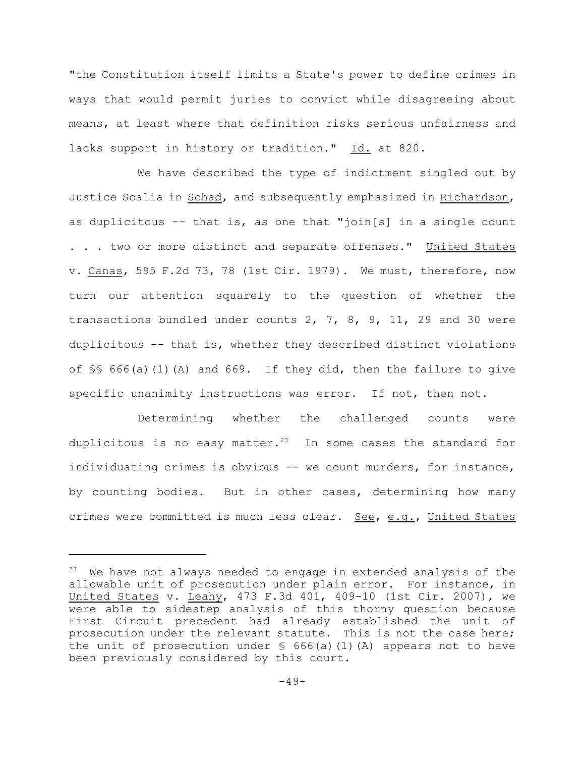"the Constitution itself limits a State's power to define crimes in ways that would permit juries to convict while disagreeing about means, at least where that definition risks serious unfairness and lacks support in history or tradition." Id. at 820.

We have described the type of indictment singled out by Justice Scalia in Schad, and subsequently emphasized in Richardson, as duplicitous -- that is, as one that "join[s] in a single count . . . two or more distinct and separate offenses." United States v. Canas, 595 F.2d 73, 78 (1st Cir. 1979). We must, therefore, now turn our attention squarely to the question of whether the transactions bundled under counts 2, 7, 8, 9, 11, 29 and 30 were duplicitous -- that is, whether they described distinct violations of §§ 666(a)(1)(A) and 669. If they did, then the failure to give specific unanimity instructions was error. If not, then not.

Determining whether the challenged counts were duplicitous is no easy matter.[23] In some cases the standard for individuating crimes is obvious -- we count murders, for instance, by counting bodies. But in other cases, determining how many crimes were committed is much less clear. See, e.g., United States

[23] We have not always needed to engage in extended analysis of the allowable unit of prosecution under plain error. For instance, in United States v. Leahy, 473 F.3d 401, 409-10 (1st Cir. 2007), we were able to sidestep analysis of this thorny question because First Circuit precedent had already established the unit of prosecution under the relevant statute. This is not the case here; the unit of prosecution under § 666(a)(1)(A) appears not to have been previously considered by this court.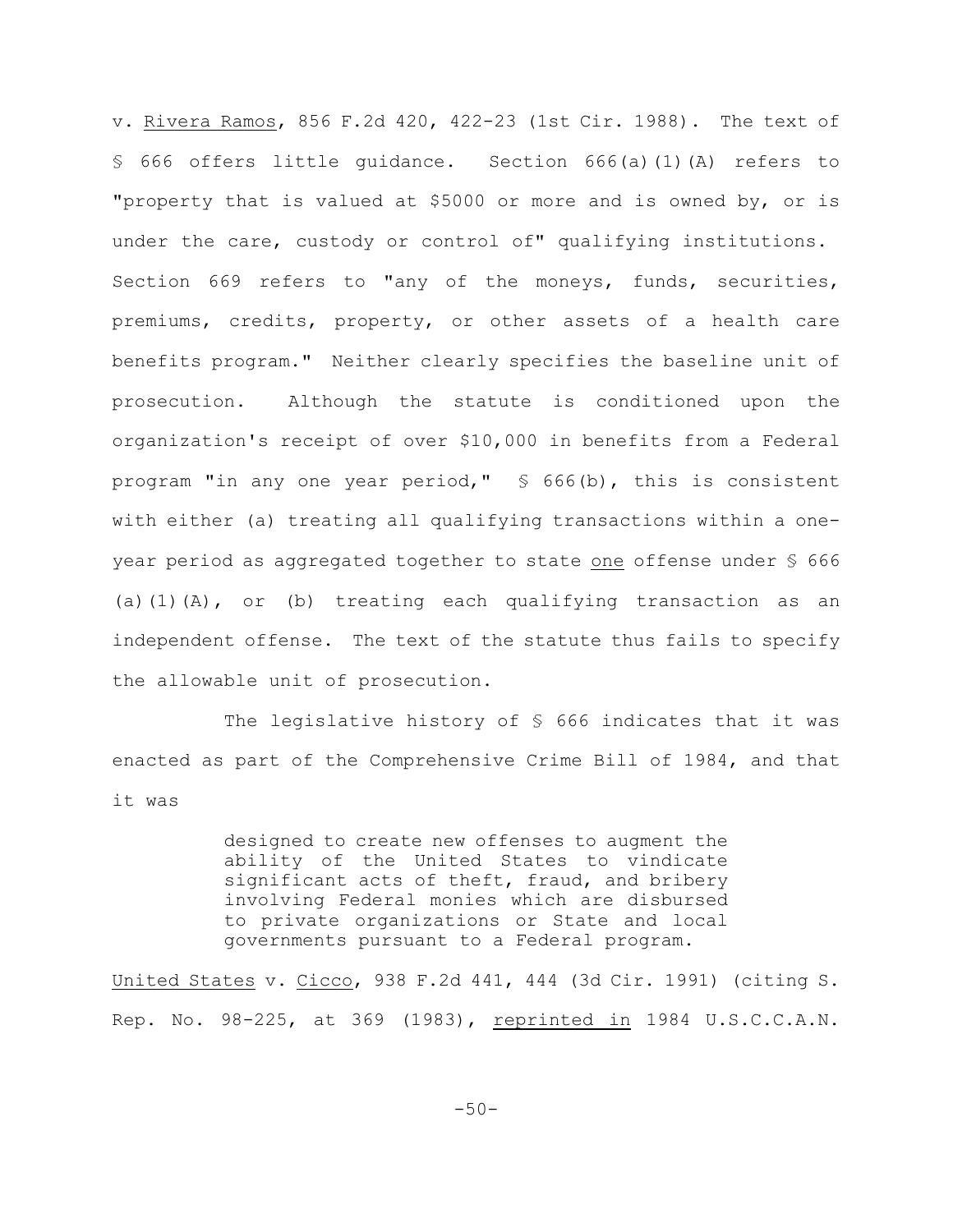v. Rivera Ramos, 856 F.2d 420, 422-23 (1st Cir. 1988). The text of § 666 offers little guidance. Section 666(a)(1)(A) refers to "property that is valued at $5000 or more and is owned by, or is under the care, custody or control of" qualifying institutions. Section 669 refers to "any of the moneys, funds, securities, premiums, credits, property, or other assets of a health care benefits program." Neither clearly specifies the baseline unit of prosecution. Although the statute is conditioned upon the organization's receipt of over $10,000 in benefits from a Federal program "in any one year period," § 666(b), this is consistent with either (a) treating all qualifying transactions within a one-year period as aggregated together to state one offense under § 666 (a)(1)(A), or (b) treating each qualifying transaction as an independent offense. The text of the statute thus fails to specify the allowable unit of prosecution.

The legislative history of § 666 indicates that it was enacted as part of the Comprehensive Crime Bill of 1984, and that it was

> designed to create new offenses to augment the ability of the United States to vindicate significant acts of theft, fraud, and bribery involving Federal monies which are disbursed to private organizations or State and local governments pursuant to a Federal program.

United States v. Cicco, 938 F.2d 441, 444 (3d Cir. 1991) (citing S. Rep. No. 98-225, at 369 (1983), reprinted in 1984 U.S.C.C.A.N.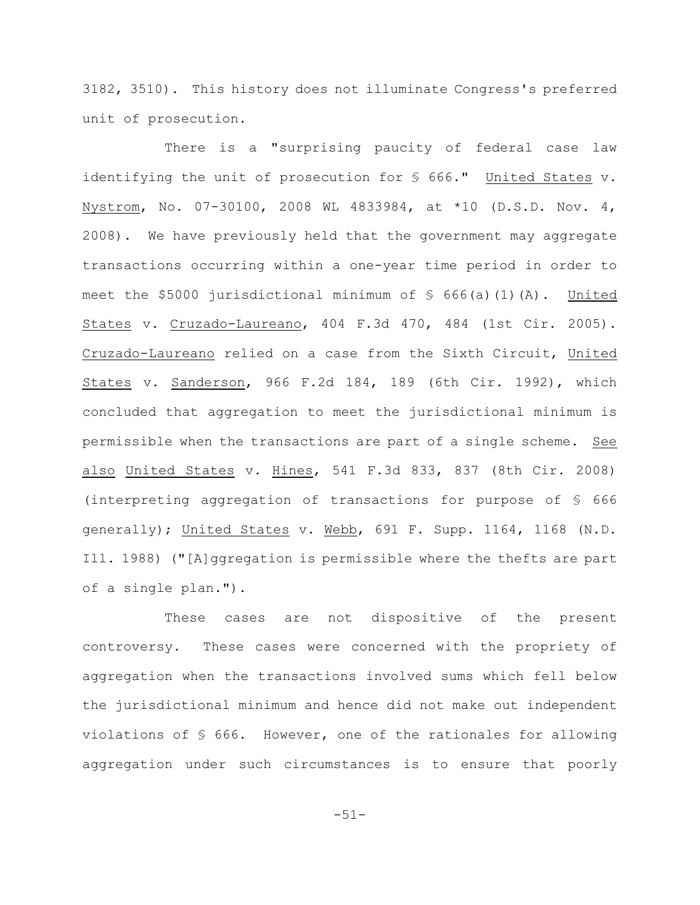3182, 3510). This history does not illuminate Congress's preferred unit of prosecution.

There is a "surprising paucity of federal case law identifying the unit of prosecution for § 666." United States v. Nystrom, No. 07-30100, 2008 WL 4833984, at *10 (D.S.D. Nov. 4, 2008). We have previously held that the government may aggregate transactions occurring within a one-year time period in order to meet the $5000 jurisdictional minimum of § 666(a)(1)(A). United States v. Cruzado-Laureano, 404 F.3d 470, 484 (1st Cir. 2005). Cruzado-Laureano relied on a case from the Sixth Circuit, United States v. Sanderson, 966 F.2d 184, 189 (6th Cir. 1992), which concluded that aggregation to meet the jurisdictional minimum is permissible when the transactions are part of a single scheme. See also United States v. Hines, 541 F.3d 833, 837 (8th Cir. 2008) (interpreting aggregation of transactions for purpose of § 666 generally); United States v. Webb, 691 F. Supp. 1164, 1168 (N.D. Ill. 1988) ("[A]ggregation is permissible where the thefts are part of a single plan.").

These cases are not dispositive of the present controversy. These cases were concerned with the propriety of aggregation when the transactions involved sums which fell below the jurisdictional minimum and hence did not make out independent violations of § 666. However, one of the rationales for allowing aggregation under such circumstances is to ensure that poorly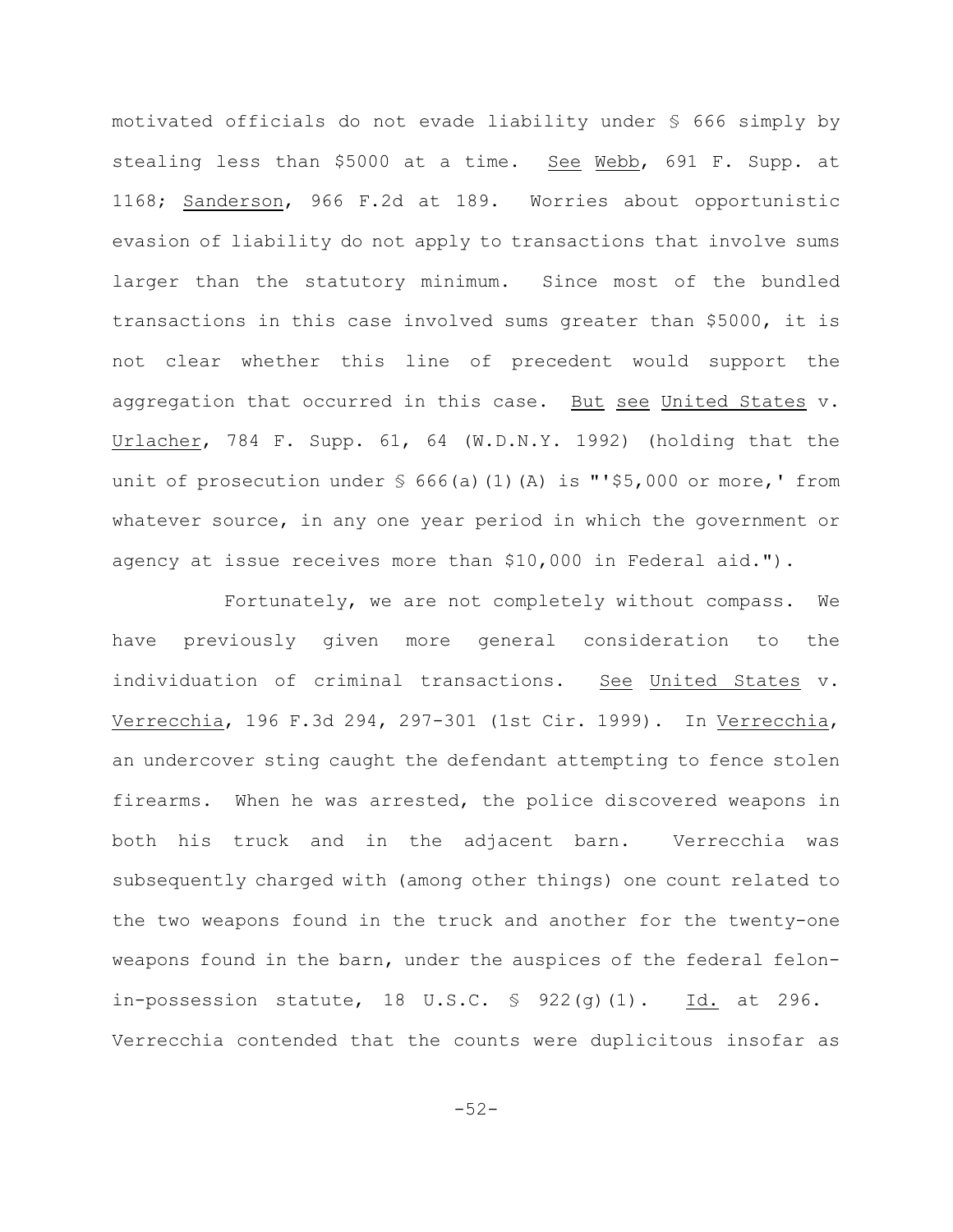motivated officials do not evade liability under § 666 simply by stealing less than $5000 at a time. See Webb, 691 F. Supp. at 1168; Sanderson, 966 F.2d at 189. Worries about opportunistic evasion of liability do not apply to transactions that involve sums larger than the statutory minimum. Since most of the bundled transactions in this case involved sums greater than $5000, it is not clear whether this line of precedent would support the aggregation that occurred in this case. But see United States v. Urlacher, 784 F. Supp. 61, 64 (W.D.N.Y. 1992) (holding that the unit of prosecution under § 666(a)(1)(A) is "'$5,000 or more,' from whatever source, in any one year period in which the government or agency at issue receives more than $10,000 in Federal aid.").

Fortunately, we are not completely without compass. We have previously given more general consideration to the individuation of criminal transactions. See United States v. Verrecchia, 196 F.3d 294, 297-301 (1st Cir. 1999). In Verrecchia, an undercover sting caught the defendant attempting to fence stolen firearms. When he was arrested, the police discovered weapons in both his truck and in the adjacent barn. Verrecchia was subsequently charged with (among other things) one count related to the two weapons found in the truck and another for the twenty-one weapons found in the barn, under the auspices of the federal felon-in-possession statute, 18 U.S.C. § 922(g)(1). Id. at 296. Verrecchia contended that the counts were duplicitous insofar as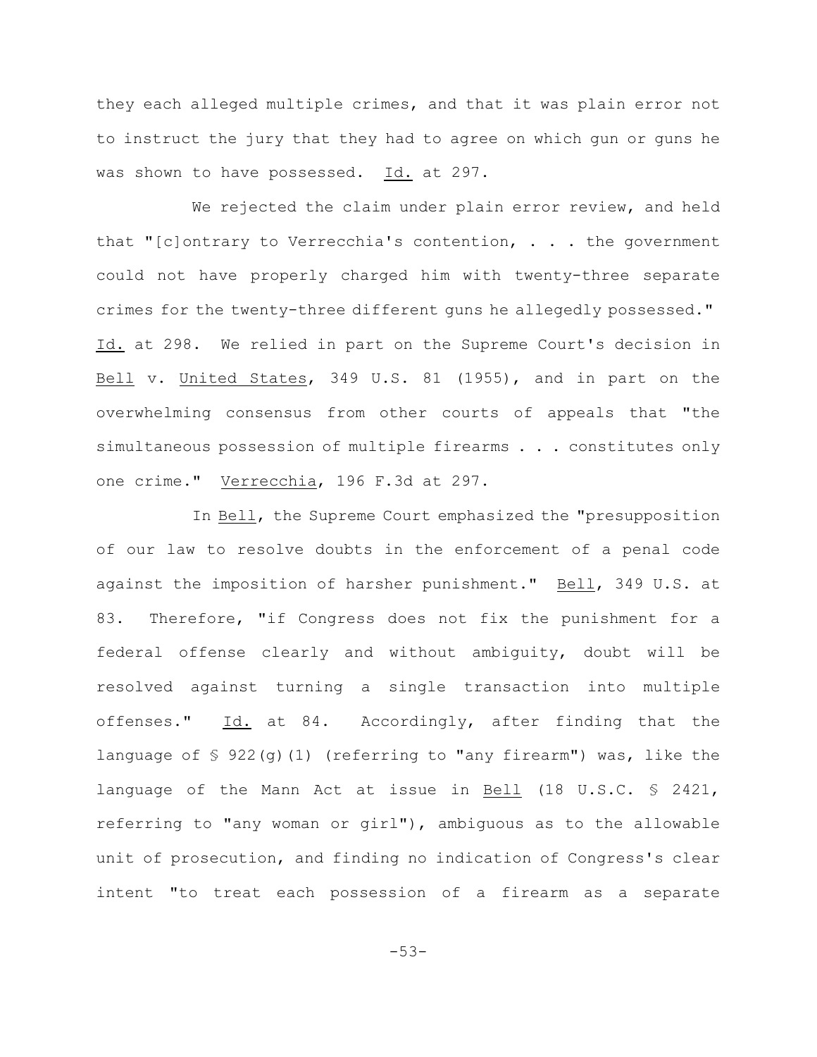they each alleged multiple crimes, and that it was plain error not to instruct the jury that they had to agree on which gun or guns he was shown to have possessed. Id. at 297.

We rejected the claim under plain error review, and held that "[c]ontrary to Verrecchia's contention, . . . the government could not have properly charged him with twenty-three separate crimes for the twenty-three different guns he allegedly possessed." Id. at 298. We relied in part on the Supreme Court's decision in Bell v. United States, 349 U.S. 81 (1955), and in part on the overwhelming consensus from other courts of appeals that "the simultaneous possession of multiple firearms . . . constitutes only one crime." Verrecchia, 196 F.3d at 297.

In Bell, the Supreme Court emphasized the "presupposition of our law to resolve doubts in the enforcement of a penal code against the imposition of harsher punishment." Bell, 349 U.S. at 83. Therefore, "if Congress does not fix the punishment for a federal offense clearly and without ambiguity, doubt will be resolved against turning a single transaction into multiple offenses." Id. at 84. Accordingly, after finding that the language of § 922(g)(1) (referring to "any firearm") was, like the language of the Mann Act at issue in Bell (18 U.S.C. § 2421, referring to "any woman or girl"), ambiguous as to the allowable unit of prosecution, and finding no indication of Congress's clear intent "to treat each possession of a firearm as a separate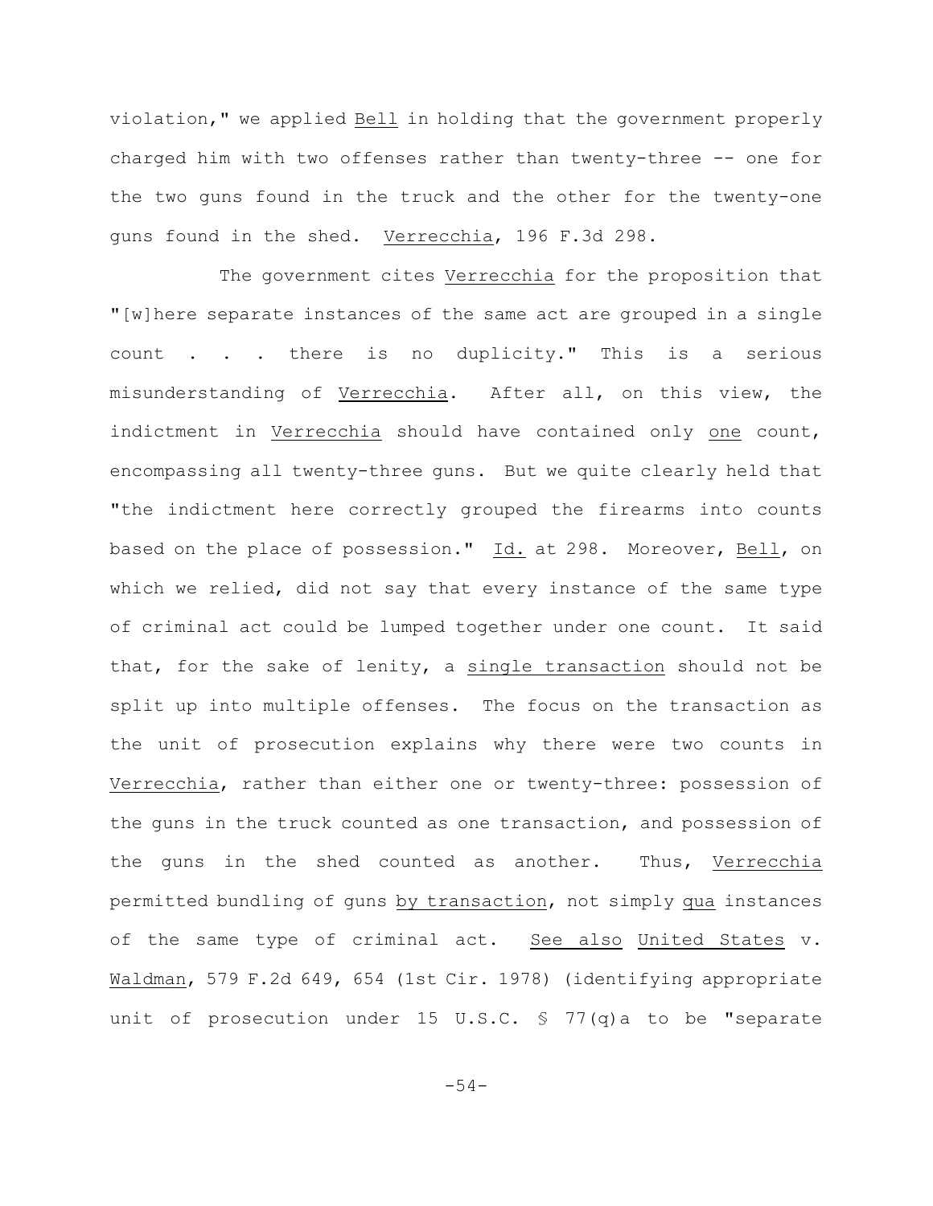violation," we applied Bell in holding that the government properly charged him with two offenses rather than twenty-three -- one for the two guns found in the truck and the other for the twenty-one guns found in the shed. Verrecchia, 196 F.3d 298.

The government cites Verrecchia for the proposition that "[w]here separate instances of the same act are grouped in a single count . . . there is no duplicity." This is a serious misunderstanding of Verrecchia. After all, on this view, the indictment in Verrecchia should have contained only one count, encompassing all twenty-three guns. But we quite clearly held that "the indictment here correctly grouped the firearms into counts based on the place of possession." Id. at 298. Moreover, Bell, on which we relied, did not say that every instance of the same type of criminal act could be lumped together under one count. It said that, for the sake of lenity, a single transaction should not be split up into multiple offenses. The focus on the transaction as the unit of prosecution explains why there were two counts in Verrecchia, rather than either one or twenty-three: possession of the guns in the truck counted as one transaction, and possession of the guns in the shed counted as another. Thus, Verrecchia permitted bundling of guns by transaction, not simply qua instances of the same type of criminal act. See also United States v. Waldman, 579 F.2d 649, 654 (1st Cir. 1978) (identifying appropriate unit of prosecution under 15 U.S.C. § 77(q)a to be "separate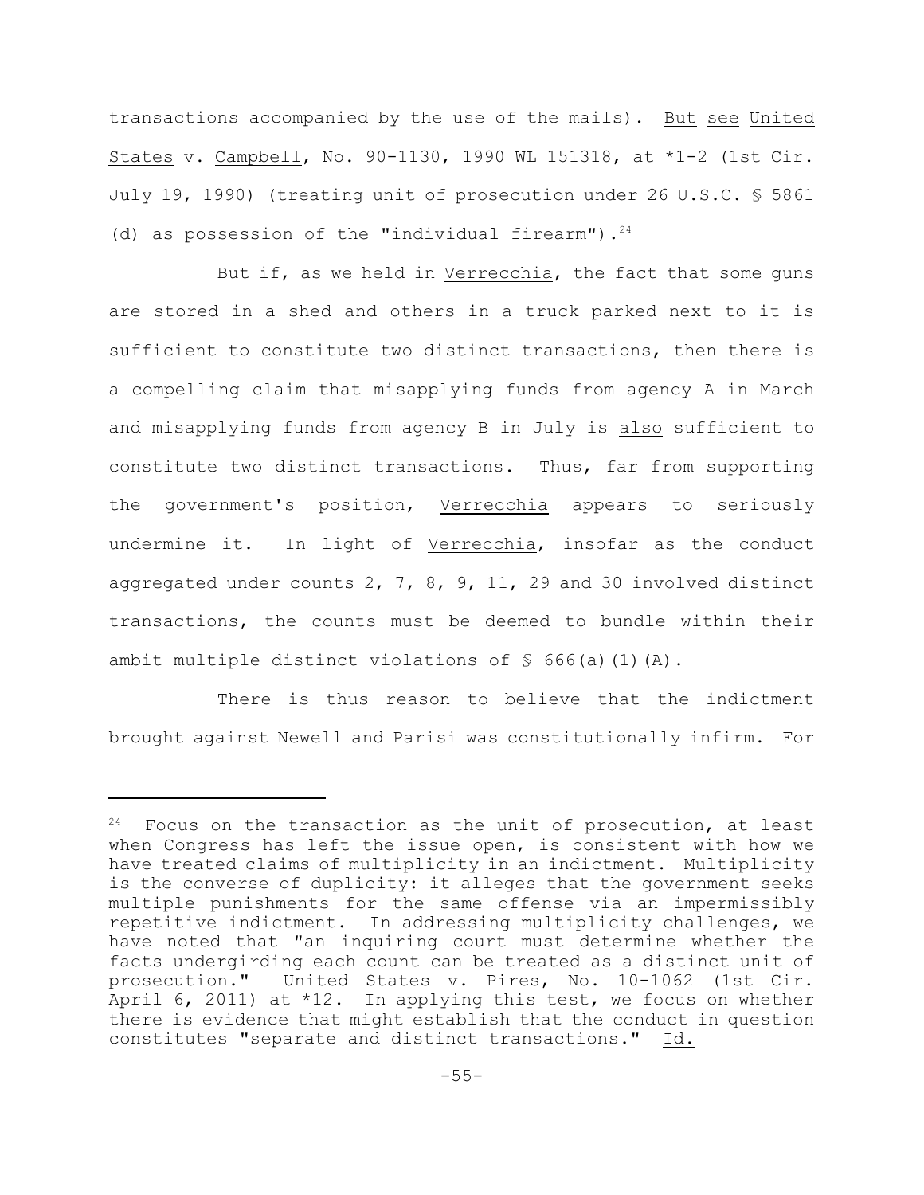transactions accompanied by the use of the mails). _But_ _see_ _United States_ v. _Campbell_, No. 90-1130, 1990 WL 151318, at *1-2 (1st Cir. July 19, 1990) (treating unit of prosecution under 26 U.S.C. § 5861 (d) as possession of the "individual firearm").[24]

But if, as we held in _Verrecchia_, the fact that some guns are stored in a shed and others in a truck parked next to it is sufficient to constitute two distinct transactions, then there is a compelling claim that misapplying funds from agency A in March and misapplying funds from agency B in July is _also_ sufficient to constitute two distinct transactions. Thus, far from supporting the government's position, _Verrecchia_ appears to seriously undermine it. In light of _Verrecchia_, insofar as the conduct aggregated under counts 2, 7, 8, 9, 11, 29 and 30 involved distinct transactions, the counts must be deemed to bundle within their ambit multiple distinct violations of § 666(a)(1)(A).

There is thus reason to believe that the indictment brought against Newell and Parisi was constitutionally infirm. For

---

[24] Focus on the transaction as the unit of prosecution, at least when Congress has left the issue open, is consistent with how we have treated claims of multiplicity in an indictment. Multiplicity is the converse of duplicity: it alleges that the government seeks multiple punishments for the same offense via an impermissibly repetitive indictment. In addressing multiplicity challenges, we have noted that "an inquiring court must determine whether the facts undergirding each count can be treated as a distinct unit of prosecution." _United States_ v. _Pires_, No. 10-1062 (1st Cir. April 6, 2011) at *12. In applying this test, we focus on whether there is evidence that might establish that the conduct in question constitutes "separate and distinct transactions." _Id._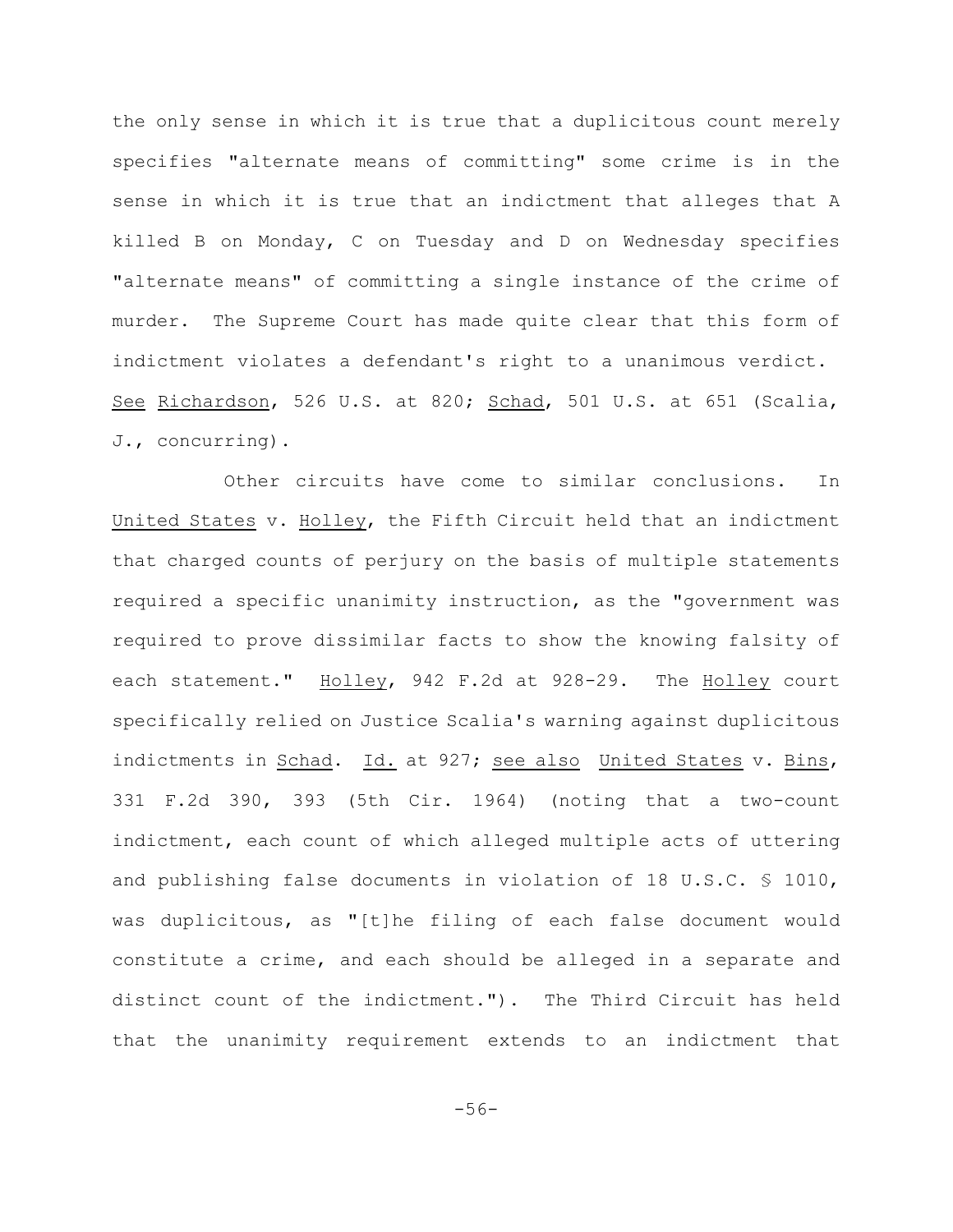the only sense in which it is true that a duplicitous count merely specifies "alternate means of committing" some crime is in the sense in which it is true that an indictment that alleges that A killed B on Monday, C on Tuesday and D on Wednesday specifies "alternate means" of committing a single instance of the crime of murder. The Supreme Court has made quite clear that this form of indictment violates a defendant's right to a unanimous verdict. See Richardson, 526 U.S. at 820; Schad, 501 U.S. at 651 (Scalia, J., concurring).

Other circuits have come to similar conclusions. In United States v. Holley, the Fifth Circuit held that an indictment that charged counts of perjury on the basis of multiple statements required a specific unanimity instruction, as the "government was required to prove dissimilar facts to show the knowing falsity of each statement." Holley, 942 F.2d at 928-29. The Holley court specifically relied on Justice Scalia's warning against duplicitous indictments in Schad. Id. at 927; see also United States v. Bins, 331 F.2d 390, 393 (5th Cir. 1964) (noting that a two-count indictment, each count of which alleged multiple acts of uttering and publishing false documents in violation of 18 U.S.C. § 1010, was duplicitous, as "[t]he filing of each false document would constitute a crime, and each should be alleged in a separate and distinct count of the indictment."). The Third Circuit has held that the unanimity requirement extends to an indictment that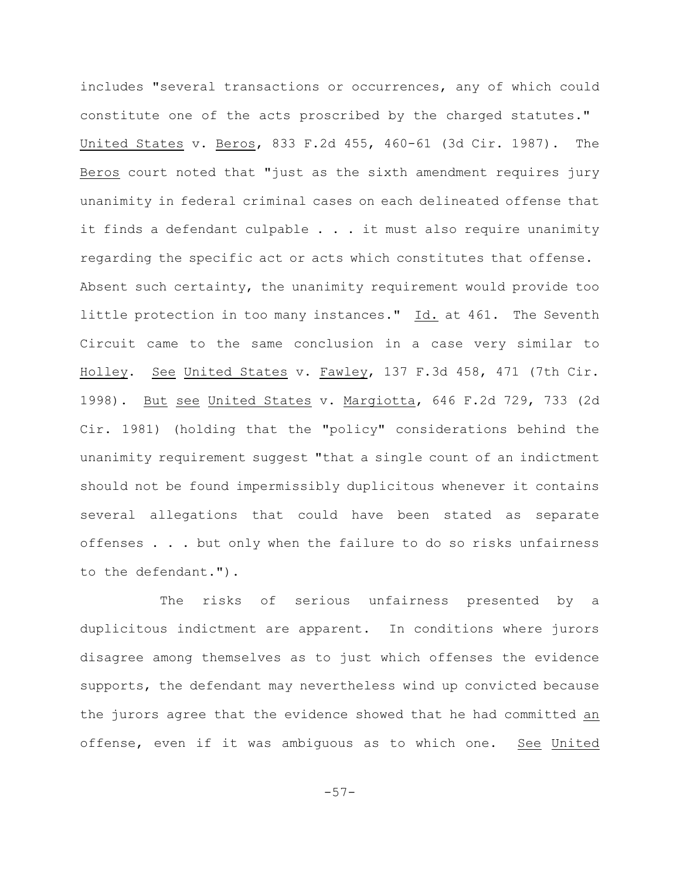includes "several transactions or occurrences, any of which could constitute one of the acts proscribed by the charged statutes." United States v. Beros, 833 F.2d 455, 460-61 (3d Cir. 1987). The Beros court noted that "just as the sixth amendment requires jury unanimity in federal criminal cases on each delineated offense that it finds a defendant culpable . . . it must also require unanimity regarding the specific act or acts which constitutes that offense. Absent such certainty, the unanimity requirement would provide too little protection in too many instances." Id. at 461. The Seventh Circuit came to the same conclusion in a case very similar to Holley. See United States v. Fawley, 137 F.3d 458, 471 (7th Cir. 1998). But see United States v. Margiotta, 646 F.2d 729, 733 (2d Cir. 1981) (holding that the "policy" considerations behind the unanimity requirement suggest "that a single count of an indictment should not be found impermissibly duplicitous whenever it contains several allegations that could have been stated as separate offenses . . . but only when the failure to do so risks unfairness to the defendant.").

The risks of serious unfairness presented by a duplicitous indictment are apparent. In conditions where jurors disagree among themselves as to just which offenses the evidence supports, the defendant may nevertheless wind up convicted because the jurors agree that the evidence showed that he had committed an offense, even if it was ambiguous as to which one. See United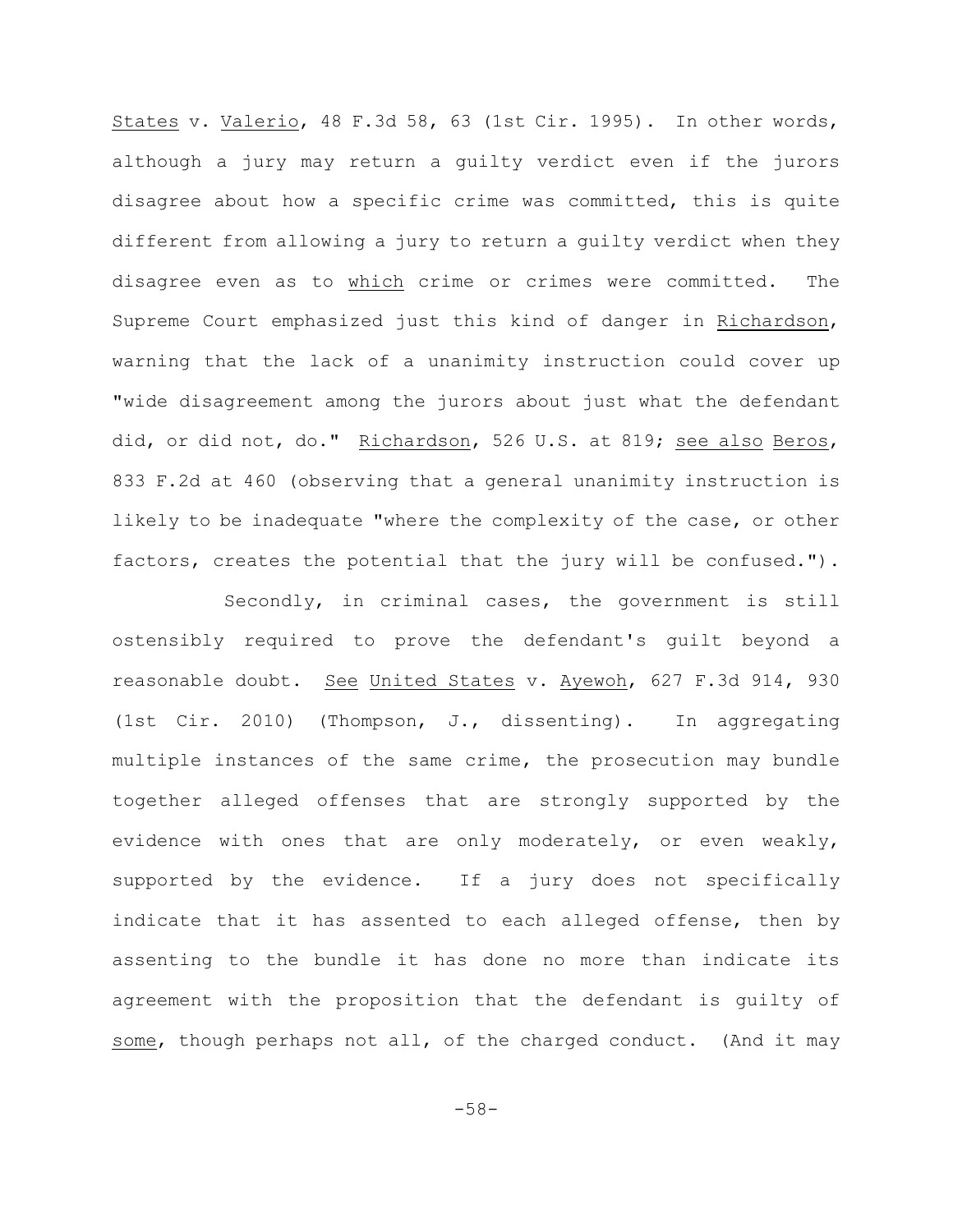States v. Valerio, 48 F.3d 58, 63 (1st Cir. 1995). In other words, although a jury may return a guilty verdict even if the jurors disagree about how a specific crime was committed, this is quite different from allowing a jury to return a guilty verdict when they disagree even as to which crime or crimes were committed. The Supreme Court emphasized just this kind of danger in Richardson, warning that the lack of a unanimity instruction could cover up "wide disagreement among the jurors about just what the defendant did, or did not, do." Richardson, 526 U.S. at 819; see also Beros, 833 F.2d at 460 (observing that a general unanimity instruction is likely to be inadequate "where the complexity of the case, or other factors, creates the potential that the jury will be confused.").

Secondly, in criminal cases, the government is still ostensibly required to prove the defendant's guilt beyond a reasonable doubt. See United States v. Ayewoh, 627 F.3d 914, 930 (1st Cir. 2010) (Thompson, J., dissenting). In aggregating multiple instances of the same crime, the prosecution may bundle together alleged offenses that are strongly supported by the evidence with ones that are only moderately, or even weakly, supported by the evidence. If a jury does not specifically indicate that it has assented to each alleged offense, then by assenting to the bundle it has done no more than indicate its agreement with the proposition that the defendant is guilty of some, though perhaps not all, of the charged conduct. (And it may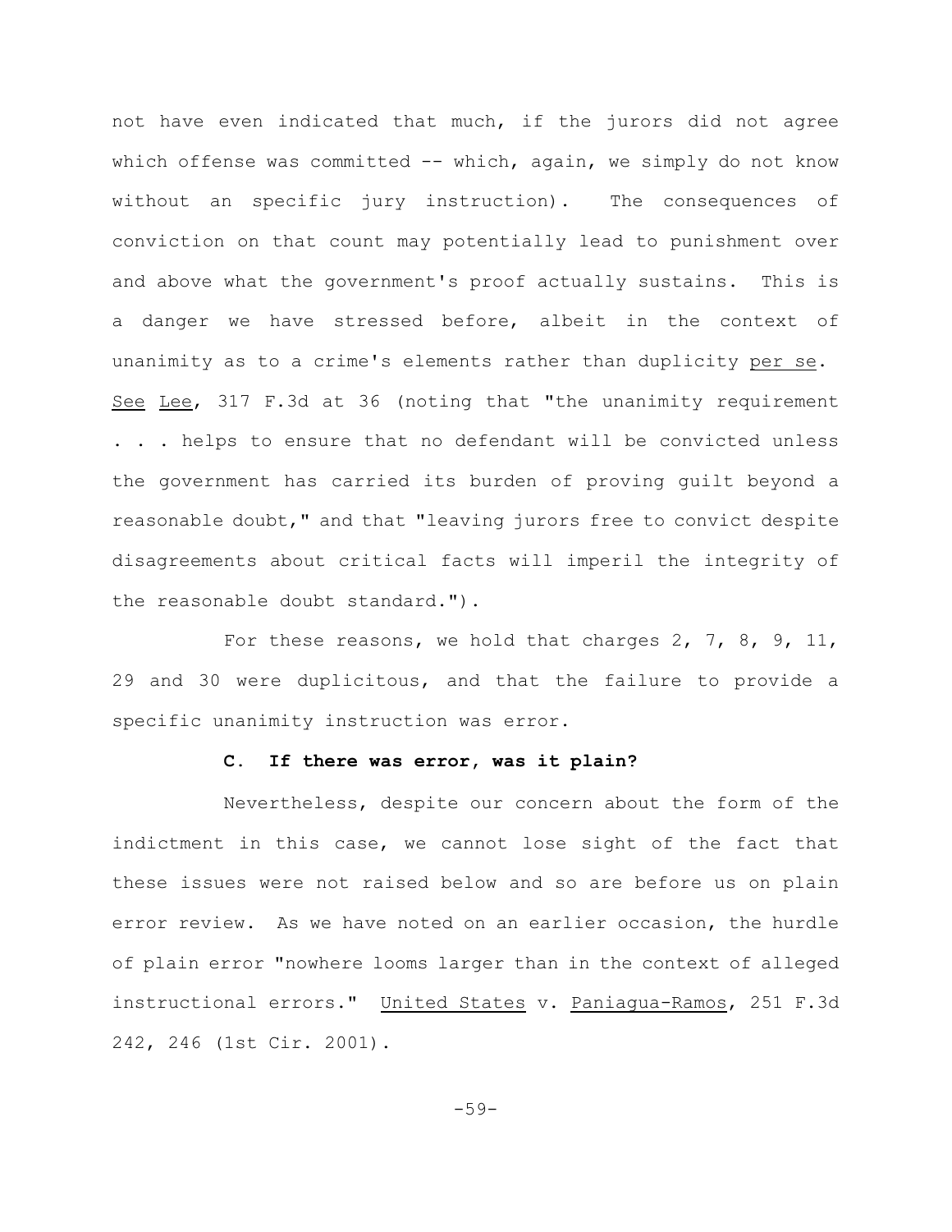not have even indicated that much, if the jurors did not agree which offense was committed -- which, again, we simply do not know without an specific jury instruction). The consequences of conviction on that count may potentially lead to punishment over and above what the government's proof actually sustains. This is a danger we have stressed before, albeit in the context of unanimity as to a crime's elements rather than duplicity _per se_. _See_ _Lee_, 317 F.3d at 36 (noting that "the unanimity requirement . . . helps to ensure that no defendant will be convicted unless the government has carried its burden of proving guilt beyond a reasonable doubt," and that "leaving jurors free to convict despite disagreements about critical facts will imperil the integrity of the reasonable doubt standard.").

For these reasons, we hold that charges 2, 7, 8, 9, 11, 29 and 30 were duplicitous, and that the failure to provide a specific unanimity instruction was error.

### C. If there was error, was it plain?

Nevertheless, despite our concern about the form of the indictment in this case, we cannot lose sight of the fact that these issues were not raised below and so are before us on plain error review. As we have noted on an earlier occasion, the hurdle of plain error "nowhere looms larger than in the context of alleged instructional errors." _United States_ v. _Paniagua-Ramos_, 251 F.3d 242, 246 (1st Cir. 2001).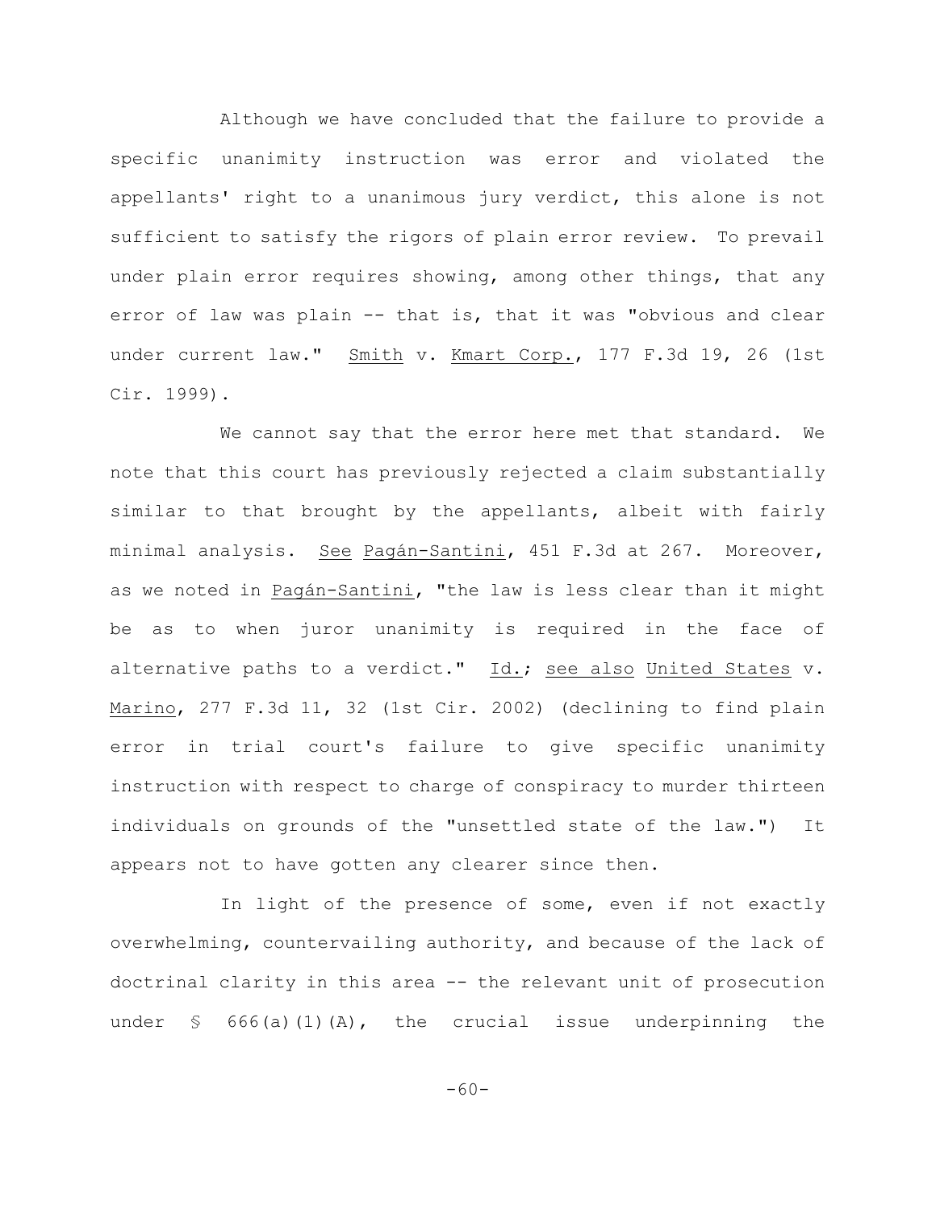Although we have concluded that the failure to provide a specific unanimity instruction was error and violated the appellants' right to a unanimous jury verdict, this alone is not sufficient to satisfy the rigors of plain error review. To prevail under plain error requires showing, among other things, that any error of law was plain -- that is, that it was "obvious and clear under current law." Smith v. Kmart Corp., 177 F.3d 19, 26 (1st Cir. 1999).

We cannot say that the error here met that standard. We note that this court has previously rejected a claim substantially similar to that brought by the appellants, albeit with fairly minimal analysis. See Pagán-Santini, 451 F.3d at 267. Moreover, as we noted in Pagán-Santini, "the law is less clear than it might be as to when juror unanimity is required in the face of alternative paths to a verdict." Id.; see also United States v. Marino, 277 F.3d 11, 32 (1st Cir. 2002) (declining to find plain error in trial court's failure to give specific unanimity instruction with respect to charge of conspiracy to murder thirteen individuals on grounds of the "unsettled state of the law.") It appears not to have gotten any clearer since then.

In light of the presence of some, even if not exactly overwhelming, countervailing authority, and because of the lack of doctrinal clarity in this area -- the relevant unit of prosecution under § 666(a)(1)(A), the crucial issue underpinning the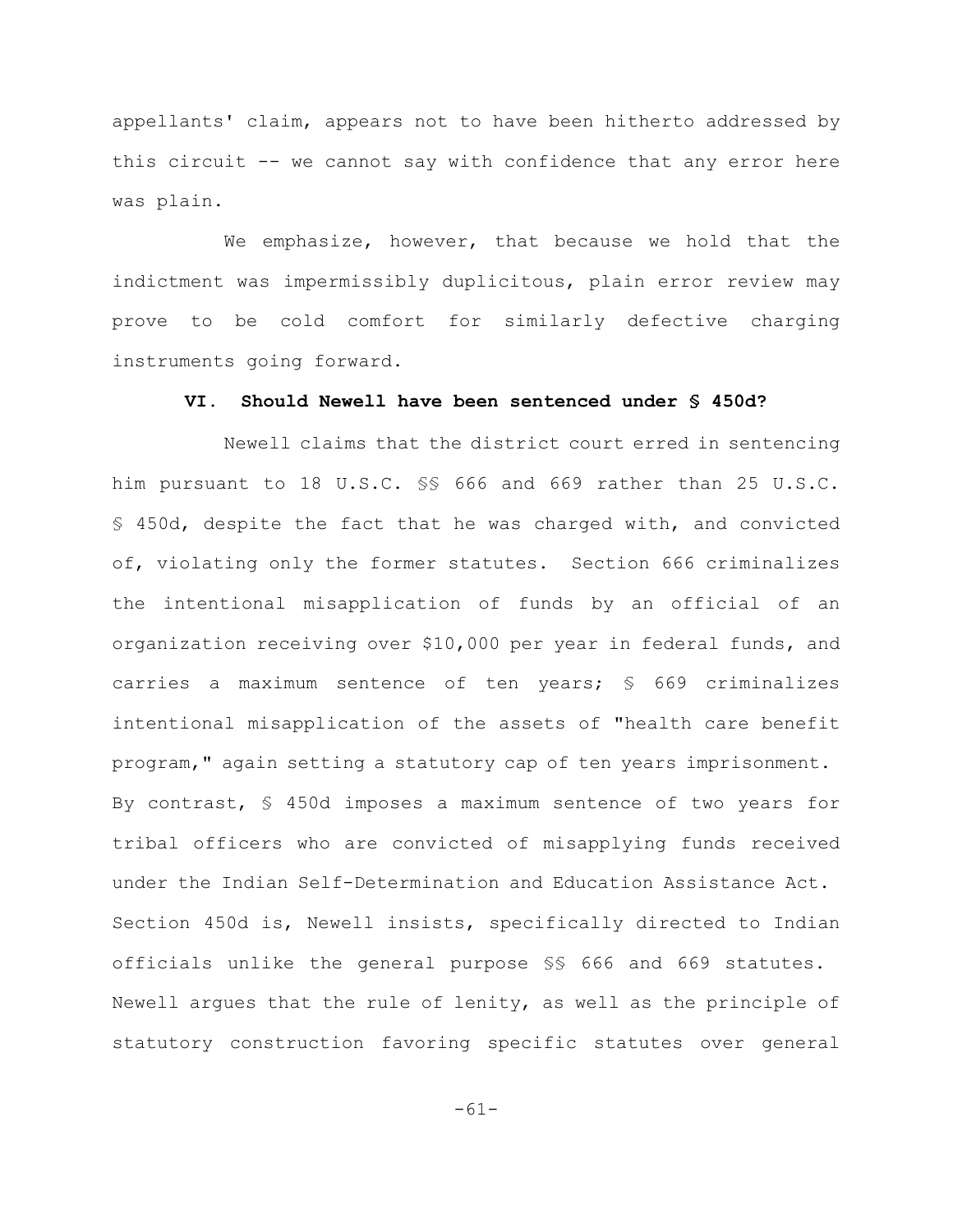appellants' claim, appears not to have been hitherto addressed by this circuit -- we cannot say with confidence that any error here was plain.

We emphasize, however, that because we hold that the indictment was impermissibly duplicitous, plain error review may prove to be cold comfort for similarly defective charging instruments going forward.

### VI. Should Newell have been sentenced under § 450d?

Newell claims that the district court erred in sentencing him pursuant to 18 U.S.C. §§ 666 and 669 rather than 25 U.S.C. § 450d, despite the fact that he was charged with, and convicted of, violating only the former statutes. Section 666 criminalizes the intentional misapplication of funds by an official of an organization receiving over $10,000 per year in federal funds, and carries a maximum sentence of ten years; § 669 criminalizes intentional misapplication of the assets of "health care benefit program," again setting a statutory cap of ten years imprisonment. By contrast, § 450d imposes a maximum sentence of two years for tribal officers who are convicted of misapplying funds received under the Indian Self-Determination and Education Assistance Act. Section 450d is, Newell insists, specifically directed to Indian officials unlike the general purpose §§ 666 and 669 statutes. Newell argues that the rule of lenity, as well as the principle of statutory construction favoring specific statutes over general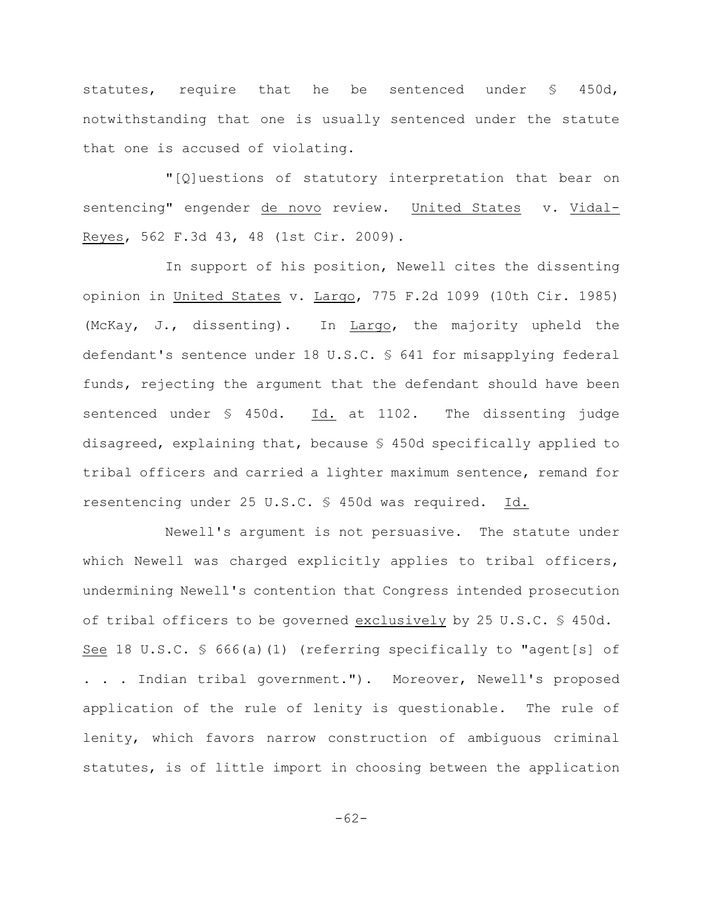statutes, require that he be sentenced under § 450d, notwithstanding that one is usually sentenced under the statute that one is accused of violating.

"[Q]uestions of statutory interpretation that bear on sentencing" engender _de novo_ review. _United States_ v. _Vidal-Reyes_, 562 F.3d 43, 48 (1st Cir. 2009).

In support of his position, Newell cites the dissenting opinion in _United States_ v. _Largo_, 775 F.2d 1099 (10th Cir. 1985) (McKay, J., dissenting). In _Largo_, the majority upheld the defendant's sentence under 18 U.S.C. § 641 for misapplying federal funds, rejecting the argument that the defendant should have been sentenced under § 450d. _Id._ at 1102. The dissenting judge disagreed, explaining that, because § 450d specifically applied to tribal officers and carried a lighter maximum sentence, remand for resentencing under 25 U.S.C. § 450d was required. _Id._

Newell's argument is not persuasive. The statute under which Newell was charged explicitly applies to tribal officers, undermining Newell's contention that Congress intended prosecution of tribal officers to be governed _exclusively_ by 25 U.S.C. § 450d. _See_ 18 U.S.C. § 666(a)(1) (referring specifically to "agent[s] of . . . Indian tribal government."). Moreover, Newell's proposed application of the rule of lenity is questionable. The rule of lenity, which favors narrow construction of ambiguous criminal statutes, is of little import in choosing between the application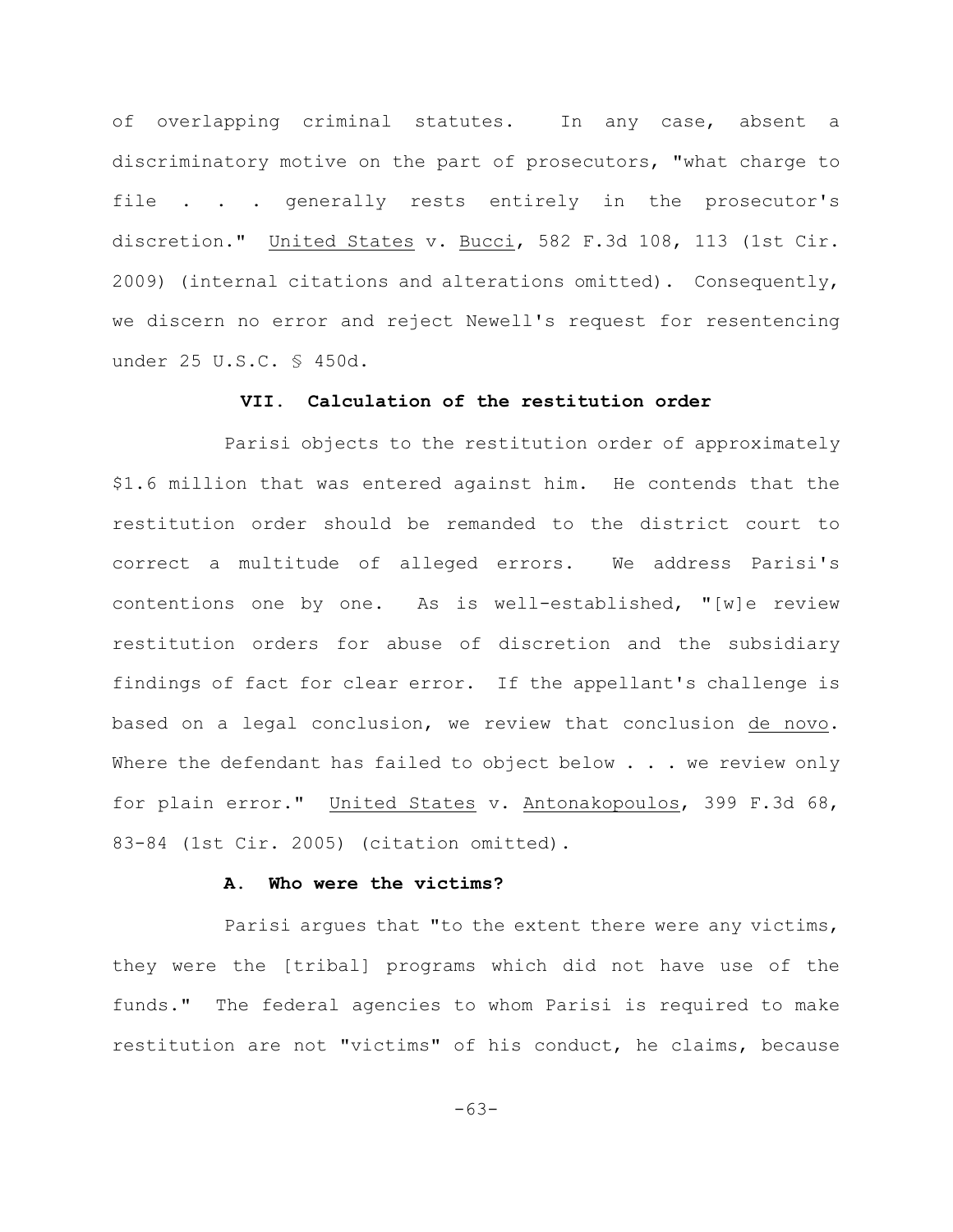of overlapping criminal statutes. In any case, absent a discriminatory motive on the part of prosecutors, "what charge to file . . . generally rests entirely in the prosecutor's discretion." United States v. Bucci, 582 F.3d 108, 113 (1st Cir. 2009) (internal citations and alterations omitted). Consequently, we discern no error and reject Newell's request for resentencing under 25 U.S.C. § 450d.

## VII. Calculation of the restitution order

Parisi objects to the restitution order of approximately $1.6 million that was entered against him. He contends that the restitution order should be remanded to the district court to correct a multitude of alleged errors. We address Parisi's contentions one by one. As is well-established, "[w]e review restitution orders for abuse of discretion and the subsidiary findings of fact for clear error. If the appellant's challenge is based on a legal conclusion, we review that conclusion *de novo*. Where the defendant has failed to object below . . . we review only for plain error." United States v. Antonakopoulos, 399 F.3d 68, 83-84 (1st Cir. 2005) (citation omitted).

### A. Who were the victims?

Parisi argues that "to the extent there were any victims, they were the [tribal] programs which did not have use of the funds." The federal agencies to whom Parisi is required to make restitution are not "victims" of his conduct, he claims, because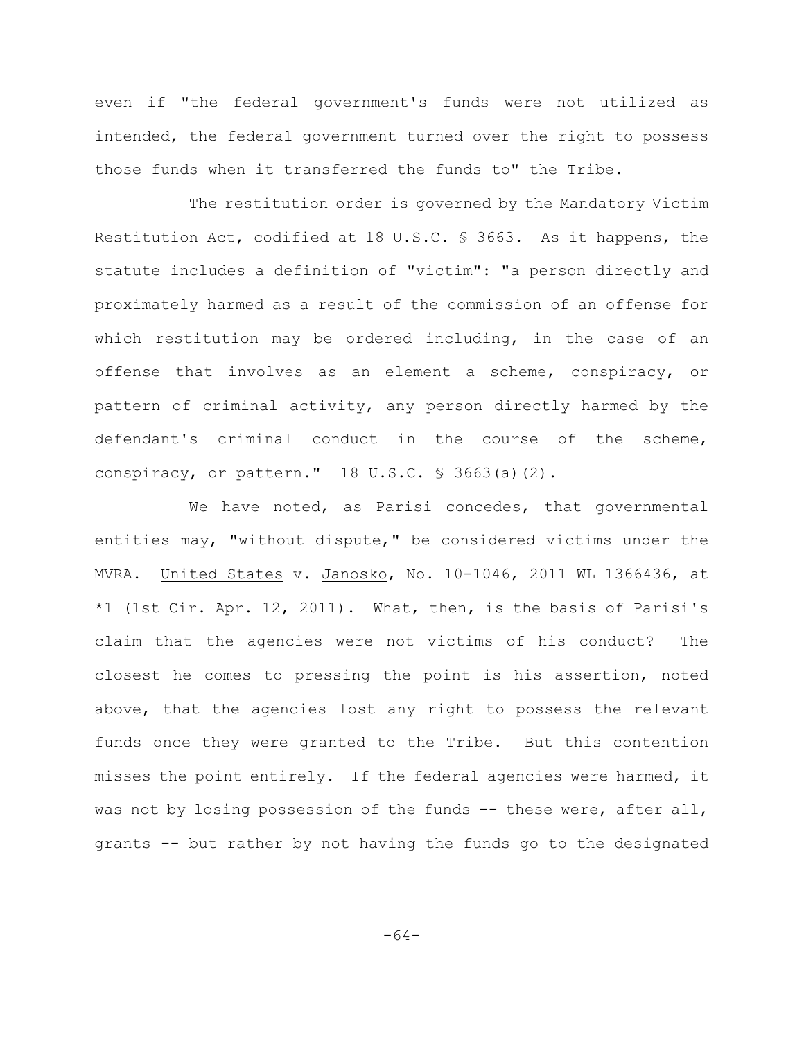even if "the federal government's funds were not utilized as intended, the federal government turned over the right to possess those funds when it transferred the funds to" the Tribe.

The restitution order is governed by the Mandatory Victim Restitution Act, codified at 18 U.S.C. § 3663. As it happens, the statute includes a definition of "victim": "a person directly and proximately harmed as a result of the commission of an offense for which restitution may be ordered including, in the case of an offense that involves as an element a scheme, conspiracy, or pattern of criminal activity, any person directly harmed by the defendant's criminal conduct in the course of the scheme, conspiracy, or pattern." 18 U.S.C. § 3663(a)(2).

We have noted, as Parisi concedes, that governmental entities may, "without dispute," be considered victims under the MVRA. United States v. Janosko, No. 10-1046, 2011 WL 1366436, at *1 (1st Cir. Apr. 12, 2011). What, then, is the basis of Parisi's claim that the agencies were not victims of his conduct? The closest he comes to pressing the point is his assertion, noted above, that the agencies lost any right to possess the relevant funds once they were granted to the Tribe. But this contention misses the point entirely. If the federal agencies were harmed, it was not by losing possession of the funds -- these were, after all, grants -- but rather by not having the funds go to the designated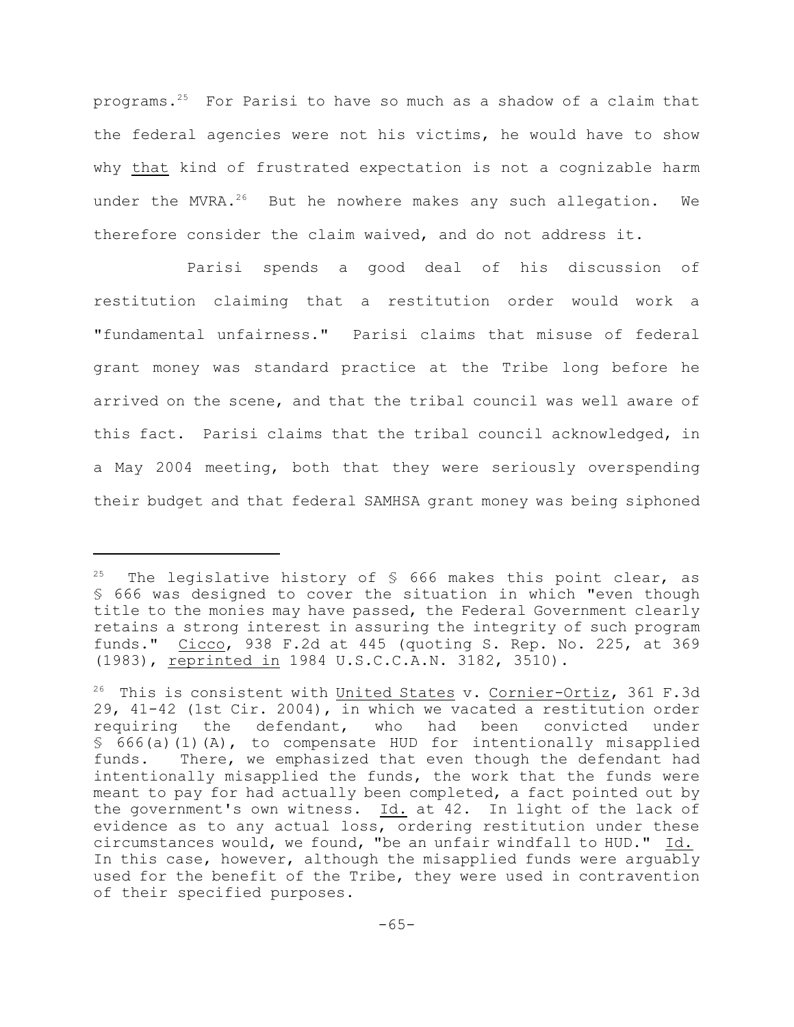programs.[25] For Parisi to have so much as a shadow of a claim that the federal agencies were not his victims, he would have to show why that kind of frustrated expectation is not a cognizable harm under the MVRA.[26] But he nowhere makes any such allegation. We therefore consider the claim waived, and do not address it.

Parisi spends a good deal of his discussion of restitution claiming that a restitution order would work a "fundamental unfairness." Parisi claims that misuse of federal grant money was standard practice at the Tribe long before he arrived on the scene, and that the tribal council was well aware of this fact. Parisi claims that the tribal council acknowledged, in a May 2004 meeting, both that they were seriously overspending their budget and that federal SAMHSA grant money was being siphoned

---

[25] The legislative history of § 666 makes this point clear, as § 666 was designed to cover the situation in which "even though title to the monies may have passed, the Federal Government clearly retains a strong interest in assuring the integrity of such program funds." Cicco, 938 F.2d at 445 (quoting S. Rep. No. 225, at 369 (1983), reprinted in 1984 U.S.C.C.A.N. 3182, 3510).

[26] This is consistent with United States v. Cornier-Ortiz, 361 F.3d 29, 41-42 (1st Cir. 2004), in which we vacated a restitution order requiring the defendant, who had been convicted under § 666(a)(1)(A), to compensate HUD for intentionally misapplied funds. There, we emphasized that even though the defendant had intentionally misapplied the funds, the work that the funds were meant to pay for had actually been completed, a fact pointed out by the government's own witness. Id. at 42. In light of the lack of evidence as to any actual loss, ordering restitution under these circumstances would, we found, "be an unfair windfall to HUD." Id. In this case, however, although the misapplied funds were arguably used for the benefit of the Tribe, they were used in contravention of their specified purposes.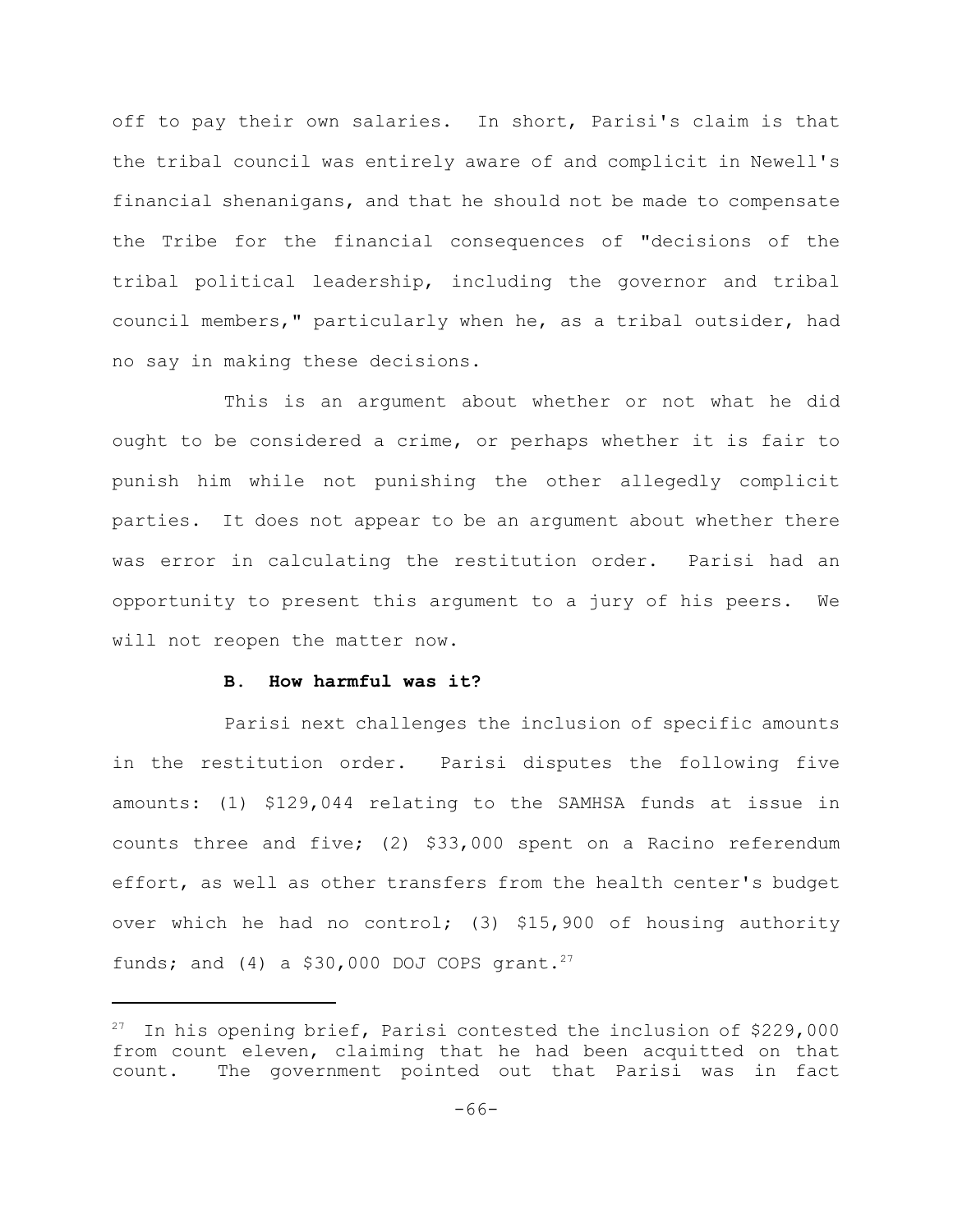off to pay their own salaries. In short, Parisi's claim is that the tribal council was entirely aware of and complicit in Newell's financial shenanigans, and that he should not be made to compensate the Tribe for the financial consequences of "decisions of the tribal political leadership, including the governor and tribal council members," particularly when he, as a tribal outsider, had no say in making these decisions.

This is an argument about whether or not what he did ought to be considered a crime, or perhaps whether it is fair to punish him while not punishing the other allegedly complicit parties. It does not appear to be an argument about whether there was error in calculating the restitution order. Parisi had an opportunity to present this argument to a jury of his peers. We will not reopen the matter now.

### B. How harmful was it?

Parisi next challenges the inclusion of specific amounts in the restitution order. Parisi disputes the following five amounts: (1) $129,044 relating to the SAMHSA funds at issue in counts three and five; (2) $33,000 spent on a Racino referendum effort, as well as other transfers from the health center's budget over which he had no control; (3) $15,900 of housing authority funds; and (4) a $30,000 DOJ COPS grant.[27]

---

[27] In his opening brief, Parisi contested the inclusion of $229,000 from count eleven, claiming that he had been acquitted on that count. The government pointed out that Parisi was in fact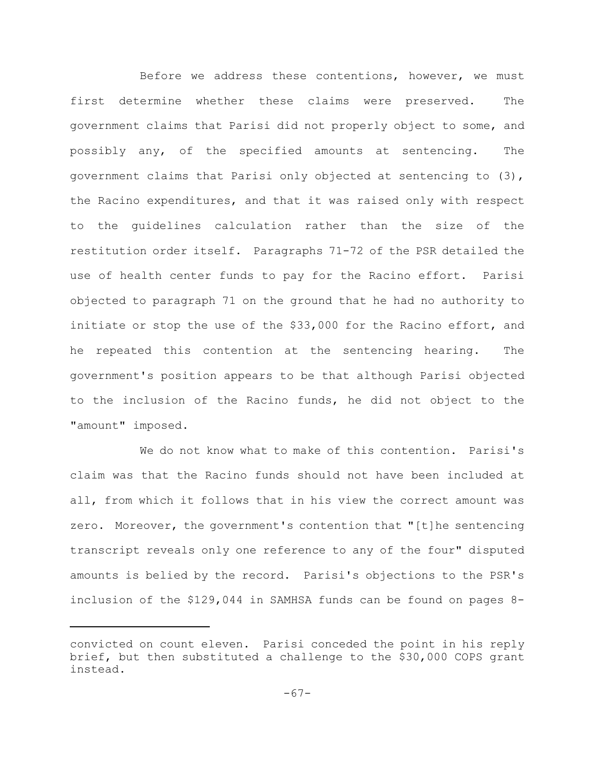Before we address these contentions, however, we must first determine whether these claims were preserved. The government claims that Parisi did not properly object to some, and possibly any, of the specified amounts at sentencing. The government claims that Parisi only objected at sentencing to (3), the Racino expenditures, and that it was raised only with respect to the guidelines calculation rather than the size of the restitution order itself. Paragraphs 71-72 of the PSR detailed the use of health center funds to pay for the Racino effort. Parisi objected to paragraph 71 on the ground that he had no authority to initiate or stop the use of the $33,000 for the Racino effort, and he repeated this contention at the sentencing hearing. The government's position appears to be that although Parisi objected to the inclusion of the Racino funds, he did not object to the "amount" imposed.

We do not know what to make of this contention. Parisi's claim was that the Racino funds should not have been included at all, from which it follows that in his view the correct amount was zero. Moreover, the government's contention that "[t]he sentencing transcript reveals only one reference to any of the four" disputed amounts is belied by the record. Parisi's objections to the PSR's inclusion of the $129,044 in SAMHSA funds can be found on pages 8-

---

convicted on count eleven. Parisi conceded the point in his reply brief, but then substituted a challenge to the $30,000 COPS grant instead.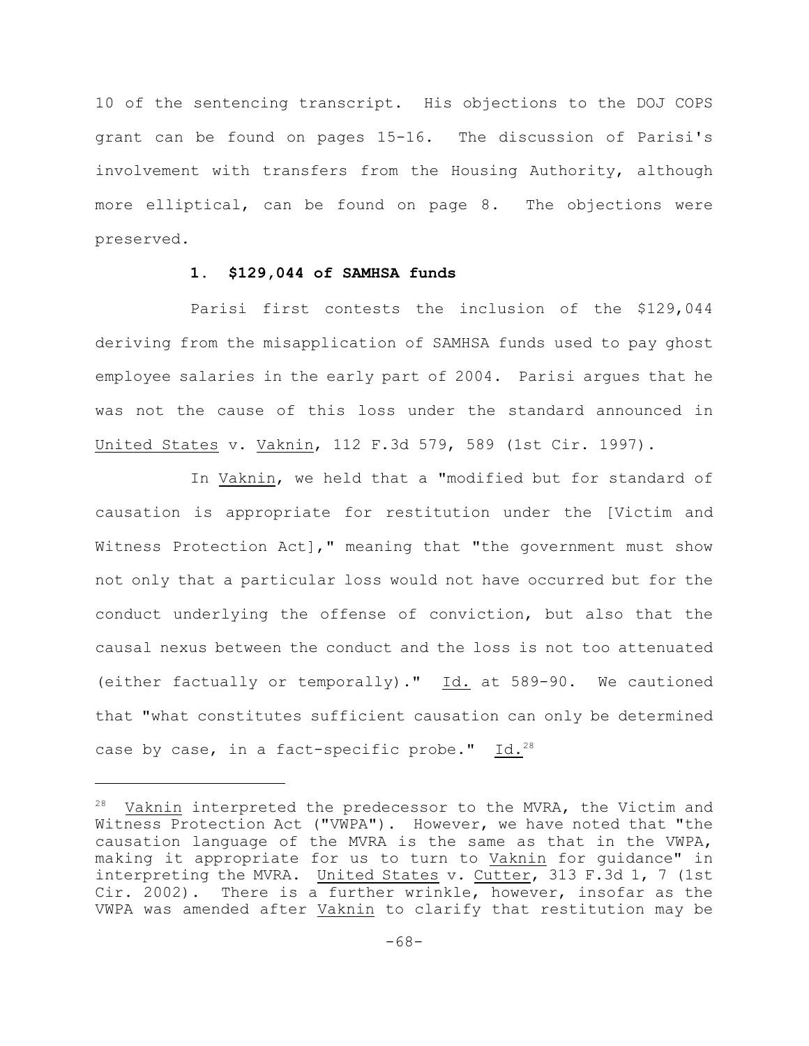10 of the sentencing transcript. His objections to the DOJ COPS grant can be found on pages 15-16. The discussion of Parisi's involvement with transfers from the Housing Authority, although more elliptical, can be found on page 8. The objections were preserved.

### 1. $129,044 of SAMHSA funds

Parisi first contests the inclusion of the $129,044 deriving from the misapplication of SAMHSA funds used to pay ghost employee salaries in the early part of 2004. Parisi argues that he was not the cause of this loss under the standard announced in United States v. Vaknin, 112 F.3d 579, 589 (1st Cir. 1997).

In Vaknin, we held that a "modified but for standard of causation is appropriate for restitution under the [Victim and Witness Protection Act]," meaning that "the government must show not only that a particular loss would not have occurred but for the conduct underlying the offense of conviction, but also that the causal nexus between the conduct and the loss is not too attenuated (either factually or temporally)." Id. at 589-90. We cautioned that "what constitutes sufficient causation can only be determined case by case, in a fact-specific probe." Id.[28]

---

[28] Vaknin interpreted the predecessor to the MVRA, the Victim and Witness Protection Act ("VWPA"). However, we have noted that "the causation language of the MVRA is the same as that in the VWPA, making it appropriate for us to turn to Vaknin for guidance" in interpreting the MVRA. United States v. Cutter, 313 F.3d 1, 7 (1st Cir. 2002). There is a further wrinkle, however, insofar as the VWPA was amended after Vaknin to clarify that restitution may be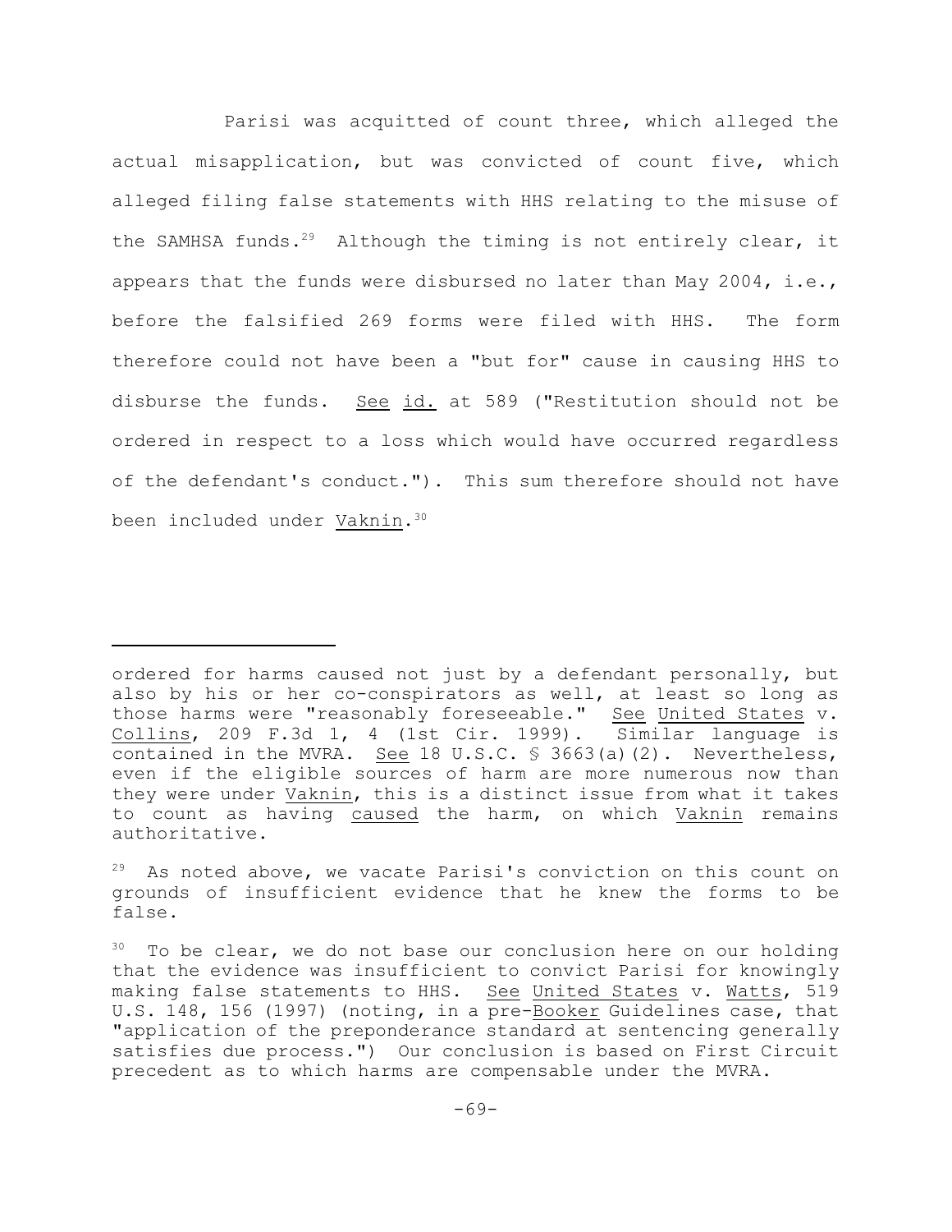Parisi was acquitted of count three, which alleged the actual misapplication, but was convicted of count five, which alleged filing false statements with HHS relating to the misuse of the SAMHSA funds.[29] Although the timing is not entirely clear, it appears that the funds were disbursed no later than May 2004, i.e., before the falsified 269 forms were filed with HHS. The form therefore could not have been a "but for" cause in causing HHS to disburse the funds. See id. at 589 ("Restitution should not be ordered in respect to a loss which would have occurred regardless of the defendant's conduct."). This sum therefore should not have been included under Vaknin.[30]

---

ordered for harms caused not just by a defendant personally, but also by his or her co-conspirators as well, at least so long as those harms were "reasonably foreseeable." See United States v. Collins, 209 F.3d 1, 4 (1st Cir. 1999). Similar language is contained in the MVRA. See 18 U.S.C. § 3663(a)(2). Nevertheless, even if the eligible sources of harm are more numerous now than they were under Vaknin, this is a distinct issue from what it takes to count as having caused the harm, on which Vaknin remains authoritative.

[29] As noted above, we vacate Parisi's conviction on this count on grounds of insufficient evidence that he knew the forms to be false.

[30] To be clear, we do not base our conclusion here on our holding that the evidence was insufficient to convict Parisi for knowingly making false statements to HHS. See United States v. Watts, 519 U.S. 148, 156 (1997) (noting, in a pre-Booker Guidelines case, that "application of the preponderance standard at sentencing generally satisfies due process.") Our conclusion is based on First Circuit precedent as to which harms are compensable under the MVRA.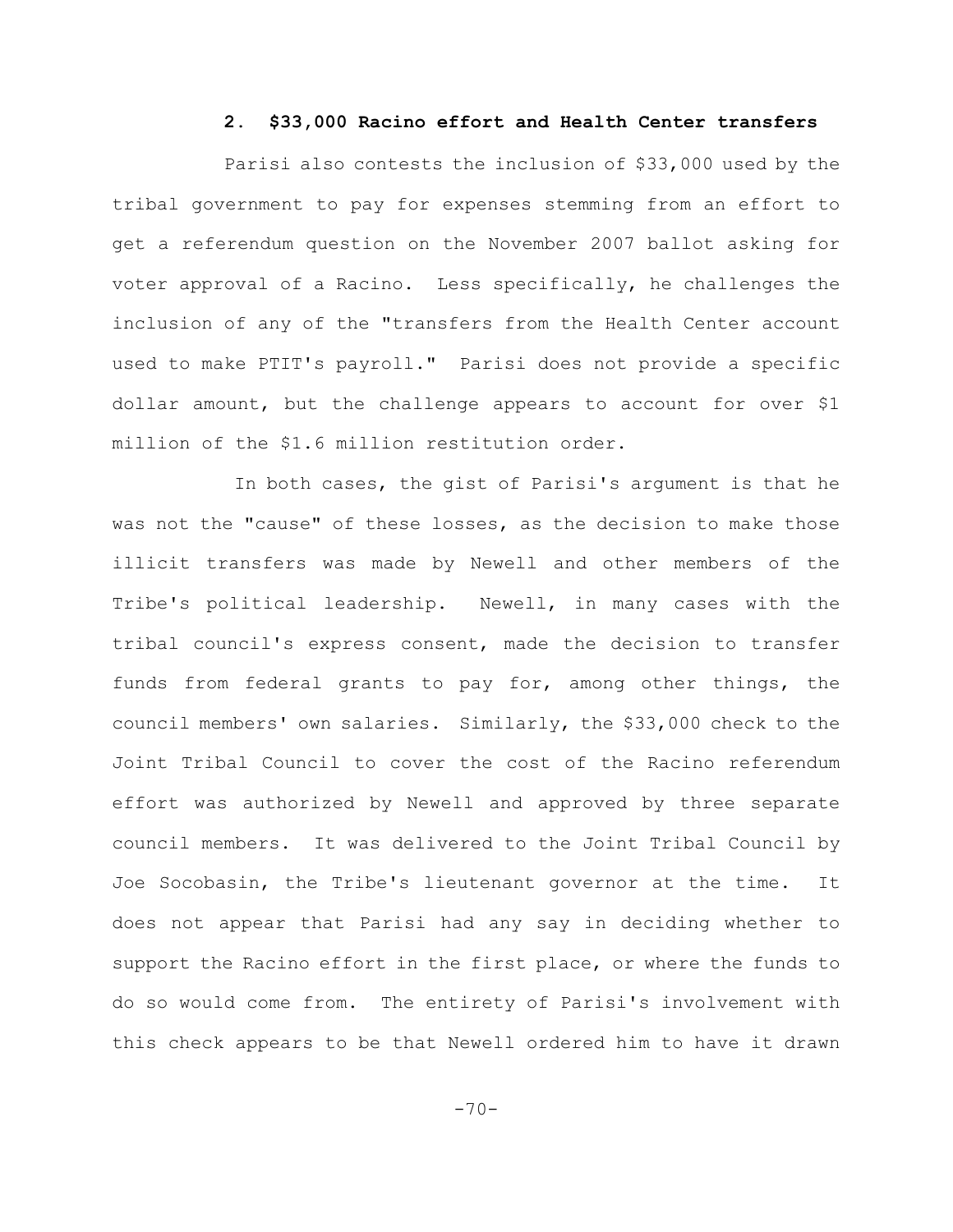### 2. $33,000 Racino effort and Health Center transfers

Parisi also contests the inclusion of $33,000 used by the tribal government to pay for expenses stemming from an effort to get a referendum question on the November 2007 ballot asking for voter approval of a Racino. Less specifically, he challenges the inclusion of any of the "transfers from the Health Center account used to make PTIT's payroll." Parisi does not provide a specific dollar amount, but the challenge appears to account for over $1 million of the $1.6 million restitution order.

In both cases, the gist of Parisi's argument is that he was not the "cause" of these losses, as the decision to make those illicit transfers was made by Newell and other members of the Tribe's political leadership. Newell, in many cases with the tribal council's express consent, made the decision to transfer funds from federal grants to pay for, among other things, the council members' own salaries. Similarly, the $33,000 check to the Joint Tribal Council to cover the cost of the Racino referendum effort was authorized by Newell and approved by three separate council members. It was delivered to the Joint Tribal Council by Joe Socobasin, the Tribe's lieutenant governor at the time. It does not appear that Parisi had any say in deciding whether to support the Racino effort in the first place, or where the funds to do so would come from. The entirety of Parisi's involvement with this check appears to be that Newell ordered him to have it drawn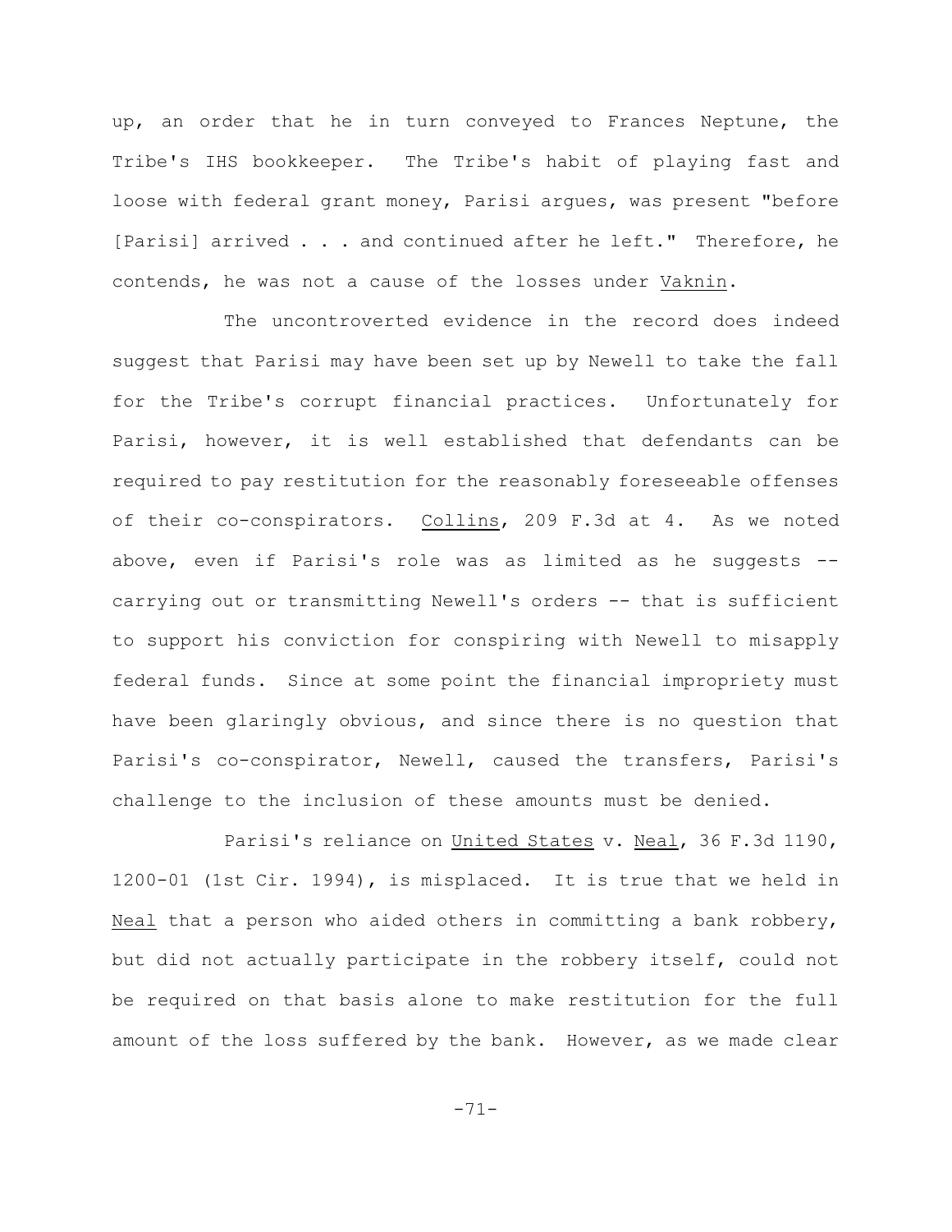up, an order that he in turn conveyed to Frances Neptune, the Tribe's IHS bookkeeper. The Tribe's habit of playing fast and loose with federal grant money, Parisi argues, was present "before [Parisi] arrived . . . and continued after he left." Therefore, he contends, he was not a cause of the losses under Vaknin.

The uncontroverted evidence in the record does indeed suggest that Parisi may have been set up by Newell to take the fall for the Tribe's corrupt financial practices. Unfortunately for Parisi, however, it is well established that defendants can be required to pay restitution for the reasonably foreseeable offenses of their co-conspirators. Collins, 209 F.3d at 4. As we noted above, even if Parisi's role was as limited as he suggests -- carrying out or transmitting Newell's orders -- that is sufficient to support his conviction for conspiring with Newell to misapply federal funds. Since at some point the financial impropriety must have been glaringly obvious, and since there is no question that Parisi's co-conspirator, Newell, caused the transfers, Parisi's challenge to the inclusion of these amounts must be denied.

Parisi's reliance on United States v. Neal, 36 F.3d 1190, 1200-01 (1st Cir. 1994), is misplaced. It is true that we held in Neal that a person who aided others in committing a bank robbery, but did not actually participate in the robbery itself, could not be required on that basis alone to make restitution for the full amount of the loss suffered by the bank. However, as we made clear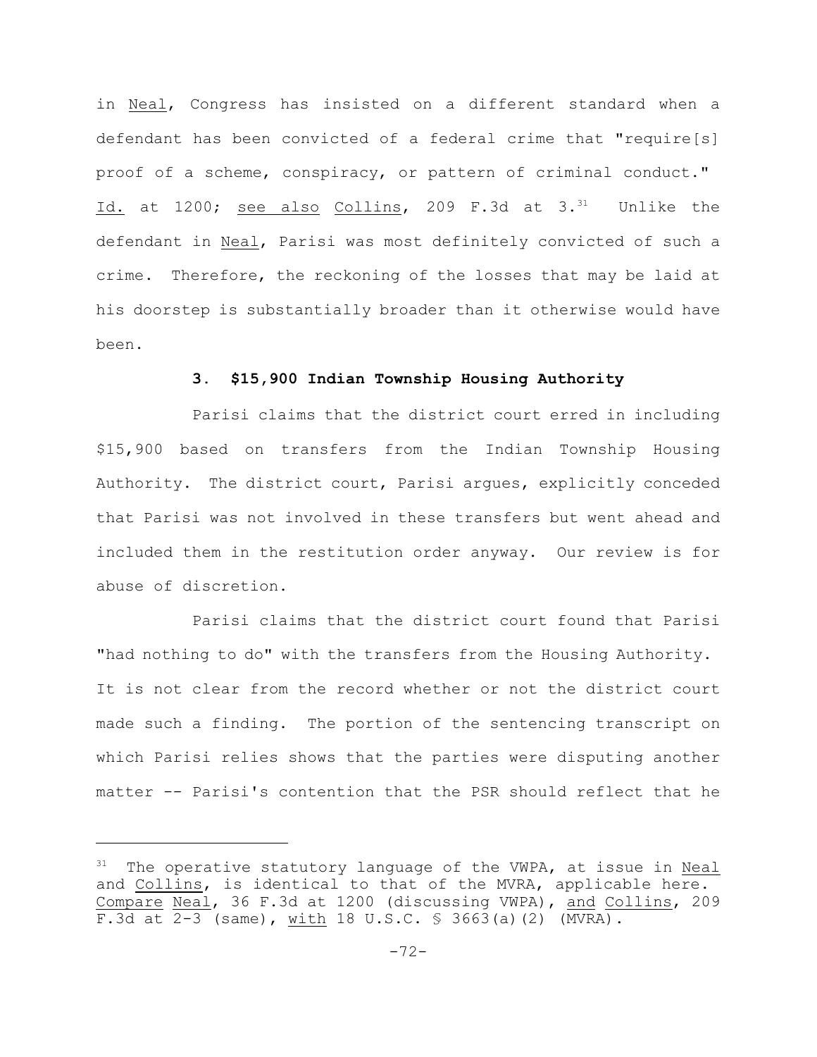in Neal, Congress has insisted on a different standard when a defendant has been convicted of a federal crime that "require[s] proof of a scheme, conspiracy, or pattern of criminal conduct." Id. at 1200; see also Collins, 209 F.3d at 3.[31] Unlike the defendant in Neal, Parisi was most definitely convicted of such a crime. Therefore, the reckoning of the losses that may be laid at his doorstep is substantially broader than it otherwise would have been.

### 3. $15,900 Indian Township Housing Authority

Parisi claims that the district court erred in including $15,900 based on transfers from the Indian Township Housing Authority. The district court, Parisi argues, explicitly conceded that Parisi was not involved in these transfers but went ahead and included them in the restitution order anyway. Our review is for abuse of discretion.

Parisi claims that the district court found that Parisi "had nothing to do" with the transfers from the Housing Authority. It is not clear from the record whether or not the district court made such a finding. The portion of the sentencing transcript on which Parisi relies shows that the parties were disputing another matter -- Parisi's contention that the PSR should reflect that he

---

[31] The operative statutory language of the VWPA, at issue in Neal and Collins, is identical to that of the MVRA, applicable here. Compare Neal, 36 F.3d at 1200 (discussing VWPA), and Collins, 209 F.3d at 2-3 (same), with 18 U.S.C. § 3663(a)(2) (MVRA).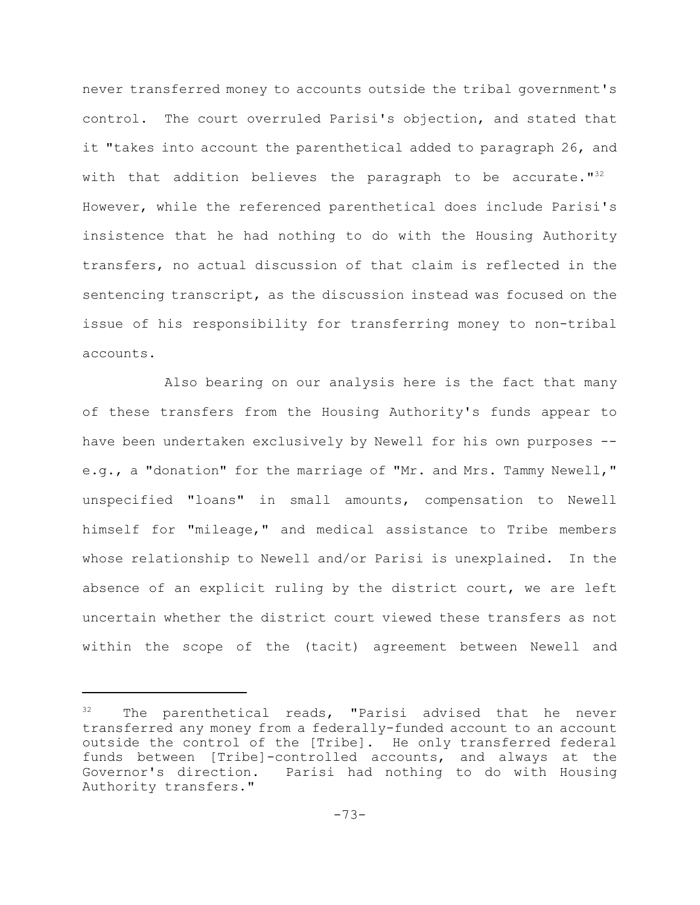never transferred money to accounts outside the tribal government's control. The court overruled Parisi's objection, and stated that it "takes into account the parenthetical added to paragraph 26, and with that addition believes the paragraph to be accurate."[32] However, while the referenced parenthetical does include Parisi's insistence that he had nothing to do with the Housing Authority transfers, no actual discussion of that claim is reflected in the sentencing transcript, as the discussion instead was focused on the issue of his responsibility for transferring money to non-tribal accounts.

Also bearing on our analysis here is the fact that many of these transfers from the Housing Authority's funds appear to have been undertaken exclusively by Newell for his own purposes -- e.g., a "donation" for the marriage of "Mr. and Mrs. Tammy Newell," unspecified "loans" in small amounts, compensation to Newell himself for "mileage," and medical assistance to Tribe members whose relationship to Newell and/or Parisi is unexplained. In the absence of an explicit ruling by the district court, we are left uncertain whether the district court viewed these transfers as not within the scope of the (tacit) agreement between Newell and

---

[32] The parenthetical reads, "Parisi advised that he never transferred any money from a federally-funded account to an account outside the control of the [Tribe]. He only transferred federal funds between [Tribe]-controlled accounts, and always at the Governor's direction. Parisi had nothing to do with Housing Authority transfers."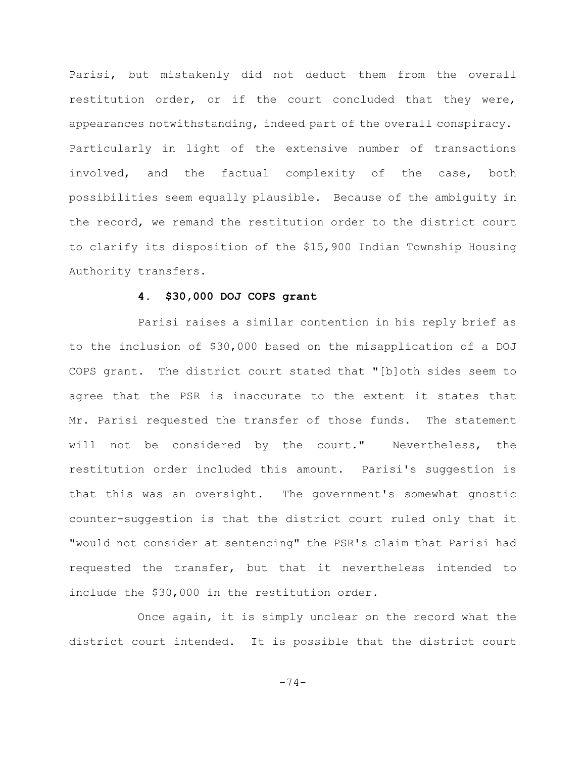Parisi, but mistakenly did not deduct them from the overall restitution order, or if the court concluded that they were, appearances notwithstanding, indeed part of the overall conspiracy. Particularly in light of the extensive number of transactions involved, and the factual complexity of the case, both possibilities seem equally plausible. Because of the ambiguity in the record, we remand the restitution order to the district court to clarify its disposition of the $15,900 Indian Township Housing Authority transfers.

**4. $30,000 DOJ COPS grant**

Parisi raises a similar contention in his reply brief as to the inclusion of $30,000 based on the misapplication of a DOJ COPS grant. The district court stated that "[b]oth sides seem to agree that the PSR is inaccurate to the extent it states that Mr. Parisi requested the transfer of those funds. The statement will not be considered by the court." Nevertheless, the restitution order included this amount. Parisi's suggestion is that this was an oversight. The government's somewhat gnostic counter-suggestion is that the district court ruled only that it "would not consider at sentencing" the PSR's claim that Parisi had requested the transfer, but that it nevertheless intended to include the $30,000 in the restitution order.

Once again, it is simply unclear on the record what the district court intended. It is possible that the district court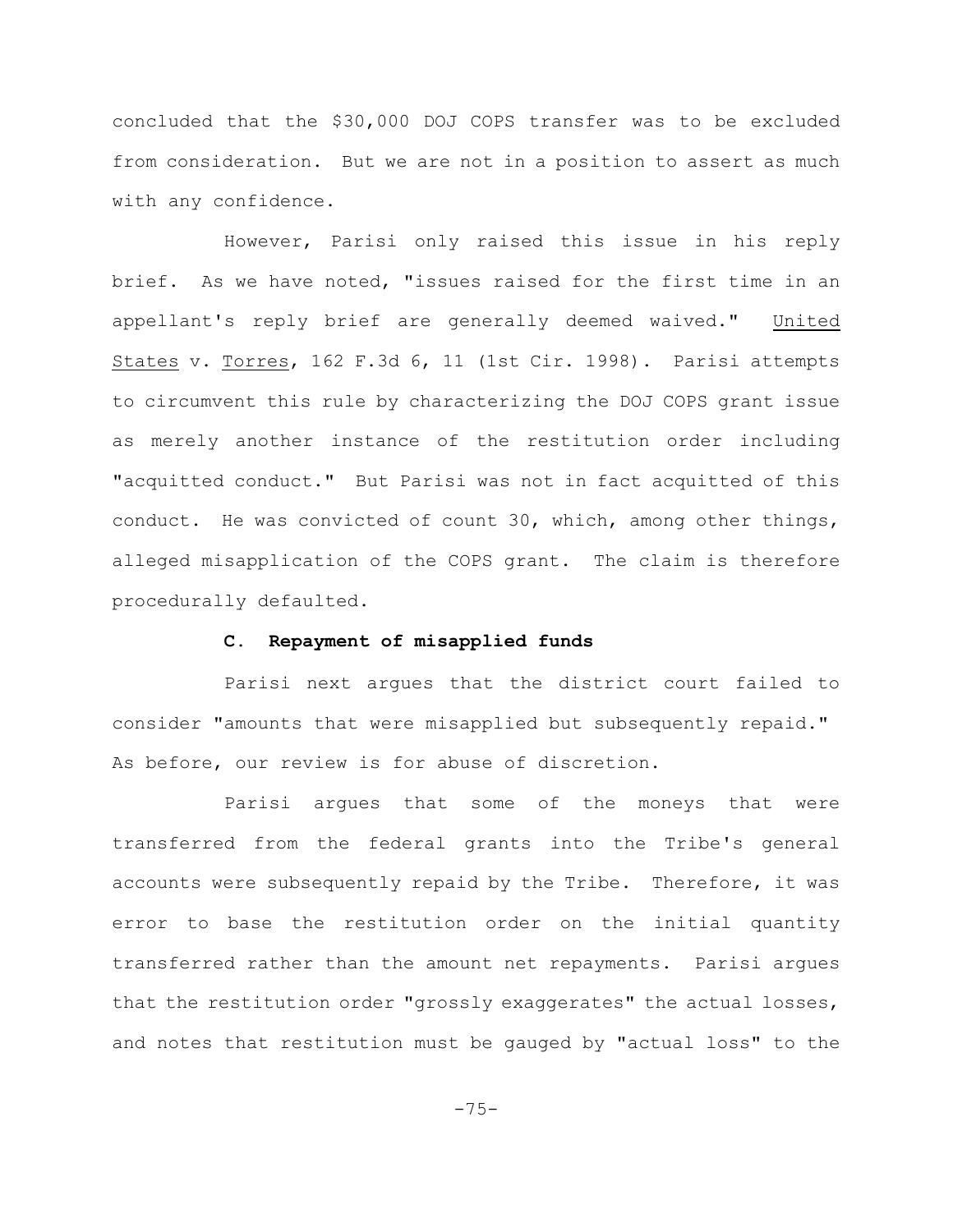concluded that the $30,000 DOJ COPS transfer was to be excluded from consideration. But we are not in a position to assert as much with any confidence.

However, Parisi only raised this issue in his reply brief. As we have noted, "issues raised for the first time in an appellant's reply brief are generally deemed waived." United States v. Torres, 162 F.3d 6, 11 (1st Cir. 1998). Parisi attempts to circumvent this rule by characterizing the DOJ COPS grant issue as merely another instance of the restitution order including "acquitted conduct." But Parisi was not in fact acquitted of this conduct. He was convicted of count 30, which, among other things, alleged misapplication of the COPS grant. The claim is therefore procedurally defaulted.

### C. Repayment of misapplied funds

Parisi next argues that the district court failed to consider "amounts that were misapplied but subsequently repaid." As before, our review is for abuse of discretion.

Parisi argues that some of the moneys that were transferred from the federal grants into the Tribe's general accounts were subsequently repaid by the Tribe. Therefore, it was error to base the restitution order on the initial quantity transferred rather than the amount net repayments. Parisi argues that the restitution order "grossly exaggerates" the actual losses, and notes that restitution must be gauged by "actual loss" to the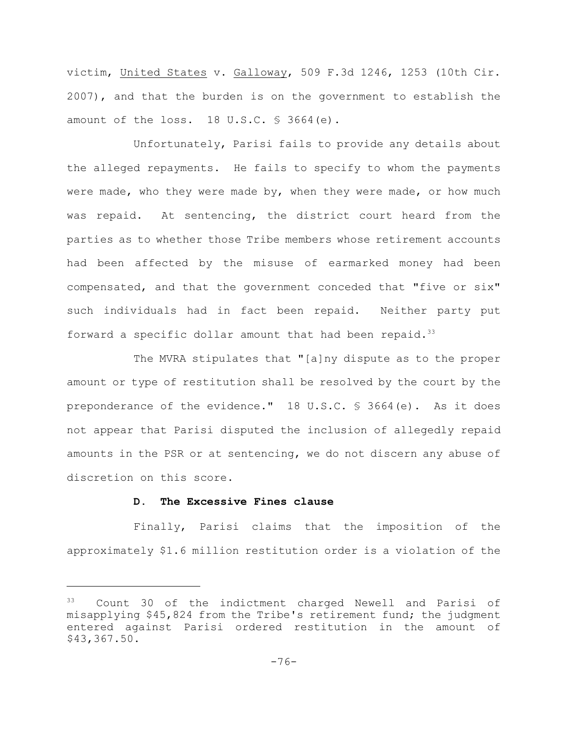victim, United States v. Galloway, 509 F.3d 1246, 1253 (10th Cir. 2007), and that the burden is on the government to establish the amount of the loss. 18 U.S.C. § 3664(e).

Unfortunately, Parisi fails to provide any details about the alleged repayments. He fails to specify to whom the payments were made, who they were made by, when they were made, or how much was repaid. At sentencing, the district court heard from the parties as to whether those Tribe members whose retirement accounts had been affected by the misuse of earmarked money had been compensated, and that the government conceded that "five or six" such individuals had in fact been repaid. Neither party put forward a specific dollar amount that had been repaid.[33]

The MVRA stipulates that "[a]ny dispute as to the proper amount or type of restitution shall be resolved by the court by the preponderance of the evidence." 18 U.S.C. § 3664(e). As it does not appear that Parisi disputed the inclusion of allegedly repaid amounts in the PSR or at sentencing, we do not discern any abuse of discretion on this score.

### D. The Excessive Fines clause

Finally, Parisi claims that the imposition of the approximately $1.6 million restitution order is a violation of the

---

[33] Count 30 of the indictment charged Newell and Parisi of misapplying $45,824 from the Tribe's retirement fund; the judgment entered against Parisi ordered restitution in the amount of $43,367.50.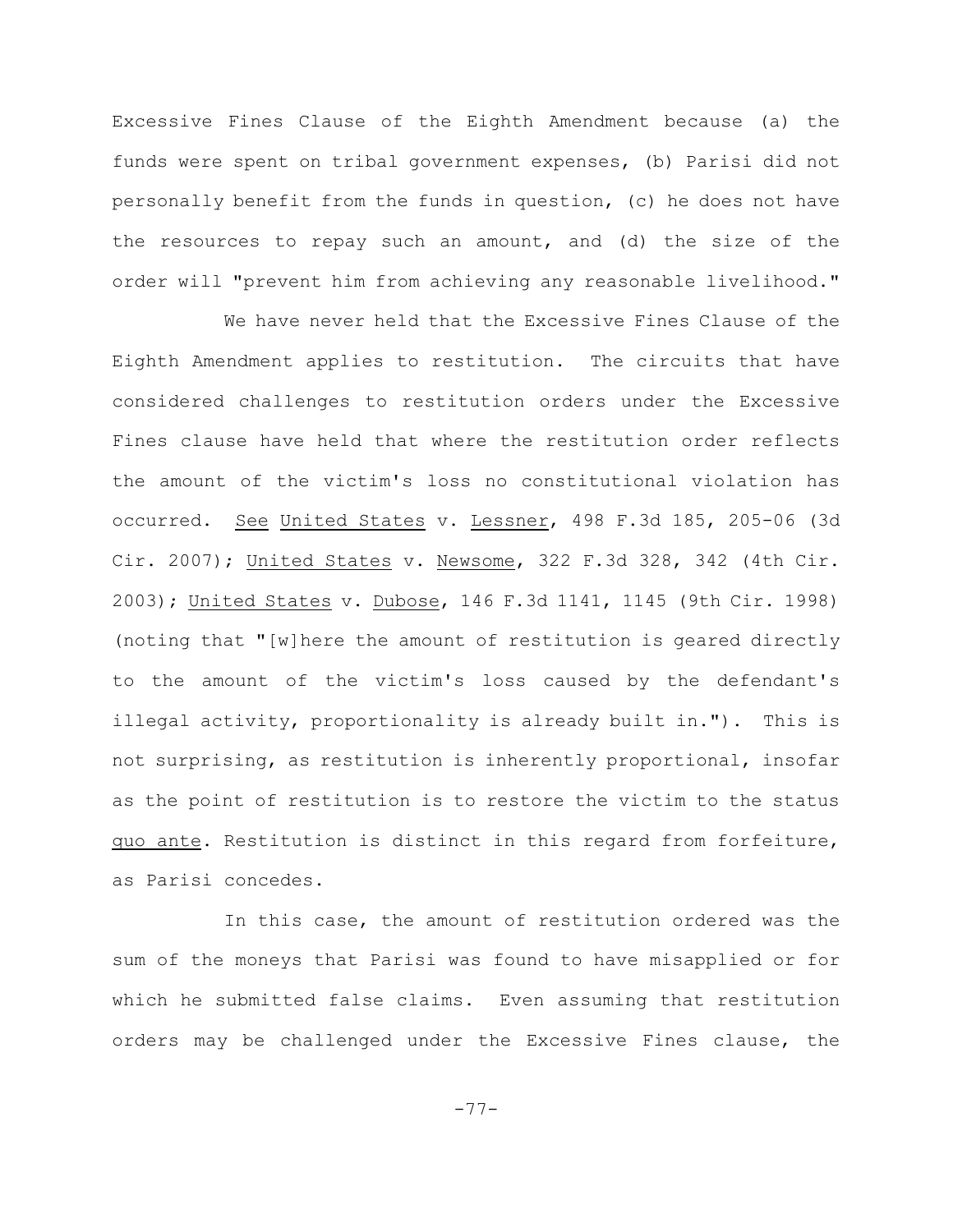Excessive Fines Clause of the Eighth Amendment because (a) the funds were spent on tribal government expenses, (b) Parisi did not personally benefit from the funds in question, (c) he does not have the resources to repay such an amount, and (d) the size of the order will "prevent him from achieving any reasonable livelihood."

We have never held that the Excessive Fines Clause of the Eighth Amendment applies to restitution. The circuits that have considered challenges to restitution orders under the Excessive Fines clause have held that where the restitution order reflects the amount of the victim's loss no constitutional violation has occurred. See United States v. Lessner, 498 F.3d 185, 205-06 (3d Cir. 2007); United States v. Newsome, 322 F.3d 328, 342 (4th Cir. 2003); United States v. Dubose, 146 F.3d 1141, 1145 (9th Cir. 1998) (noting that "[w]here the amount of restitution is geared directly to the amount of the victim's loss caused by the defendant's illegal activity, proportionality is already built in."). This is not surprising, as restitution is inherently proportional, insofar as the point of restitution is to restore the victim to the status quo ante. Restitution is distinct in this regard from forfeiture, as Parisi concedes.

In this case, the amount of restitution ordered was the sum of the moneys that Parisi was found to have misapplied or for which he submitted false claims. Even assuming that restitution orders may be challenged under the Excessive Fines clause, the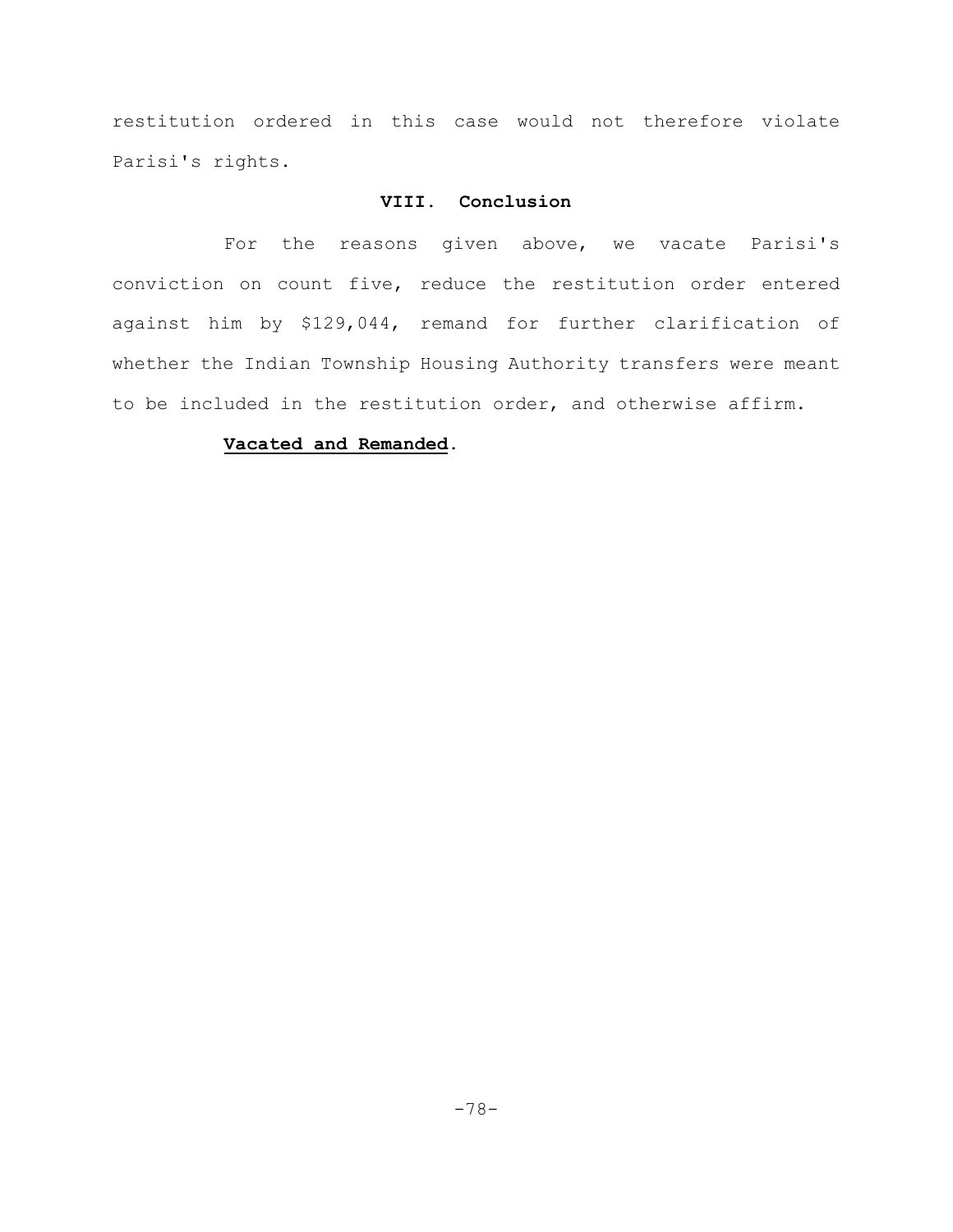restitution ordered in this case would not therefore violate Parisi's rights.

## VIII. Conclusion

For the reasons given above, we vacate Parisi's conviction on count five, reduce the restitution order entered against him by $129,044, remand for further clarification of whether the Indian Township Housing Authority transfers were meant to be included in the restitution order, and otherwise affirm.

**Vacated and Remanded.**